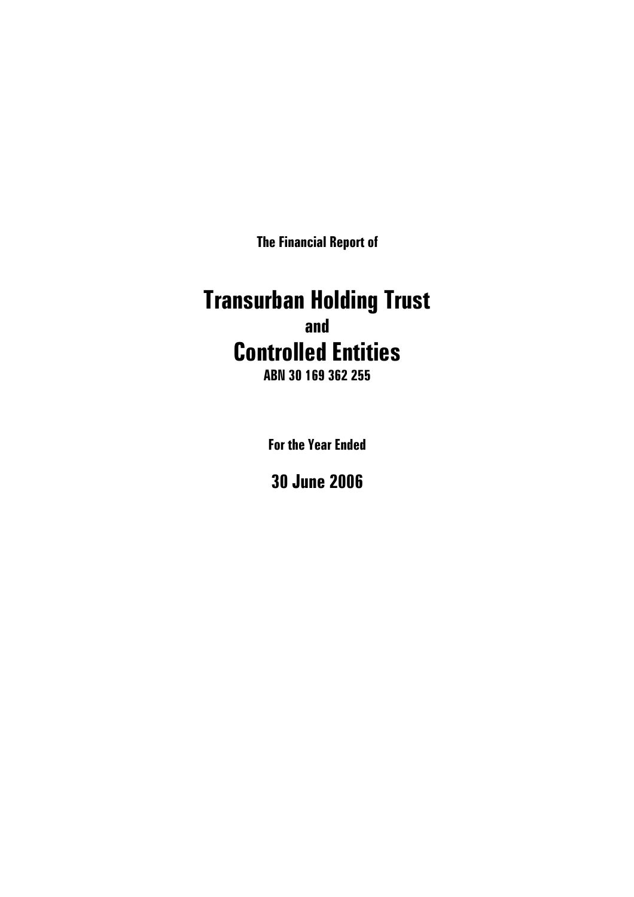**The Financial Report of**

# Transurban Holding Trust

**and**

# Controlled Entities

**ABN 30 169 362 255**

**For the Year Ended**

## 30 June 2006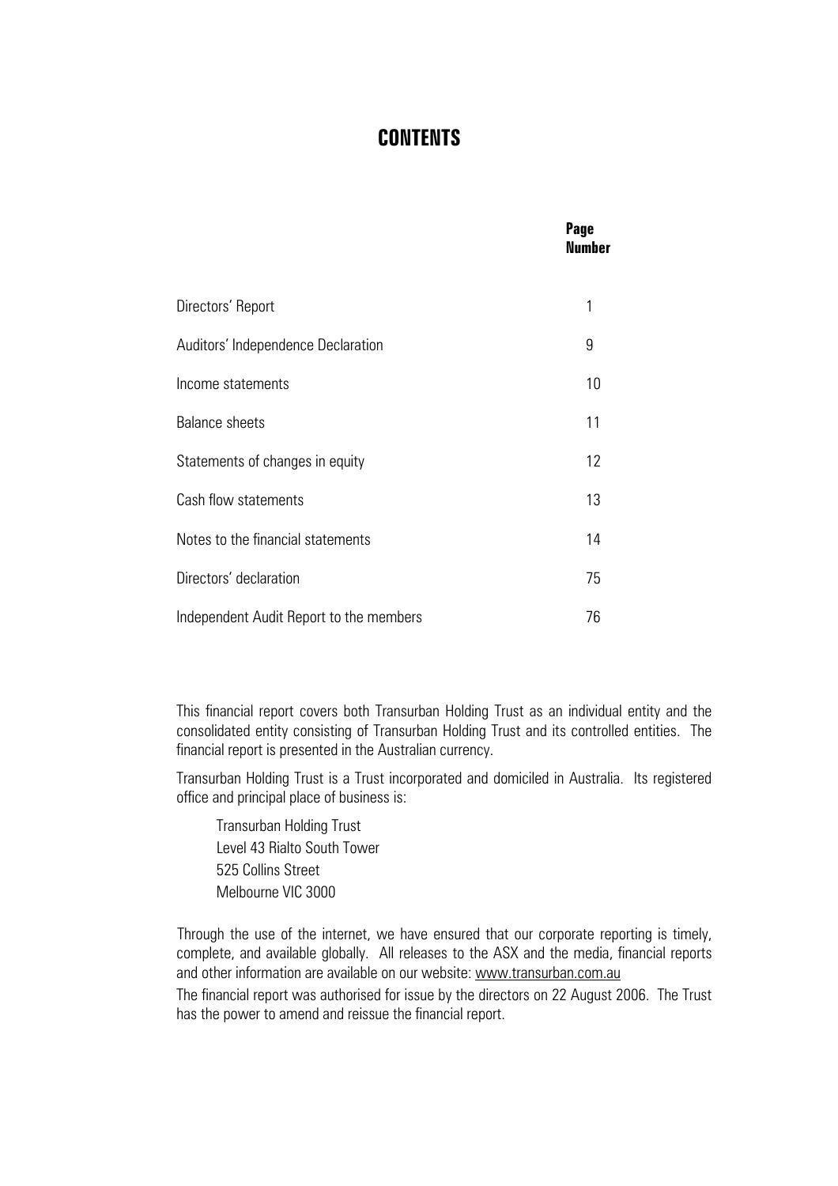# CONTENTS

| | Page Number |
|---|---|
| Directors' Report | 1 |
| Auditors' Independence Declaration | 9 |
| Income statements | 10 |
| Balance sheets | 11 |
| Statements of changes in equity | 12 |
| Cash flow statements | 13 |
| Notes to the financial statements | 14 |
| Directors' declaration | 75 |
| Independent Audit Report to the members | 76 |

This financial report covers both Transurban Holding Trust as an individual entity and the consolidated entity consisting of Transurban Holding Trust and its controlled entities. The financial report is presented in the Australian currency.

Transurban Holding Trust is a Trust incorporated and domiciled in Australia. Its registered office and principal place of business is:

Transurban Holding Trust
Level 43 Rialto South Tower
525 Collins Street
Melbourne VIC 3000

Through the use of the internet, we have ensured that our corporate reporting is timely, complete, and available globally. All releases to the ASX and the media, financial reports and other information are available on our website: www.transurban.com.au

The financial report was authorised for issue by the directors on 22 August 2006. The Trust has the power to amend and reissue the financial report.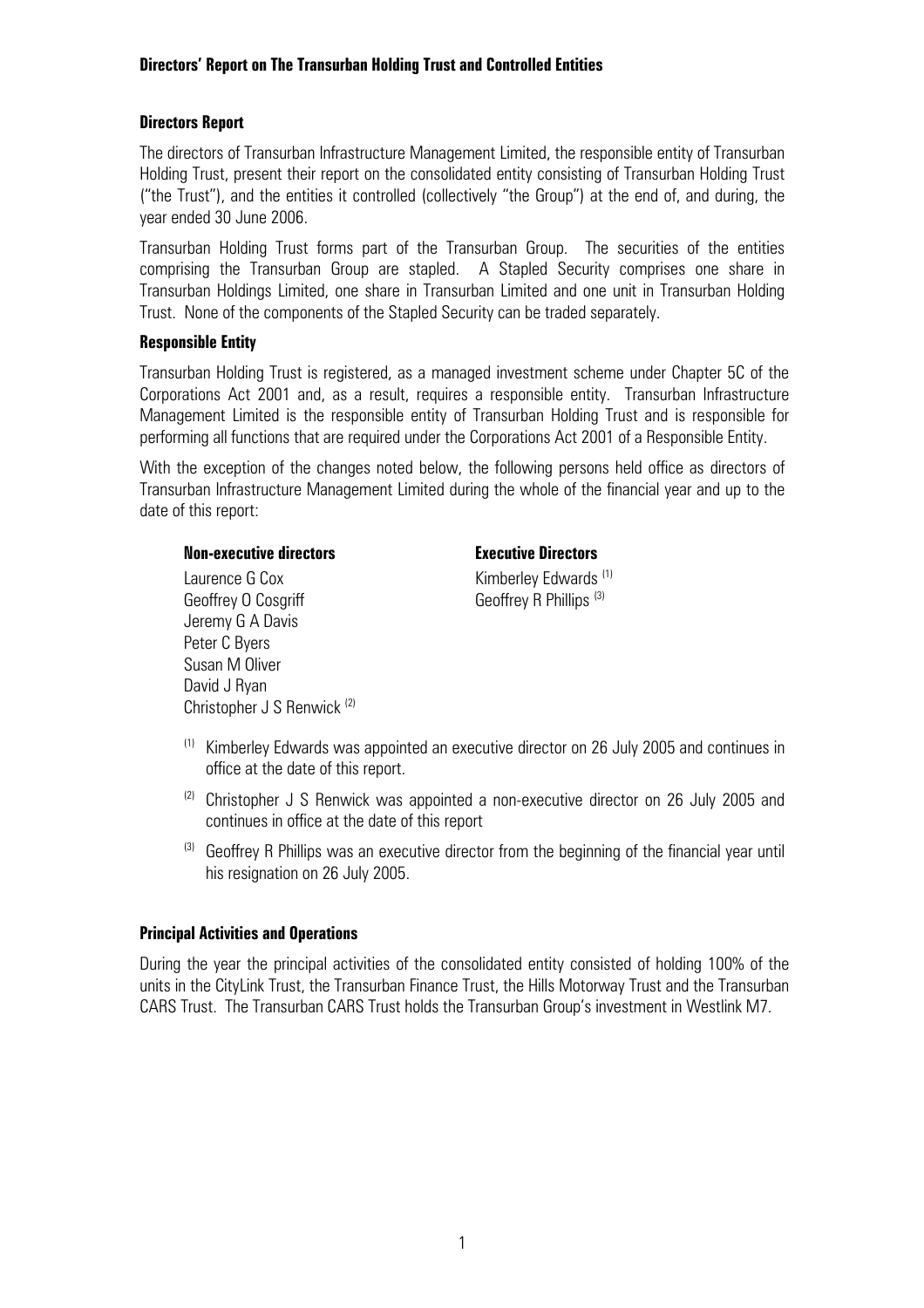# Directors' Report on The Transurban Holding Trust and Controlled Entities

## Directors Report

The directors of Transurban Infrastructure Management Limited, the responsible entity of Transurban Holding Trust, present their report on the consolidated entity consisting of Transurban Holding Trust ("the Trust"), and the entities it controlled (collectively "the Group") at the end of, and during, the year ended 30 June 2006.

Transurban Holding Trust forms part of the Transurban Group. The securities of the entities comprising the Transurban Group are stapled. A Stapled Security comprises one share in Transurban Holdings Limited, one share in Transurban Limited and one unit in Transurban Holding Trust. None of the components of the Stapled Security can be traded separately.

## Responsible Entity

Transurban Holding Trust is registered, as a managed investment scheme under Chapter 5C of the Corporations Act 2001 and, as a result, requires a responsible entity. Transurban Infrastructure Management Limited is the responsible entity of Transurban Holding Trust and is responsible for performing all functions that are required under the Corporations Act 2001 of a Responsible Entity.

With the exception of the changes noted below, the following persons held office as directors of Transurban Infrastructure Management Limited during the whole of the financial year and up to the date of this report:

**Non-executive directors**

Laurence G Cox
Geoffrey O Cosgriff
Jeremy G A Davis
Peter C Byers
Susan M Oliver
David J Ryan
Christopher J S Renwick [(2)]

**Executive Directors**

Kimberley Edwards [(1)]
Geoffrey R Phillips [(3)]

[(1)] Kimberley Edwards was appointed an executive director on 26 July 2005 and continues in office at the date of this report.

[(2)] Christopher J S Renwick was appointed a non-executive director on 26 July 2005 and continues in office at the date of this report

[(3)] Geoffrey R Phillips was an executive director from the beginning of the financial year until his resignation on 26 July 2005.

## Principal Activities and Operations

During the year the principal activities of the consolidated entity consisted of holding 100% of the units in the CityLink Trust, the Transurban Finance Trust, the Hills Motorway Trust and the Transurban CARS Trust. The Transurban CARS Trust holds the Transurban Group's investment in Westlink M7.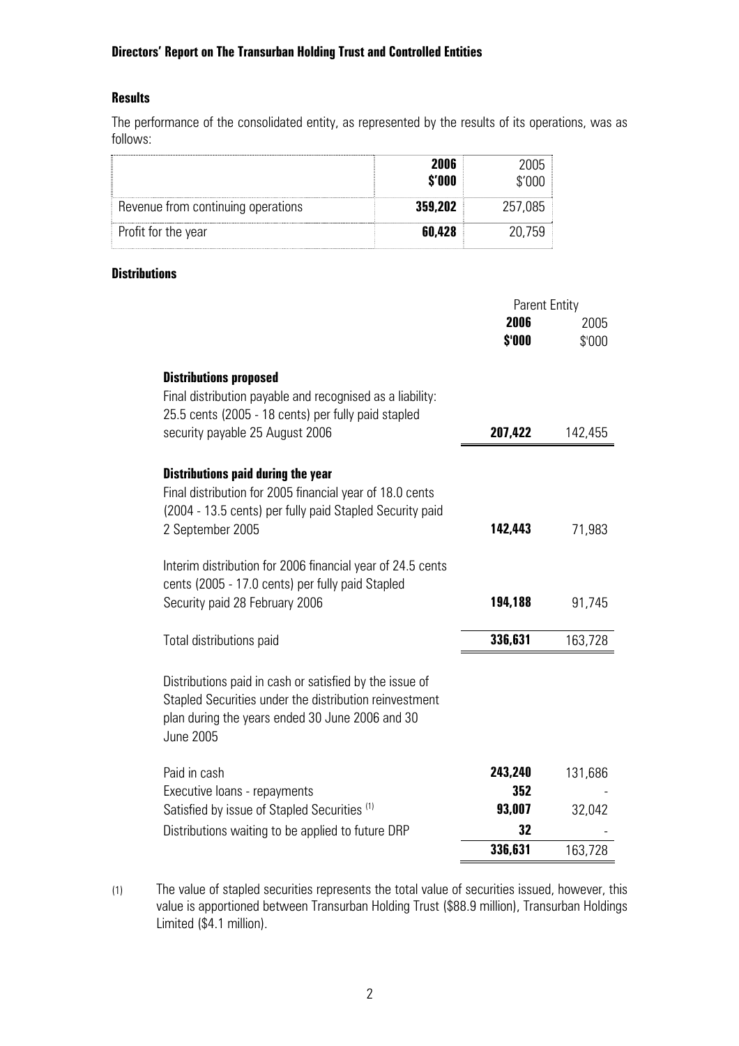## Directors' Report on The Transurban Holding Trust and Controlled Entities

### Results

The performance of the consolidated entity, as represented by the results of its operations, was as follows:

| | **2006 $'000** | 2005 $'000 |
|---|---|---|
| Revenue from continuing operations | **359,202** | 257,085 |
| Profit for the year | **60,428** | 20,759 |

### Distributions

| | Parent Entity | |
|---|---|---|
| | **2006 $'000** | 2005 $'000 |
| **Distributions proposed** | | |
| Final distribution payable and recognised as a liability: 25.5 cents (2005 - 18 cents) per fully paid stapled security payable 25 August 2006 | **207,422** | 142,455 |
| **Distributions paid during the year** | | |
| Final distribution for 2005 financial year of 18.0 cents (2004 - 13.5 cents) per fully paid Stapled Security paid 2 September 2005 | **142,443** | 71,983 |
| Interim distribution for 2006 financial year of 24.5 cents cents (2005 - 17.0 cents) per fully paid Stapled Security paid 28 February 2006 | **194,188** | 91,745 |
| Total distributions paid | **336,631** | 163,728 |
| Distributions paid in cash or satisfied by the issue of Stapled Securities under the distribution reinvestment plan during the years ended 30 June 2006 and 30 June 2005 | | |
| Paid in cash | **243,240** | 131,686 |
| Executive loans - repayments | **352** | - |
| Satisfied by issue of Stapled Securities [(1)] | **93,007** | 32,042 |
| Distributions waiting to be applied to future DRP | **32** | - |
| | **336,631** | 163,728 |

(1) The value of stapled securities represents the total value of securities issued, however, this value is apportioned between Transurban Holding Trust ($88.9 million), Transurban Holdings Limited ($4.1 million).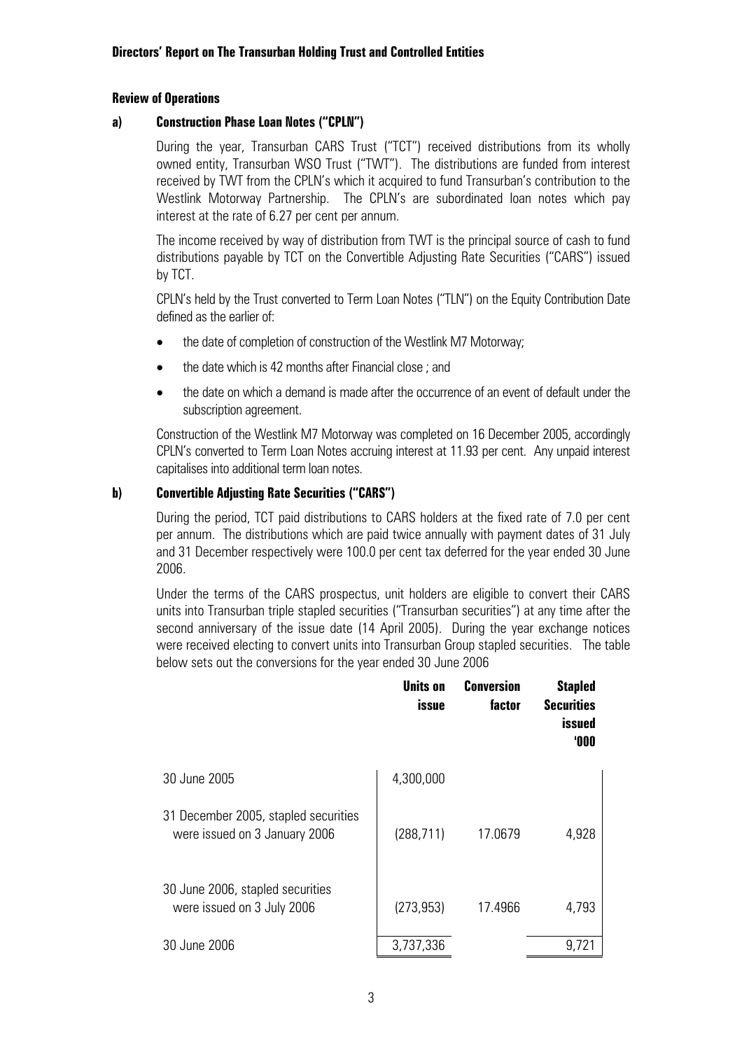**Directors' Report on The Transurban Holding Trust and Controlled Entities**

## Review of Operations

### a) Construction Phase Loan Notes ("CPLN")

During the year, Transurban CARS Trust ("TCT") received distributions from its wholly owned entity, Transurban WSO Trust ("TWT"). The distributions are funded from interest received by TWT from the CPLN's which it acquired to fund Transurban's contribution to the Westlink Motorway Partnership. The CPLN's are subordinated loan notes which pay interest at the rate of 6.27 per cent per annum.

The income received by way of distribution from TWT is the principal source of cash to fund distributions payable by TCT on the Convertible Adjusting Rate Securities ("CARS") issued by TCT.

CPLN's held by the Trust converted to Term Loan Notes ("TLN") on the Equity Contribution Date defined as the earlier of:

- the date of completion of construction of the Westlink M7 Motorway;
- the date which is 42 months after Financial close ; and
- the date on which a demand is made after the occurrence of an event of default under the subscription agreement.

Construction of the Westlink M7 Motorway was completed on 16 December 2005, accordingly CPLN's converted to Term Loan Notes accruing interest at 11.93 per cent. Any unpaid interest capitalises into additional term loan notes.

### b) Convertible Adjusting Rate Securities ("CARS")

During the period, TCT paid distributions to CARS holders at the fixed rate of 7.0 per cent per annum. The distributions which are paid twice annually with payment dates of 31 July and 31 December respectively were 100.0 per cent tax deferred for the year ended 30 June 2006.

Under the terms of the CARS prospectus, unit holders are eligible to convert their CARS units into Transurban triple stapled securities ("Transurban securities") at any time after the second anniversary of the issue date (14 April 2005). During the year exchange notices were received electing to convert units into Transurban Group stapled securities. The table below sets out the conversions for the year ended 30 June 2006

| | Units on issue | Conversion factor | Stapled Securities issued '000 |
|---|---|---|---|
| 30 June 2005 | 4,300,000 | | |
| 31 December 2005, stapled securities were issued on 3 January 2006 | (288,711) | 17.0679 | 4,928 |
| 30 June 2006, stapled securities were issued on 3 July 2006 | (273,953) | 17.4966 | 4,793 |
| 30 June 2006 | 3,737,336 | | 9,721 |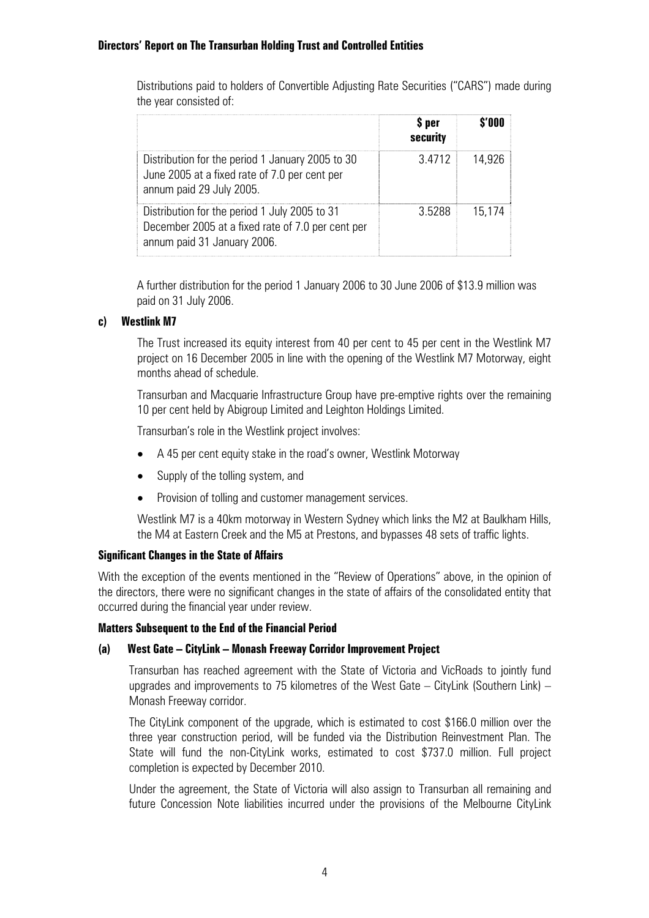Distributions paid to holders of Convertible Adjusting Rate Securities ("CARS") made during the year consisted of:

| | \$ per security | \$'000 |
|---|---|---|
| Distribution for the period 1 January 2005 to 30 June 2005 at a fixed rate of 7.0 per cent per annum paid 29 July 2005. | 3.4712 | 14,926 |
| Distribution for the period 1 July 2005 to 31 December 2005 at a fixed rate of 7.0 per cent per annum paid 31 January 2006. | 3.5288 | 15,174 |

A further distribution for the period 1 January 2006 to 30 June 2006 of \$13.9 million was paid on 31 July 2006.

**c) Westlink M7**

The Trust increased its equity interest from 40 per cent to 45 per cent in the Westlink M7 project on 16 December 2005 in line with the opening of the Westlink M7 Motorway, eight months ahead of schedule.

Transurban and Macquarie Infrastructure Group have pre-emptive rights over the remaining 10 per cent held by Abigroup Limited and Leighton Holdings Limited.

Transurban's role in the Westlink project involves:

- A 45 per cent equity stake in the road's owner, Westlink Motorway
- Supply of the tolling system, and
- Provision of tolling and customer management services.

Westlink M7 is a 40km motorway in Western Sydney which links the M2 at Baulkham Hills, the M4 at Eastern Creek and the M5 at Prestons, and bypasses 48 sets of traffic lights.

**Significant Changes in the State of Affairs**

With the exception of the events mentioned in the "Review of Operations" above, in the opinion of the directors, there were no significant changes in the state of affairs of the consolidated entity that occurred during the financial year under review.

**Matters Subsequent to the End of the Financial Period**

**(a) West Gate – CityLink – Monash Freeway Corridor Improvement Project**

Transurban has reached agreement with the State of Victoria and VicRoads to jointly fund upgrades and improvements to 75 kilometres of the West Gate – CityLink (Southern Link) – Monash Freeway corridor.

The CityLink component of the upgrade, which is estimated to cost \$166.0 million over the three year construction period, will be funded via the Distribution Reinvestment Plan. The State will fund the non-CityLink works, estimated to cost \$737.0 million. Full project completion is expected by December 2010.

Under the agreement, the State of Victoria will also assign to Transurban all remaining and future Concession Note liabilities incurred under the provisions of the Melbourne CityLink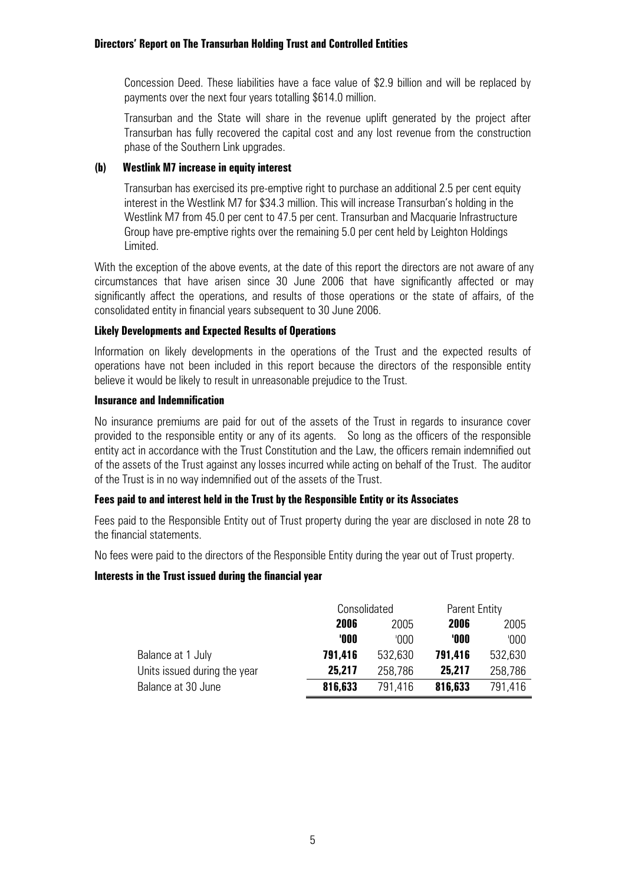Concession Deed. These liabilities have a face value of $2.9 billion and will be replaced by payments over the next four years totalling $614.0 million.

Transurban and the State will share in the revenue uplift generated by the project after Transurban has fully recovered the capital cost and any lost revenue from the construction phase of the Southern Link upgrades.

**(b) Westlink M7 increase in equity interest**

Transurban has exercised its pre-emptive right to purchase an additional 2.5 per cent equity interest in the Westlink M7 for $34.3 million. This will increase Transurban's holding in the Westlink M7 from 45.0 per cent to 47.5 per cent. Transurban and Macquarie Infrastructure Group have pre-emptive rights over the remaining 5.0 per cent held by Leighton Holdings Limited.

With the exception of the above events, at the date of this report the directors are not aware of any circumstances that have arisen since 30 June 2006 that have significantly affected or may significantly affect the operations, and results of those operations or the state of affairs, of the consolidated entity in financial years subsequent to 30 June 2006.

**Likely Developments and Expected Results of Operations**

Information on likely developments in the operations of the Trust and the expected results of operations have not been included in this report because the directors of the responsible entity believe it would be likely to result in unreasonable prejudice to the Trust.

**Insurance and Indemnification**

No insurance premiums are paid for out of the assets of the Trust in regards to insurance cover provided to the responsible entity or any of its agents. So long as the officers of the responsible entity act in accordance with the Trust Constitution and the Law, the officers remain indemnified out of the assets of the Trust against any losses incurred while acting on behalf of the Trust. The auditor of the Trust is in no way indemnified out of the assets of the Trust.

**Fees paid to and interest held in the Trust by the Responsible Entity or its Associates**

Fees paid to the Responsible Entity out of Trust property during the year are disclosed in note 28 to the financial statements.

No fees were paid to the directors of the Responsible Entity during the year out of Trust property.

**Interests in the Trust issued during the financial year**

| | Consolidated | | Parent Entity | |
|---|---|---|---|---|
| | **2006** | 2005 | **2006** | 2005 |
| | **'000** | '000 | **'000** | '000 |
| Balance at 1 July | **791,416** | 532,630 | **791,416** | 532,630 |
| Units issued during the year | **25,217** | 258,786 | **25,217** | 258,786 |
| Balance at 30 June | **816,633** | 791,416 | **816,633** | 791,416 |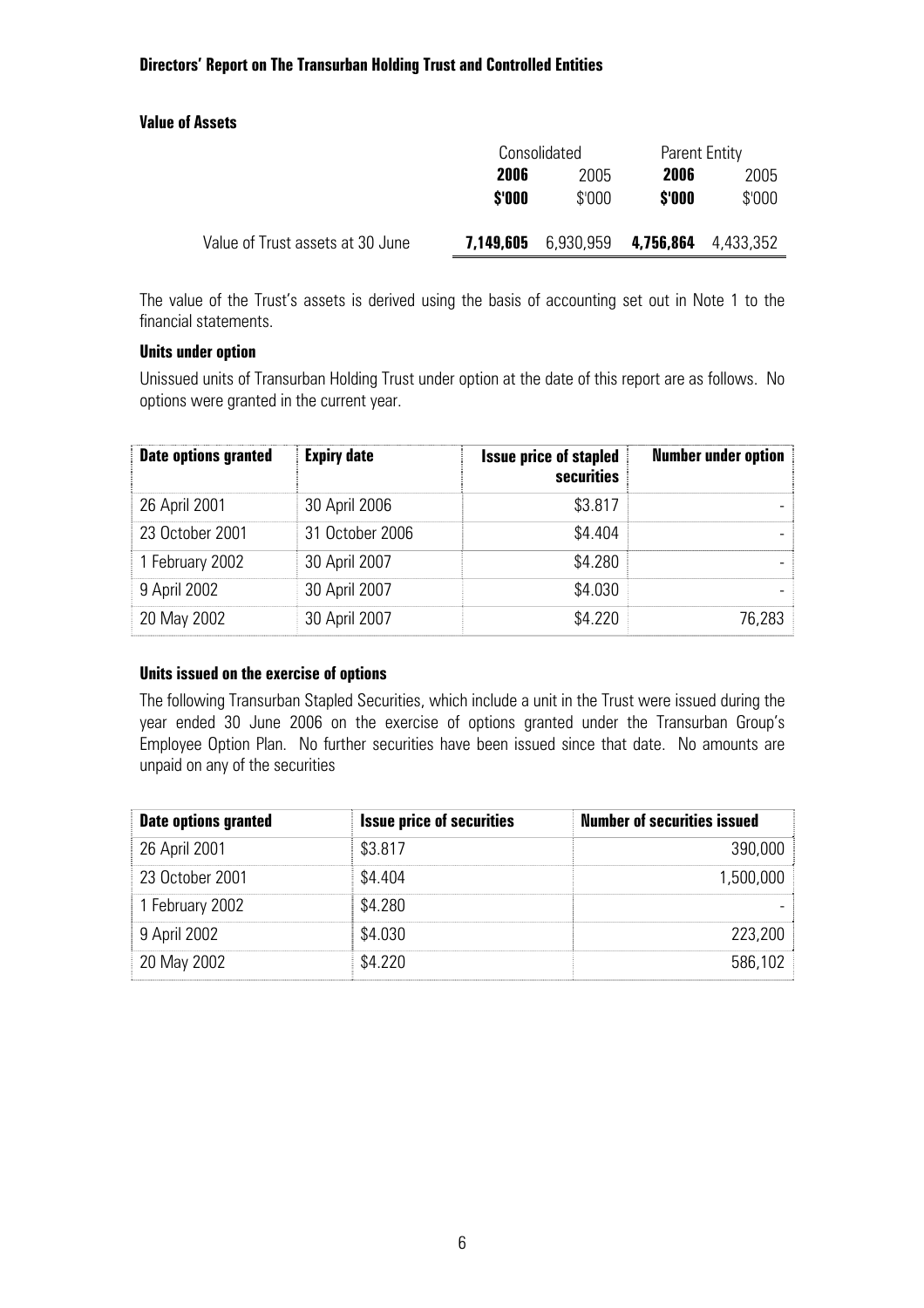## Directors' Report on The Transurban Holding Trust and Controlled Entities

### Value of Assets

| | Consolidated | | Parent Entity | |
|---|---|---|---|---|
| | **2006** | 2005 | **2006** | 2005 |
| | **$'000** | $'000 | **$'000** | $'000 |
| Value of Trust assets at 30 June | **7,149,605** | 6,930,959 | **4,756,864** | 4,433,352 |

The value of the Trust's assets is derived using the basis of accounting set out in Note 1 to the financial statements.

### Units under option

Unissued units of Transurban Holding Trust under option at the date of this report are as follows. No options were granted in the current year.

| Date options granted | Expiry date | Issue price of stapled securities | Number under option |
|---|---|---|---|
| 26 April 2001 | 30 April 2006 | $3.817 | - |
| 23 October 2001 | 31 October 2006 | $4.404 | - |
| 1 February 2002 | 30 April 2007 | $4.280 | - |
| 9 April 2002 | 30 April 2007 | $4.030 | - |
| 20 May 2002 | 30 April 2007 | $4.220 | 76,283 |

### Units issued on the exercise of options

The following Transurban Stapled Securities, which include a unit in the Trust were issued during the year ended 30 June 2006 on the exercise of options granted under the Transurban Group's Employee Option Plan. No further securities have been issued since that date. No amounts are unpaid on any of the securities

| Date options granted | Issue price of securities | Number of securities issued |
|---|---|---|
| 26 April 2001 | $3.817 | 390,000 |
| 23 October 2001 | $4.404 | 1,500,000 |
| 1 February 2002 | $4.280 | - |
| 9 April 2002 | $4.030 | 223,200 |
| 20 May 2002 | $4.220 | 586,102 |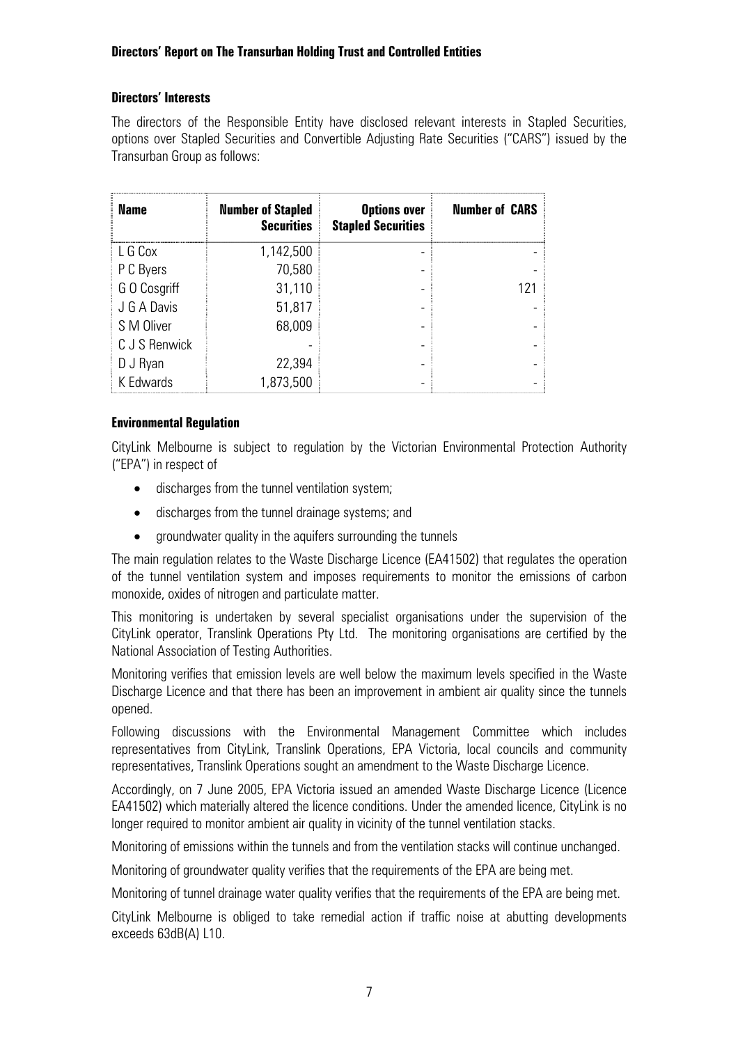## Directors' Report on The Transurban Holding Trust and Controlled Entities

### Directors' Interests

The directors of the Responsible Entity have disclosed relevant interests in Stapled Securities, options over Stapled Securities and Convertible Adjusting Rate Securities ("CARS") issued by the Transurban Group as follows:

| Name | Number of Stapled Securities | Options over Stapled Securities | Number of CARS |
|---|---|---|---|
| L G Cox | 1,142,500 | - | - |
| P C Byers | 70,580 | - | - |
| G O Cosgriff | 31,110 | - | 121 |
| J G A Davis | 51,817 | - | - |
| S M Oliver | 68,009 | - | - |
| C J S Renwick | - | - | - |
| D J Ryan | 22,394 | - | - |
| K Edwards | 1,873,500 | - | - |

### Environmental Regulation

CityLink Melbourne is subject to regulation by the Victorian Environmental Protection Authority ("EPA") in respect of

- discharges from the tunnel ventilation system;
- discharges from the tunnel drainage systems; and
- groundwater quality in the aquifers surrounding the tunnels

The main regulation relates to the Waste Discharge Licence (EA41502) that regulates the operation of the tunnel ventilation system and imposes requirements to monitor the emissions of carbon monoxide, oxides of nitrogen and particulate matter.

This monitoring is undertaken by several specialist organisations under the supervision of the CityLink operator, Translink Operations Pty Ltd. The monitoring organisations are certified by the National Association of Testing Authorities.

Monitoring verifies that emission levels are well below the maximum levels specified in the Waste Discharge Licence and that there has been an improvement in ambient air quality since the tunnels opened.

Following discussions with the Environmental Management Committee which includes representatives from CityLink, Translink Operations, EPA Victoria, local councils and community representatives, Translink Operations sought an amendment to the Waste Discharge Licence.

Accordingly, on 7 June 2005, EPA Victoria issued an amended Waste Discharge Licence (Licence EA41502) which materially altered the licence conditions. Under the amended licence, CityLink is no longer required to monitor ambient air quality in vicinity of the tunnel ventilation stacks.

Monitoring of emissions within the tunnels and from the ventilation stacks will continue unchanged.

Monitoring of groundwater quality verifies that the requirements of the EPA are being met.

Monitoring of tunnel drainage water quality verifies that the requirements of the EPA are being met.

CityLink Melbourne is obliged to take remedial action if traffic noise at abutting developments exceeds 63dB(A) L10.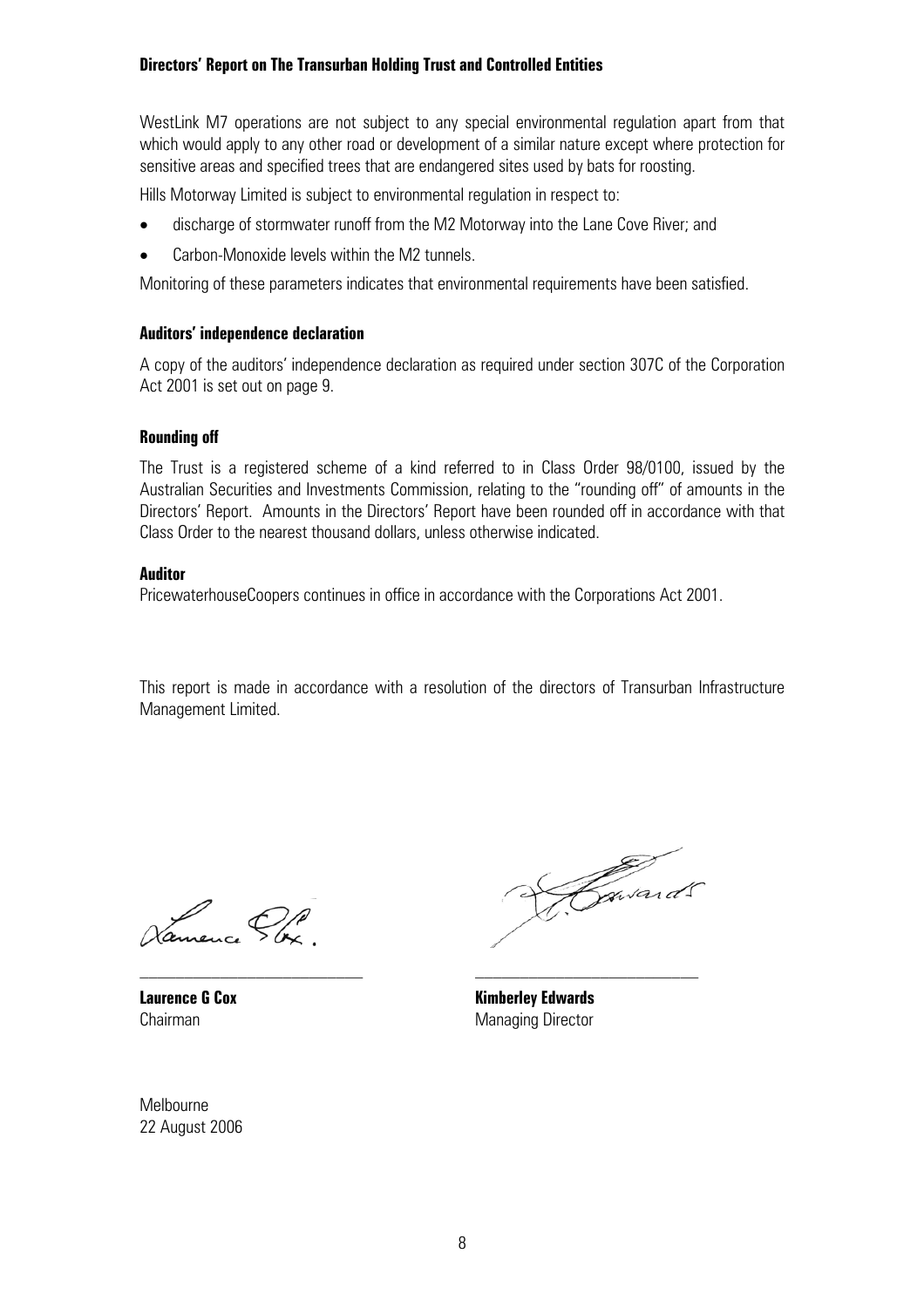WestLink M7 operations are not subject to any special environmental regulation apart from that which would apply to any other road or development of a similar nature except where protection for sensitive areas and specified trees that are endangered sites used by bats for roosting.

Hills Motorway Limited is subject to environmental regulation in respect to:

- discharge of stormwater runoff from the M2 Motorway into the Lane Cove River; and
- Carbon-Monoxide levels within the M2 tunnels.

Monitoring of these parameters indicates that environmental requirements have been satisfied.

**Auditors' independence declaration**

A copy of the auditors' independence declaration as required under section 307C of the Corporation Act 2001 is set out on page 9.

**Rounding off**

The Trust is a registered scheme of a kind referred to in Class Order 98/0100, issued by the Australian Securities and Investments Commission, relating to the "rounding off" of amounts in the Directors' Report. Amounts in the Directors' Report have been rounded off in accordance with that Class Order to the nearest thousand dollars, unless otherwise indicated.

**Auditor**

PricewaterhouseCoopers continues in office in accordance with the Corporations Act 2001.

This report is made in accordance with a resolution of the directors of Transurban Infrastructure Management Limited.

| | |
|---|---|
| **Laurence G Cox** | **Kimberley Edwards** |
| Chairman | Managing Director |

Melbourne
22 August 2006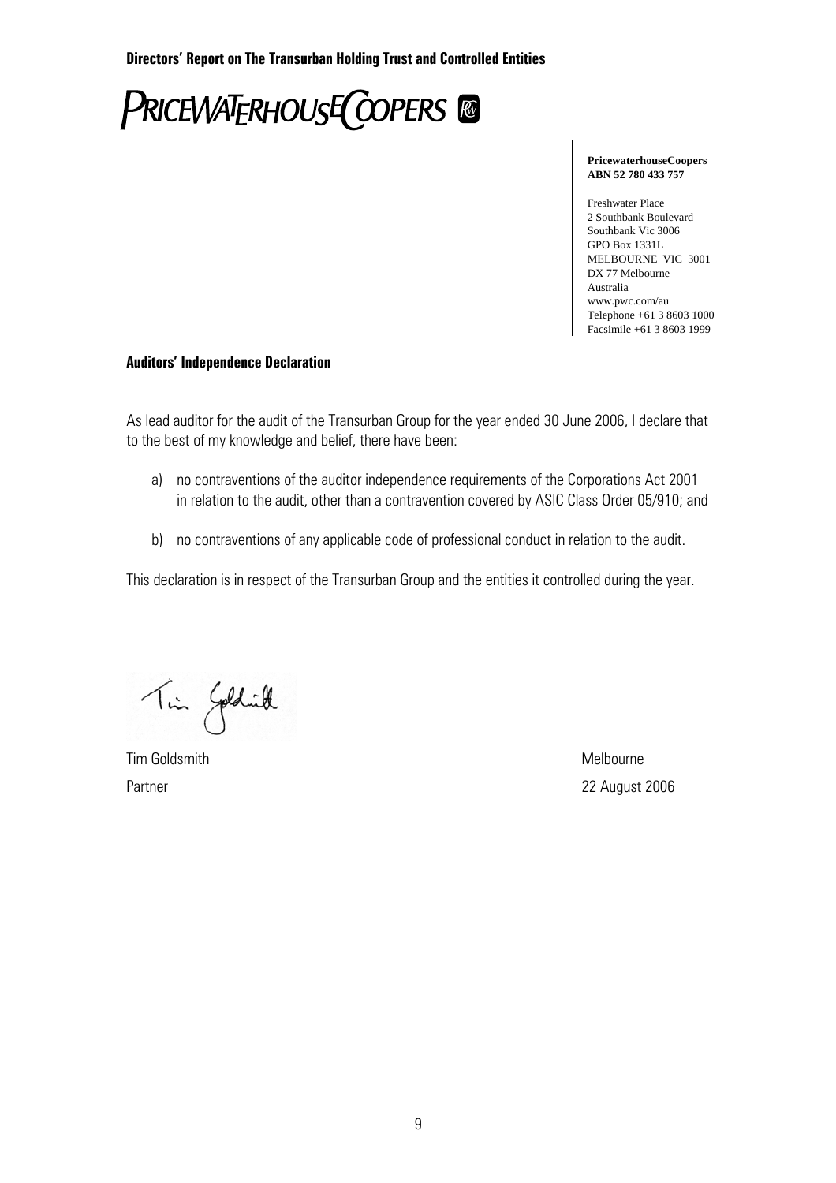**PricewaterhouseCoopers**
**ABN 52 780 433 757**

Freshwater Place
2 Southbank Boulevard
Southbank Vic 3006
GPO Box 1331L
MELBOURNE VIC 3001
DX 77 Melbourne
Australia
www.pwc.com/au
Telephone +61 3 8603 1000
Facsimile +61 3 8603 1999

## Auditors' Independence Declaration

As lead auditor for the audit of the Transurban Group for the year ended 30 June 2006, I declare that to the best of my knowledge and belief, there have been:

a) no contraventions of the auditor independence requirements of the Corporations Act 2001 in relation to the audit, other than a contravention covered by ASIC Class Order 05/910; and

b) no contraventions of any applicable code of professional conduct in relation to the audit.

This declaration is in respect of the Transurban Group and the entities it controlled during the year.

Tim Goldsmith
Partner

Melbourne
22 August 2006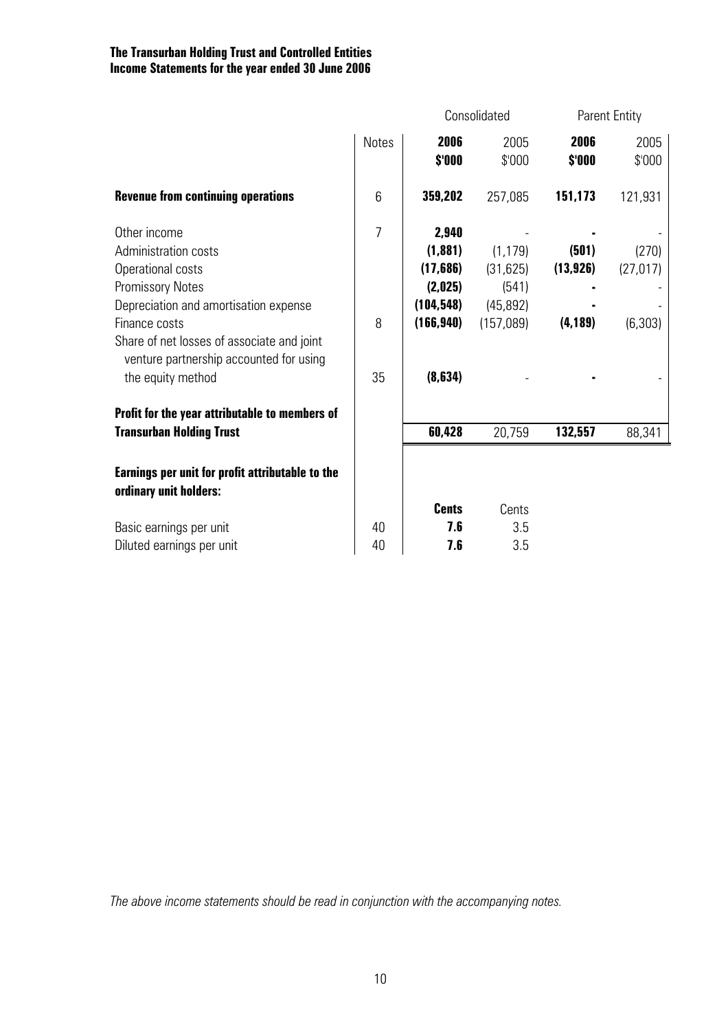**The Transurban Holding Trust and Controlled Entities**
**Income Statements for the year ended 30 June 2006**

| | Notes | Consolidated | | Parent Entity | |
|---|---|---|---|---|---|
| | | **2006 \$'000** | 2005 \$'000 | **2006 \$'000** | 2005 \$'000 |
| **Revenue from continuing operations** | 6 | **359,202** | 257,085 | **151,173** | 121,931 |
| Other income | 7 | **2,940** | - | **-** | - |
| Administration costs | | **(1,881)** | (1,179) | **(501)** | (270) |
| Operational costs | | **(17,686)** | (31,625) | **(13,926)** | (27,017) |
| Promissory Notes | | **(2,025)** | (541) | **-** | - |
| Depreciation and amortisation expense | | **(104,548)** | (45,892) | **-** | - |
| Finance costs | 8 | **(166,940)** | (157,089) | **(4,189)** | (6,303) |
| Share of net losses of associate and joint venture partnership accounted for using the equity method | 35 | **(8,634)** | - | **-** | - |
| **Profit for the year attributable to members of Transurban Holding Trust** | | **60,428** | 20,759 | **132,557** | 88,341 |
| **Earnings per unit for profit attributable to the ordinary unit holders:** | | | | | |
| | | **Cents** | Cents | | |
| Basic earnings per unit | 40 | **7.6** | 3.5 | | |
| Diluted earnings per unit | 40 | **7.6** | 3.5 | | |

*The above income statements should be read in conjunction with the accompanying notes.*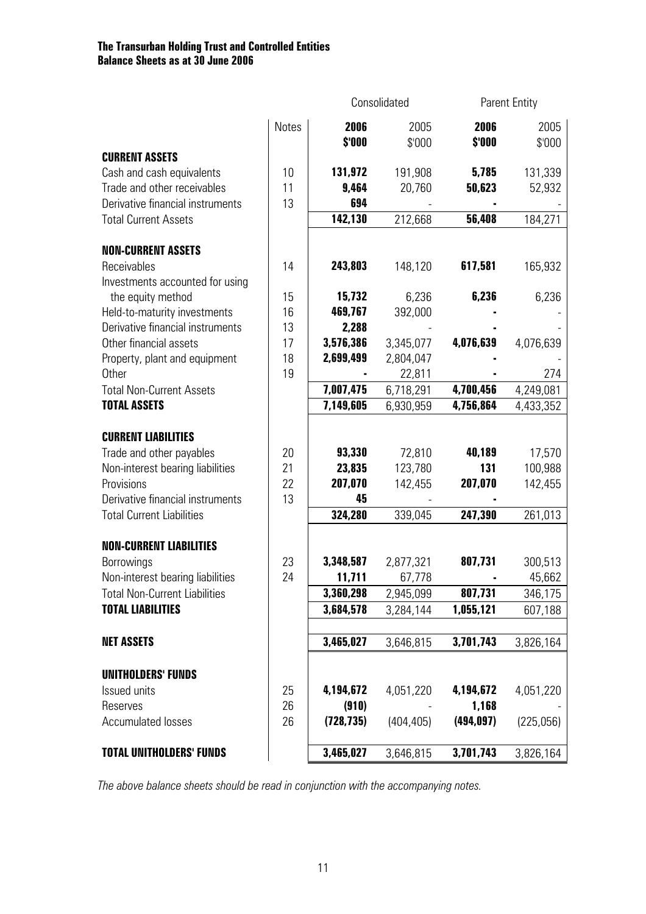**The Transurban Holding Trust and Controlled Entities**
**Balance Sheets as at 30 June 2006**

| | Notes | Consolidated | | Parent Entity | |
|---|---|---|---|---|---|
| | | **2006 $'000** | 2005 $'000 | **2006 $'000** | 2005 $'000 |
| **CURRENT ASSETS** | | | | | |
| Cash and cash equivalents | 10 | **131,972** | 191,908 | **5,785** | 131,339 |
| Trade and other receivables | 11 | **9,464** | 20,760 | **50,623** | 52,932 |
| Derivative financial instruments | 13 | **694** | - | **-** | - |
| Total Current Assets | | **142,130** | 212,668 | **56,408** | 184,271 |
| **NON-CURRENT ASSETS** | | | | | |
| Receivables | 14 | **243,803** | 148,120 | **617,581** | 165,932 |
| Investments accounted for using the equity method | 15 | **15,732** | 6,236 | **6,236** | 6,236 |
| Held-to-maturity investments | 16 | **469,767** | 392,000 | **-** | - |
| Derivative financial instruments | 13 | **2,288** | - | **-** | - |
| Other financial assets | 17 | **3,576,386** | 3,345,077 | **4,076,639** | 4,076,639 |
| Property, plant and equipment | 18 | **2,699,499** | 2,804,047 | **-** | - |
| Other | 19 | **-** | 22,811 | **-** | 274 |
| Total Non-Current Assets | | **7,007,475** | 6,718,291 | **4,700,456** | 4,249,081 |
| **TOTAL ASSETS** | | **7,149,605** | 6,930,959 | **4,756,864** | 4,433,352 |
| **CURRENT LIABILITIES** | | | | | |
| Trade and other payables | 20 | **93,330** | 72,810 | **40,189** | 17,570 |
| Non-interest bearing liabilities | 21 | **23,835** | 123,780 | **131** | 100,988 |
| Provisions | 22 | **207,070** | 142,455 | **207,070** | 142,455 |
| Derivative financial instruments | 13 | **45** | - | **-** | |
| Total Current Liabilities | | **324,280** | 339,045 | **247,390** | 261,013 |
| **NON-CURRENT LIABILITIES** | | | | | |
| Borrowings | 23 | **3,348,587** | 2,877,321 | **807,731** | 300,513 |
| Non-interest bearing liabilities | 24 | **11,711** | 67,778 | **-** | 45,662 |
| Total Non-Current Liabilities | | **3,360,298** | 2,945,099 | **807,731** | 346,175 |
| **TOTAL LIABILITIES** | | **3,684,578** | 3,284,144 | **1,055,121** | 607,188 |
| **NET ASSETS** | | **3,465,027** | 3,646,815 | **3,701,743** | 3,826,164 |
| **UNITHOLDERS' FUNDS** | | | | | |
| Issued units | 25 | **4,194,672** | 4,051,220 | **4,194,672** | 4,051,220 |
| Reserves | 26 | **(910)** | - | **1,168** | - |
| Accumulated losses | 26 | **(728,735)** | (404,405) | **(494,097)** | (225,056) |
| **TOTAL UNITHOLDERS' FUNDS** | | **3,465,027** | 3,646,815 | **3,701,743** | 3,826,164 |

*The above balance sheets should be read in conjunction with the accompanying notes.*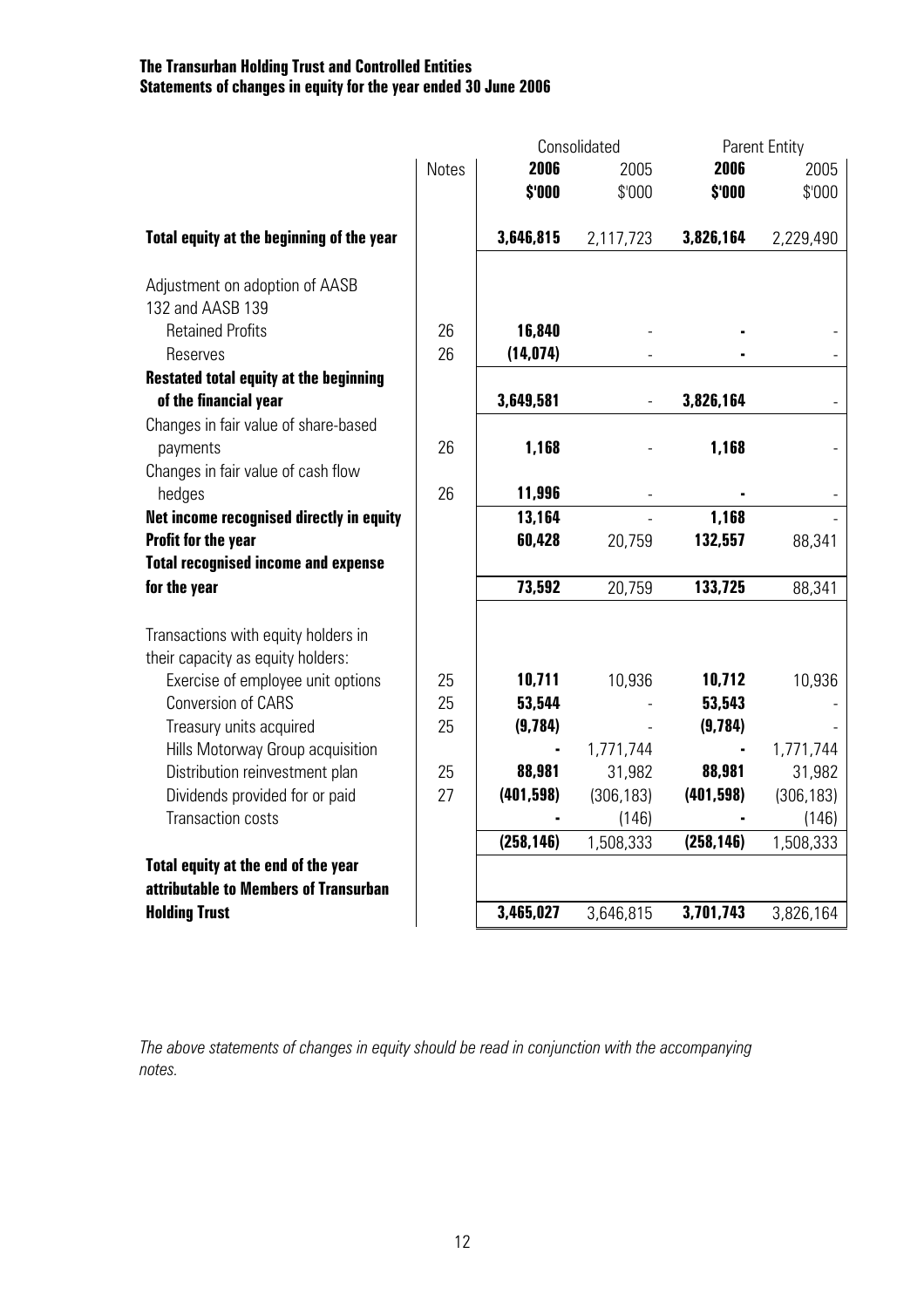**The Transurban Holding Trust and Controlled Entities**
**Statements of changes in equity for the year ended 30 June 2006**

| | Notes | Consolidated | | Parent Entity | |
|---|---|---|---|---|---|
| | | **2006** | 2005 | **2006** | 2005 |
| | | **$'000** | $'000 | **$'000** | $'000 |
| **Total equity at the beginning of the year** | | **3,646,815** | 2,117,723 | **3,826,164** | 2,229,490 |
| Adjustment on adoption of AASB 132 and AASB 139 | | | | | |
| Retained Profits | 26 | **16,840** | - | **-** | - |
| Reserves | 26 | **(14,074)** | - | **-** | - |
| **Restated total equity at the beginning of the financial year** | | **3,649,581** | - | **3,826,164** | - |
| Changes in fair value of share-based payments | 26 | **1,168** | - | **1,168** | - |
| Changes in fair value of cash flow hedges | 26 | **11,996** | - | **-** | - |
| **Net income recognised directly in equity** | | **13,164** | - | **1,168** | - |
| **Profit for the year** | | **60,428** | 20,759 | **132,557** | 88,341 |
| **Total recognised income and expense for the year** | | **73,592** | 20,759 | **133,725** | 88,341 |
| Transactions with equity holders in their capacity as equity holders: | | | | | |
| Exercise of employee unit options | 25 | **10,711** | 10,936 | **10,712** | 10,936 |
| Conversion of CARS | 25 | **53,544** | - | **53,543** | - |
| Treasury units acquired | 25 | **(9,784)** | - | **(9,784)** | - |
| Hills Motorway Group acquisition | | **-** | 1,771,744 | **-** | 1,771,744 |
| Distribution reinvestment plan | 25 | **88,981** | 31,982 | **88,981** | 31,982 |
| Dividends provided for or paid | 27 | **(401,598)** | (306,183) | **(401,598)** | (306,183) |
| Transaction costs | | **-** | (146) | **-** | (146) |
| | | **(258,146)** | 1,508,333 | **(258,146)** | 1,508,333 |
| **Total equity at the end of the year attributable to Members of Transurban Holding Trust** | | **3,465,027** | 3,646,815 | **3,701,743** | 3,826,164 |

*The above statements of changes in equity should be read in conjunction with the accompanying notes.*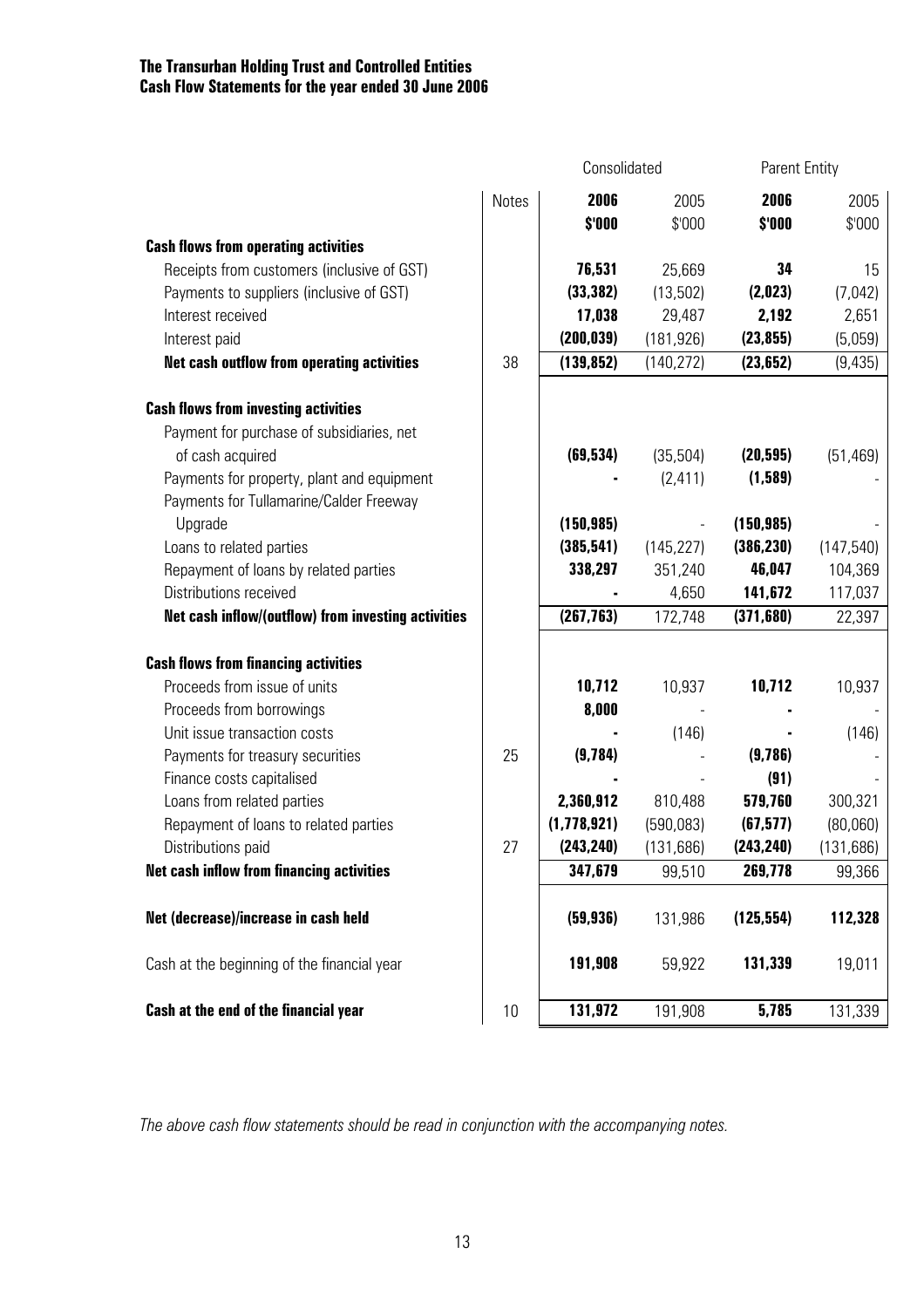**The Transurban Holding Trust and Controlled Entities**
**Cash Flow Statements for the year ended 30 June 2006**

| | Notes | Consolidated | | Parent Entity | |
|---|---|---|---|---|---|
| | | **2006** | 2005 | **2006** | 2005 |
| | | **$'000** | $'000 | **$'000** | $'000 |
| **Cash flows from operating activities** | | | | | |
| Receipts from customers (inclusive of GST) | | **76,531** | 25,669 | **34** | 15 |
| Payments to suppliers (inclusive of GST) | | **(33,382)** | (13,502) | **(2,023)** | (7,042) |
| Interest received | | **17,038** | 29,487 | **2,192** | 2,651 |
| Interest paid | | **(200,039)** | (181,926) | **(23,855)** | (5,059) |
| **Net cash outflow from operating activities** | 38 | **(139,852)** | (140,272) | **(23,652)** | (9,435) |
| | | | | | |
| **Cash flows from investing activities** | | | | | |
| Payment for purchase of subsidiaries, net of cash acquired | | **(69,534)** | (35,504) | **(20,595)** | (51,469) |
| Payments for property, plant and equipment | | **-** | (2,411) | **(1,589)** | - |
| Payments for Tullamarine/Calder Freeway Upgrade | | **(150,985)** | - | **(150,985)** | - |
| Loans to related parties | | **(385,541)** | (145,227) | **(386,230)** | (147,540) |
| Repayment of loans by related parties | | **338,297** | 351,240 | **46,047** | 104,369 |
| Distributions received | | **-** | 4,650 | **141,672** | 117,037 |
| **Net cash inflow/(outflow) from investing activities** | | **(267,763)** | 172,748 | **(371,680)** | 22,397 |
| | | | | | |
| **Cash flows from financing activities** | | | | | |
| Proceeds from issue of units | | **10,712** | 10,937 | **10,712** | 10,937 |
| Proceeds from borrowings | | **8,000** | - | **-** | - |
| Unit issue transaction costs | | **-** | (146) | **-** | (146) |
| Payments for treasury securities | 25 | **(9,784)** | - | **(9,786)** | - |
| Finance costs capitalised | | **-** | - | **(91)** | - |
| Loans from related parties | | **2,360,912** | 810,488 | **579,760** | 300,321 |
| Repayment of loans to related parties | | **(1,778,921)** | (590,083) | **(67,577)** | (80,060) |
| Distributions paid | 27 | **(243,240)** | (131,686) | **(243,240)** | (131,686) |
| **Net cash inflow from financing activities** | | **347,679** | 99,510 | **269,778** | 99,366 |
| | | | | | |
| **Net (decrease)/increase in cash held** | | **(59,936)** | 131,986 | **(125,554)** | **112,328** |
| | | | | | |
| Cash at the beginning of the financial year | | **191,908** | 59,922 | **131,339** | 19,011 |
| | | | | | |
| **Cash at the end of the financial year** | 10 | **131,972** | 191,908 | **5,785** | 131,339 |

*The above cash flow statements should be read in conjunction with the accompanying notes.*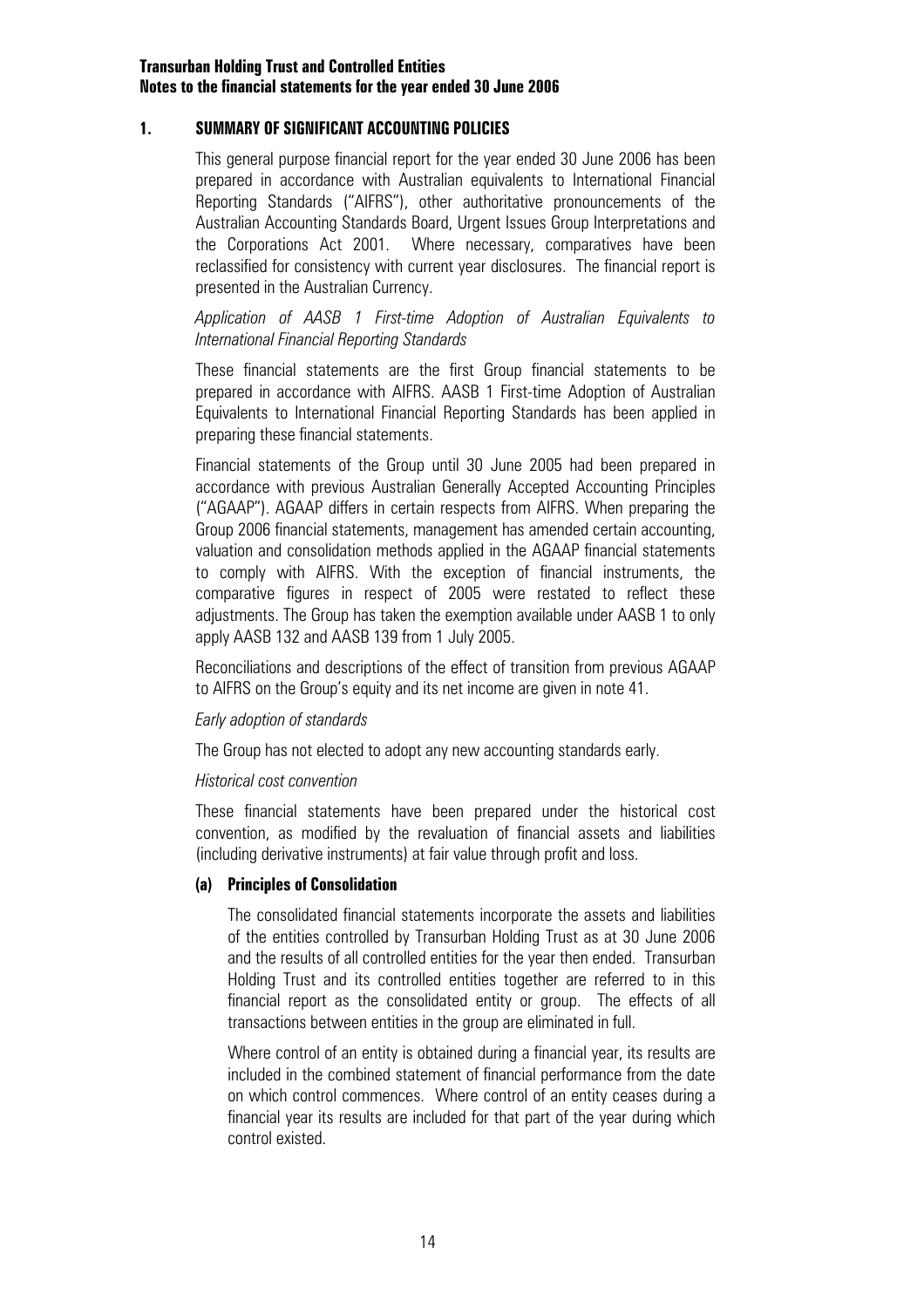## 1. SUMMARY OF SIGNIFICANT ACCOUNTING POLICIES

This general purpose financial report for the year ended 30 June 2006 has been prepared in accordance with Australian equivalents to International Financial Reporting Standards ("AIFRS"), other authoritative pronouncements of the Australian Accounting Standards Board, Urgent Issues Group Interpretations and the Corporations Act 2001. Where necessary, comparatives have been reclassified for consistency with current year disclosures. The financial report is presented in the Australian Currency.

*Application of AASB 1 First-time Adoption of Australian Equivalents to International Financial Reporting Standards*

These financial statements are the first Group financial statements to be prepared in accordance with AIFRS. AASB 1 First-time Adoption of Australian Equivalents to International Financial Reporting Standards has been applied in preparing these financial statements.

Financial statements of the Group until 30 June 2005 had been prepared in accordance with previous Australian Generally Accepted Accounting Principles ("AGAAP"). AGAAP differs in certain respects from AIFRS. When preparing the Group 2006 financial statements, management has amended certain accounting, valuation and consolidation methods applied in the AGAAP financial statements to comply with AIFRS. With the exception of financial instruments, the comparative figures in respect of 2005 were restated to reflect these adjustments. The Group has taken the exemption available under AASB 1 to only apply AASB 132 and AASB 139 from 1 July 2005.

Reconciliations and descriptions of the effect of transition from previous AGAAP to AIFRS on the Group's equity and its net income are given in note 41.

*Early adoption of standards*

The Group has not elected to adopt any new accounting standards early.

*Historical cost convention*

These financial statements have been prepared under the historical cost convention, as modified by the revaluation of financial assets and liabilities (including derivative instruments) at fair value through profit and loss.

### (a) Principles of Consolidation

The consolidated financial statements incorporate the assets and liabilities of the entities controlled by Transurban Holding Trust as at 30 June 2006 and the results of all controlled entities for the year then ended. Transurban Holding Trust and its controlled entities together are referred to in this financial report as the consolidated entity or group. The effects of all transactions between entities in the group are eliminated in full.

Where control of an entity is obtained during a financial year, its results are included in the combined statement of financial performance from the date on which control commences. Where control of an entity ceases during a financial year its results are included for that part of the year during which control existed.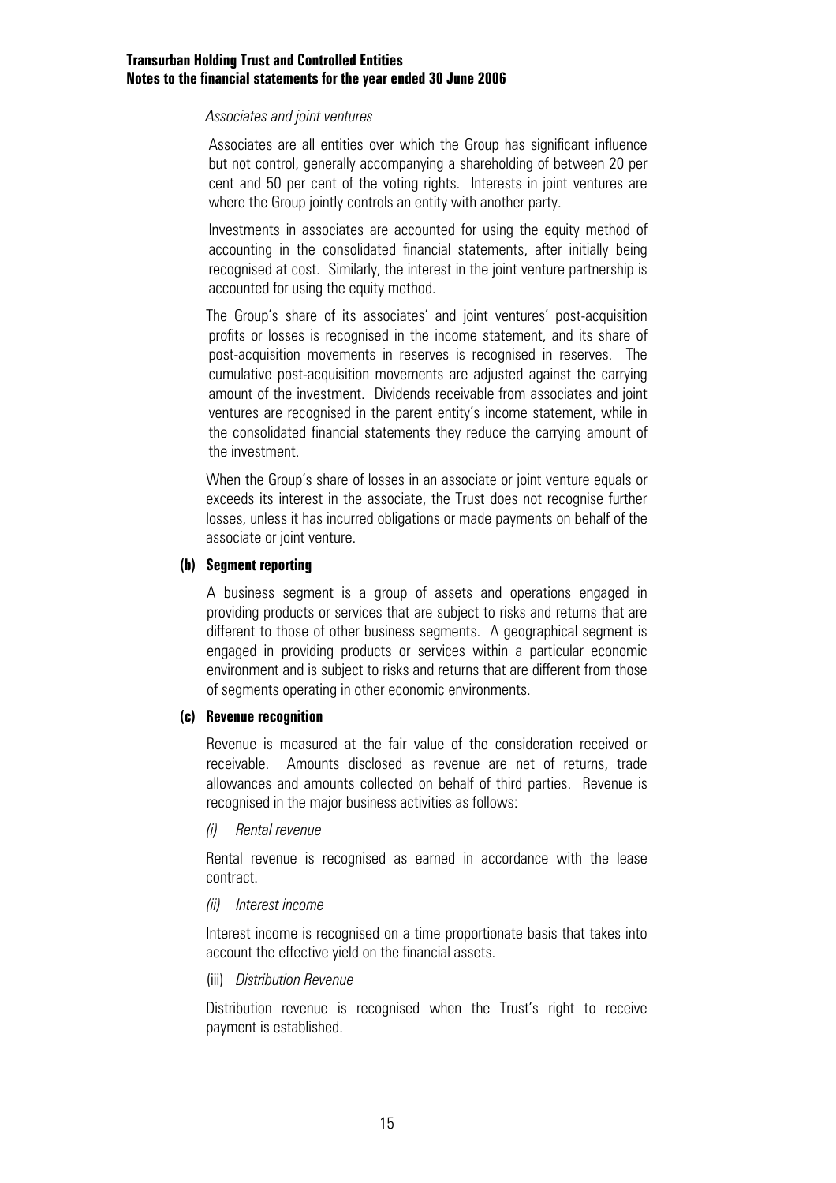*Associates and joint ventures*

Associates are all entities over which the Group has significant influence but not control, generally accompanying a shareholding of between 20 per cent and 50 per cent of the voting rights. Interests in joint ventures are where the Group jointly controls an entity with another party.

Investments in associates are accounted for using the equity method of accounting in the consolidated financial statements, after initially being recognised at cost. Similarly, the interest in the joint venture partnership is accounted for using the equity method.

The Group's share of its associates' and joint ventures' post-acquisition profits or losses is recognised in the income statement, and its share of post-acquisition movements in reserves is recognised in reserves. The cumulative post-acquisition movements are adjusted against the carrying amount of the investment. Dividends receivable from associates and joint ventures are recognised in the parent entity's income statement, while in the consolidated financial statements they reduce the carrying amount of the investment.

When the Group's share of losses in an associate or joint venture equals or exceeds its interest in the associate, the Trust does not recognise further losses, unless it has incurred obligations or made payments on behalf of the associate or joint venture.

**(b) Segment reporting**

A business segment is a group of assets and operations engaged in providing products or services that are subject to risks and returns that are different to those of other business segments. A geographical segment is engaged in providing products or services within a particular economic environment and is subject to risks and returns that are different from those of segments operating in other economic environments.

**(c) Revenue recognition**

Revenue is measured at the fair value of the consideration received or receivable. Amounts disclosed as revenue are net of returns, trade allowances and amounts collected on behalf of third parties. Revenue is recognised in the major business activities as follows:

*(i) Rental revenue*

Rental revenue is recognised as earned in accordance with the lease contract.

*(ii) Interest income*

Interest income is recognised on a time proportionate basis that takes into account the effective yield on the financial assets.

(iii) *Distribution Revenue*

Distribution revenue is recognised when the Trust's right to receive payment is established.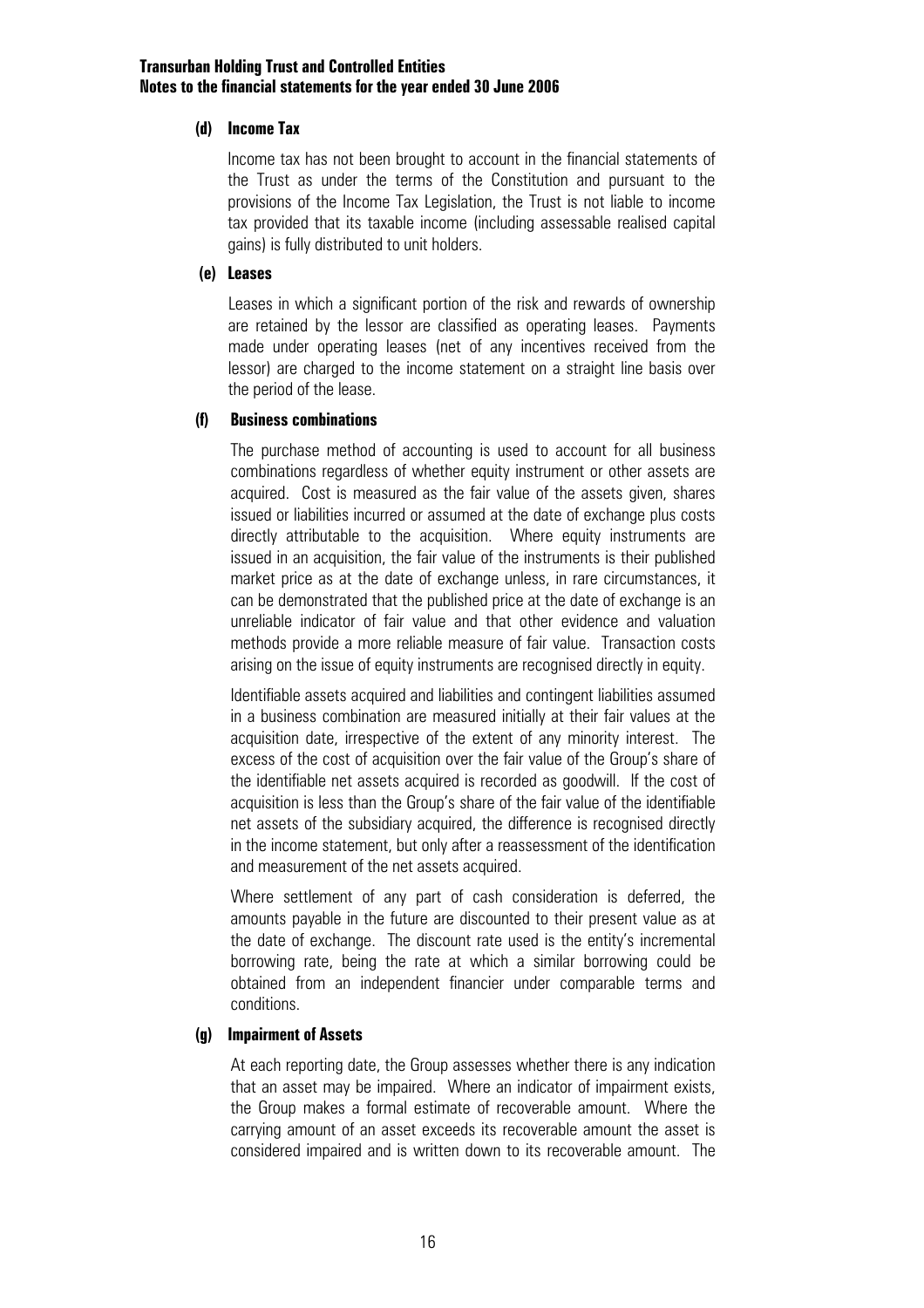#### (d) Income Tax

Income tax has not been brought to account in the financial statements of the Trust as under the terms of the Constitution and pursuant to the provisions of the Income Tax Legislation, the Trust is not liable to income tax provided that its taxable income (including assessable realised capital gains) is fully distributed to unit holders.

#### (e) Leases

Leases in which a significant portion of the risk and rewards of ownership are retained by the lessor are classified as operating leases. Payments made under operating leases (net of any incentives received from the lessor) are charged to the income statement on a straight line basis over the period of the lease.

#### (f) Business combinations

The purchase method of accounting is used to account for all business combinations regardless of whether equity instrument or other assets are acquired. Cost is measured as the fair value of the assets given, shares issued or liabilities incurred or assumed at the date of exchange plus costs directly attributable to the acquisition. Where equity instruments are issued in an acquisition, the fair value of the instruments is their published market price as at the date of exchange unless, in rare circumstances, it can be demonstrated that the published price at the date of exchange is an unreliable indicator of fair value and that other evidence and valuation methods provide a more reliable measure of fair value. Transaction costs arising on the issue of equity instruments are recognised directly in equity.

Identifiable assets acquired and liabilities and contingent liabilities assumed in a business combination are measured initially at their fair values at the acquisition date, irrespective of the extent of any minority interest. The excess of the cost of acquisition over the fair value of the Group's share of the identifiable net assets acquired is recorded as goodwill. If the cost of acquisition is less than the Group's share of the fair value of the identifiable net assets of the subsidiary acquired, the difference is recognised directly in the income statement, but only after a reassessment of the identification and measurement of the net assets acquired.

Where settlement of any part of cash consideration is deferred, the amounts payable in the future are discounted to their present value as at the date of exchange. The discount rate used is the entity's incremental borrowing rate, being the rate at which a similar borrowing could be obtained from an independent financier under comparable terms and conditions.

#### (g) Impairment of Assets

At each reporting date, the Group assesses whether there is any indication that an asset may be impaired. Where an indicator of impairment exists, the Group makes a formal estimate of recoverable amount. Where the carrying amount of an asset exceeds its recoverable amount the asset is considered impaired and is written down to its recoverable amount. The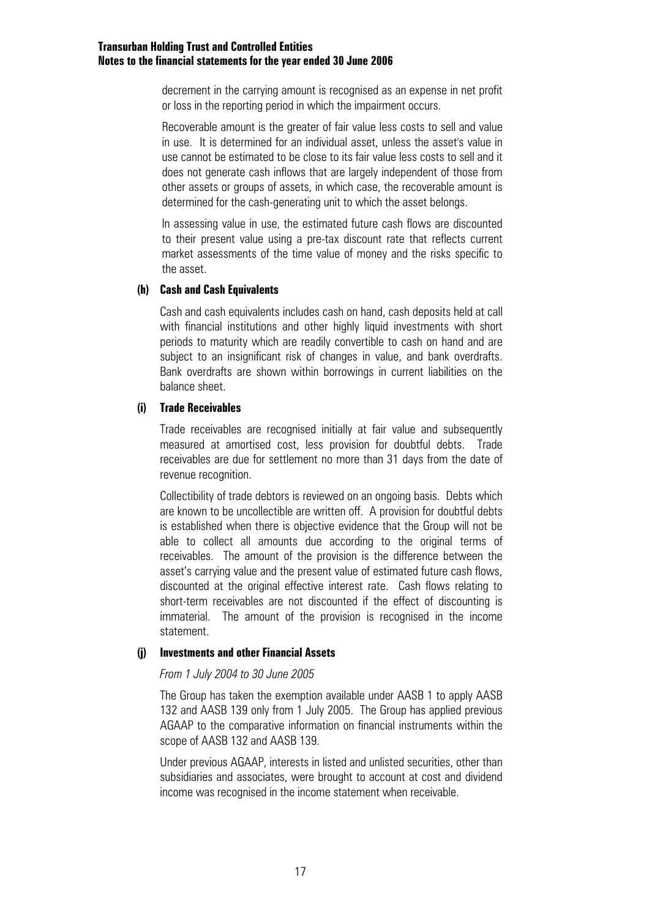decrement in the carrying amount is recognised as an expense in net profit or loss in the reporting period in which the impairment occurs.

Recoverable amount is the greater of fair value less costs to sell and value in use. It is determined for an individual asset, unless the asset's value in use cannot be estimated to be close to its fair value less costs to sell and it does not generate cash inflows that are largely independent of those from other assets or groups of assets, in which case, the recoverable amount is determined for the cash-generating unit to which the asset belongs.

In assessing value in use, the estimated future cash flows are discounted to their present value using a pre-tax discount rate that reflects current market assessments of the time value of money and the risks specific to the asset.

#### (h) Cash and Cash Equivalents

Cash and cash equivalents includes cash on hand, cash deposits held at call with financial institutions and other highly liquid investments with short periods to maturity which are readily convertible to cash on hand and are subject to an insignificant risk of changes in value, and bank overdrafts. Bank overdrafts are shown within borrowings in current liabilities on the balance sheet.

#### (i) Trade Receivables

Trade receivables are recognised initially at fair value and subsequently measured at amortised cost, less provision for doubtful debts. Trade receivables are due for settlement no more than 31 days from the date of revenue recognition.

Collectibility of trade debtors is reviewed on an ongoing basis. Debts which are known to be uncollectible are written off. A provision for doubtful debts is established when there is objective evidence that the Group will not be able to collect all amounts due according to the original terms of receivables. The amount of the provision is the difference between the asset's carrying value and the present value of estimated future cash flows, discounted at the original effective interest rate. Cash flows relating to short-term receivables are not discounted if the effect of discounting is immaterial. The amount of the provision is recognised in the income statement.

#### (j) Investments and other Financial Assets

*From 1 July 2004 to 30 June 2005*

The Group has taken the exemption available under AASB 1 to apply AASB 132 and AASB 139 only from 1 July 2005. The Group has applied previous AGAAP to the comparative information on financial instruments within the scope of AASB 132 and AASB 139.

Under previous AGAAP, interests in listed and unlisted securities, other than subsidiaries and associates, were brought to account at cost and dividend income was recognised in the income statement when receivable.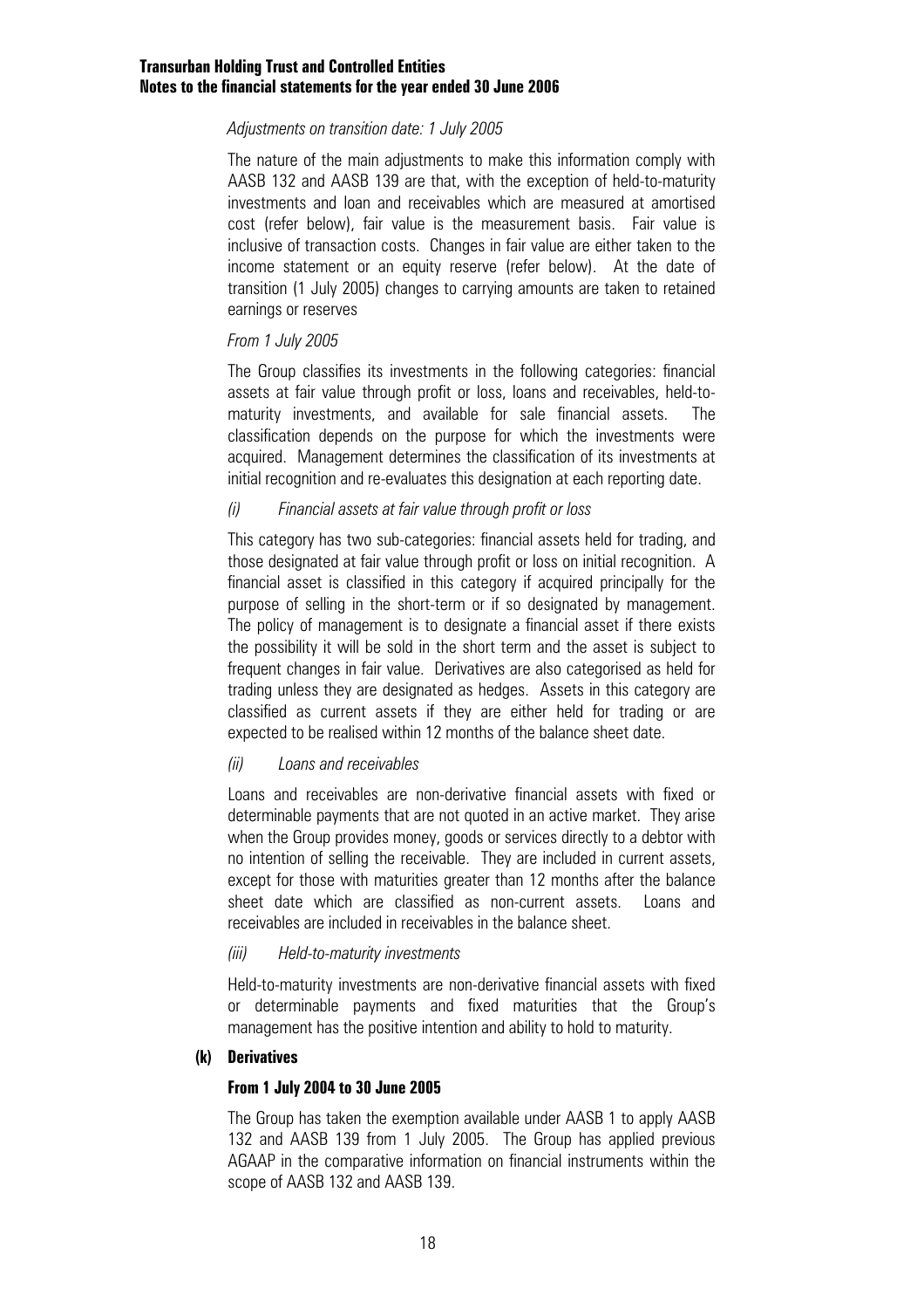*Adjustments on transition date: 1 July 2005*

The nature of the main adjustments to make this information comply with AASB 132 and AASB 139 are that, with the exception of held-to-maturity investments and loan and receivables which are measured at amortised cost (refer below), fair value is the measurement basis. Fair value is inclusive of transaction costs. Changes in fair value are either taken to the income statement or an equity reserve (refer below). At the date of transition (1 July 2005) changes to carrying amounts are taken to retained earnings or reserves

*From 1 July 2005*

The Group classifies its investments in the following categories: financial assets at fair value through profit or loss, loans and receivables, held-to-maturity investments, and available for sale financial assets. The classification depends on the purpose for which the investments were acquired. Management determines the classification of its investments at initial recognition and re-evaluates this designation at each reporting date.

*(i) Financial assets at fair value through profit or loss*

This category has two sub-categories: financial assets held for trading, and those designated at fair value through profit or loss on initial recognition. A financial asset is classified in this category if acquired principally for the purpose of selling in the short-term or if so designated by management. The policy of management is to designate a financial asset if there exists the possibility it will be sold in the short term and the asset is subject to frequent changes in fair value. Derivatives are also categorised as held for trading unless they are designated as hedges. Assets in this category are classified as current assets if they are either held for trading or are expected to be realised within 12 months of the balance sheet date.

*(ii) Loans and receivables*

Loans and receivables are non-derivative financial assets with fixed or determinable payments that are not quoted in an active market. They arise when the Group provides money, goods or services directly to a debtor with no intention of selling the receivable. They are included in current assets, except for those with maturities greater than 12 months after the balance sheet date which are classified as non-current assets. Loans and receivables are included in receivables in the balance sheet.

*(iii) Held-to-maturity investments*

Held-to-maturity investments are non-derivative financial assets with fixed or determinable payments and fixed maturities that the Group's management has the positive intention and ability to hold to maturity.

**(k) Derivatives**

**From 1 July 2004 to 30 June 2005**

The Group has taken the exemption available under AASB 1 to apply AASB 132 and AASB 139 from 1 July 2005. The Group has applied previous AGAAP in the comparative information on financial instruments within the scope of AASB 132 and AASB 139.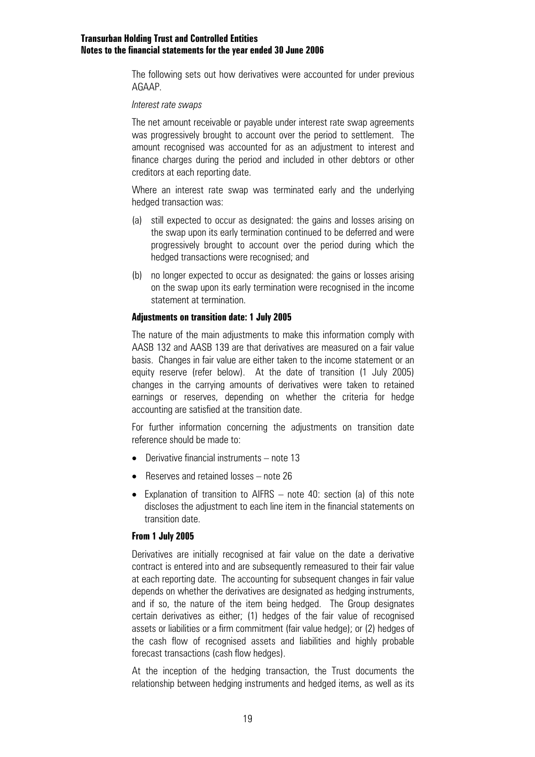The following sets out how derivatives were accounted for under previous AGAAP.

*Interest rate swaps*

The net amount receivable or payable under interest rate swap agreements was progressively brought to account over the period to settlement. The amount recognised was accounted for as an adjustment to interest and finance charges during the period and included in other debtors or other creditors at each reporting date.

Where an interest rate swap was terminated early and the underlying hedged transaction was:

(a) still expected to occur as designated: the gains and losses arising on the swap upon its early termination continued to be deferred and were progressively brought to account over the period during which the hedged transactions were recognised; and

(b) no longer expected to occur as designated: the gains or losses arising on the swap upon its early termination were recognised in the income statement at termination.

**Adjustments on transition date: 1 July 2005**

The nature of the main adjustments to make this information comply with AASB 132 and AASB 139 are that derivatives are measured on a fair value basis. Changes in fair value are either taken to the income statement or an equity reserve (refer below). At the date of transition (1 July 2005) changes in the carrying amounts of derivatives were taken to retained earnings or reserves, depending on whether the criteria for hedge accounting are satisfied at the transition date.

For further information concerning the adjustments on transition date reference should be made to:

- Derivative financial instruments – note 13
- Reserves and retained losses – note 26
- Explanation of transition to AIFRS – note 40: section (a) of this note discloses the adjustment to each line item in the financial statements on transition date.

**From 1 July 2005**

Derivatives are initially recognised at fair value on the date a derivative contract is entered into and are subsequently remeasured to their fair value at each reporting date. The accounting for subsequent changes in fair value depends on whether the derivatives are designated as hedging instruments, and if so, the nature of the item being hedged. The Group designates certain derivatives as either; (1) hedges of the fair value of recognised assets or liabilities or a firm commitment (fair value hedge); or (2) hedges of the cash flow of recognised assets and liabilities and highly probable forecast transactions (cash flow hedges).

At the inception of the hedging transaction, the Trust documents the relationship between hedging instruments and hedged items, as well as its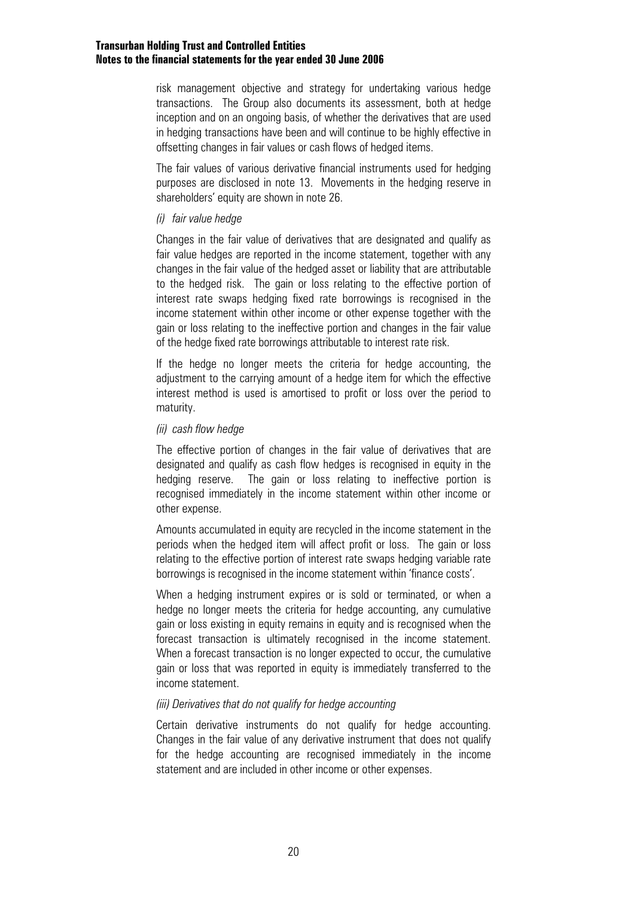risk management objective and strategy for undertaking various hedge transactions. The Group also documents its assessment, both at hedge inception and on an ongoing basis, of whether the derivatives that are used in hedging transactions have been and will continue to be highly effective in offsetting changes in fair values or cash flows of hedged items.

The fair values of various derivative financial instruments used for hedging purposes are disclosed in note 13. Movements in the hedging reserve in shareholders' equity are shown in note 26.

*(i) fair value hedge*

Changes in the fair value of derivatives that are designated and qualify as fair value hedges are reported in the income statement, together with any changes in the fair value of the hedged asset or liability that are attributable to the hedged risk. The gain or loss relating to the effective portion of interest rate swaps hedging fixed rate borrowings is recognised in the income statement within other income or other expense together with the gain or loss relating to the ineffective portion and changes in the fair value of the hedge fixed rate borrowings attributable to interest rate risk.

If the hedge no longer meets the criteria for hedge accounting, the adjustment to the carrying amount of a hedge item for which the effective interest method is used is amortised to profit or loss over the period to maturity.

*(ii) cash flow hedge*

The effective portion of changes in the fair value of derivatives that are designated and qualify as cash flow hedges is recognised in equity in the hedging reserve. The gain or loss relating to ineffective portion is recognised immediately in the income statement within other income or other expense.

Amounts accumulated in equity are recycled in the income statement in the periods when the hedged item will affect profit or loss. The gain or loss relating to the effective portion of interest rate swaps hedging variable rate borrowings is recognised in the income statement within 'finance costs'.

When a hedging instrument expires or is sold or terminated, or when a hedge no longer meets the criteria for hedge accounting, any cumulative gain or loss existing in equity remains in equity and is recognised when the forecast transaction is ultimately recognised in the income statement. When a forecast transaction is no longer expected to occur, the cumulative gain or loss that was reported in equity is immediately transferred to the income statement.

*(iii) Derivatives that do not qualify for hedge accounting*

Certain derivative instruments do not qualify for hedge accounting. Changes in the fair value of any derivative instrument that does not qualify for the hedge accounting are recognised immediately in the income statement and are included in other income or other expenses.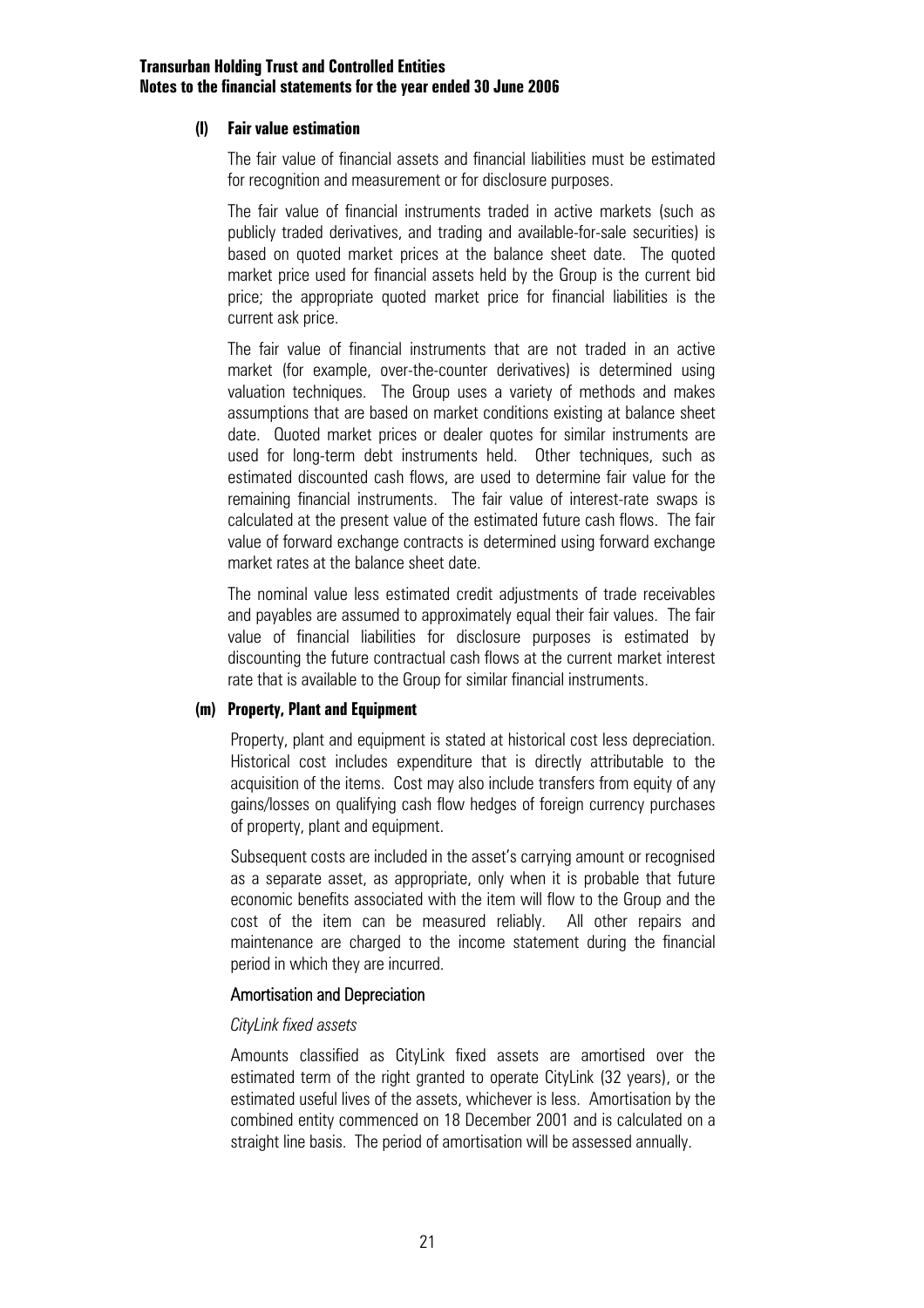### (l) Fair value estimation

The fair value of financial assets and financial liabilities must be estimated for recognition and measurement or for disclosure purposes.

The fair value of financial instruments traded in active markets (such as publicly traded derivatives, and trading and available-for-sale securities) is based on quoted market prices at the balance sheet date. The quoted market price used for financial assets held by the Group is the current bid price; the appropriate quoted market price for financial liabilities is the current ask price.

The fair value of financial instruments that are not traded in an active market (for example, over-the-counter derivatives) is determined using valuation techniques. The Group uses a variety of methods and makes assumptions that are based on market conditions existing at balance sheet date. Quoted market prices or dealer quotes for similar instruments are used for long-term debt instruments held. Other techniques, such as estimated discounted cash flows, are used to determine fair value for the remaining financial instruments. The fair value of interest-rate swaps is calculated at the present value of the estimated future cash flows. The fair value of forward exchange contracts is determined using forward exchange market rates at the balance sheet date.

The nominal value less estimated credit adjustments of trade receivables and payables are assumed to approximately equal their fair values. The fair value of financial liabilities for disclosure purposes is estimated by discounting the future contractual cash flows at the current market interest rate that is available to the Group for similar financial instruments.

### (m) Property, Plant and Equipment

Property, plant and equipment is stated at historical cost less depreciation. Historical cost includes expenditure that is directly attributable to the acquisition of the items. Cost may also include transfers from equity of any gains/losses on qualifying cash flow hedges of foreign currency purchases of property, plant and equipment.

Subsequent costs are included in the asset's carrying amount or recognised as a separate asset, as appropriate, only when it is probable that future economic benefits associated with the item will flow to the Group and the cost of the item can be measured reliably. All other repairs and maintenance are charged to the income statement during the financial period in which they are incurred.

#### Amortisation and Depreciation

*CityLink fixed assets*

Amounts classified as CityLink fixed assets are amortised over the estimated term of the right granted to operate CityLink (32 years), or the estimated useful lives of the assets, whichever is less. Amortisation by the combined entity commenced on 18 December 2001 and is calculated on a straight line basis. The period of amortisation will be assessed annually.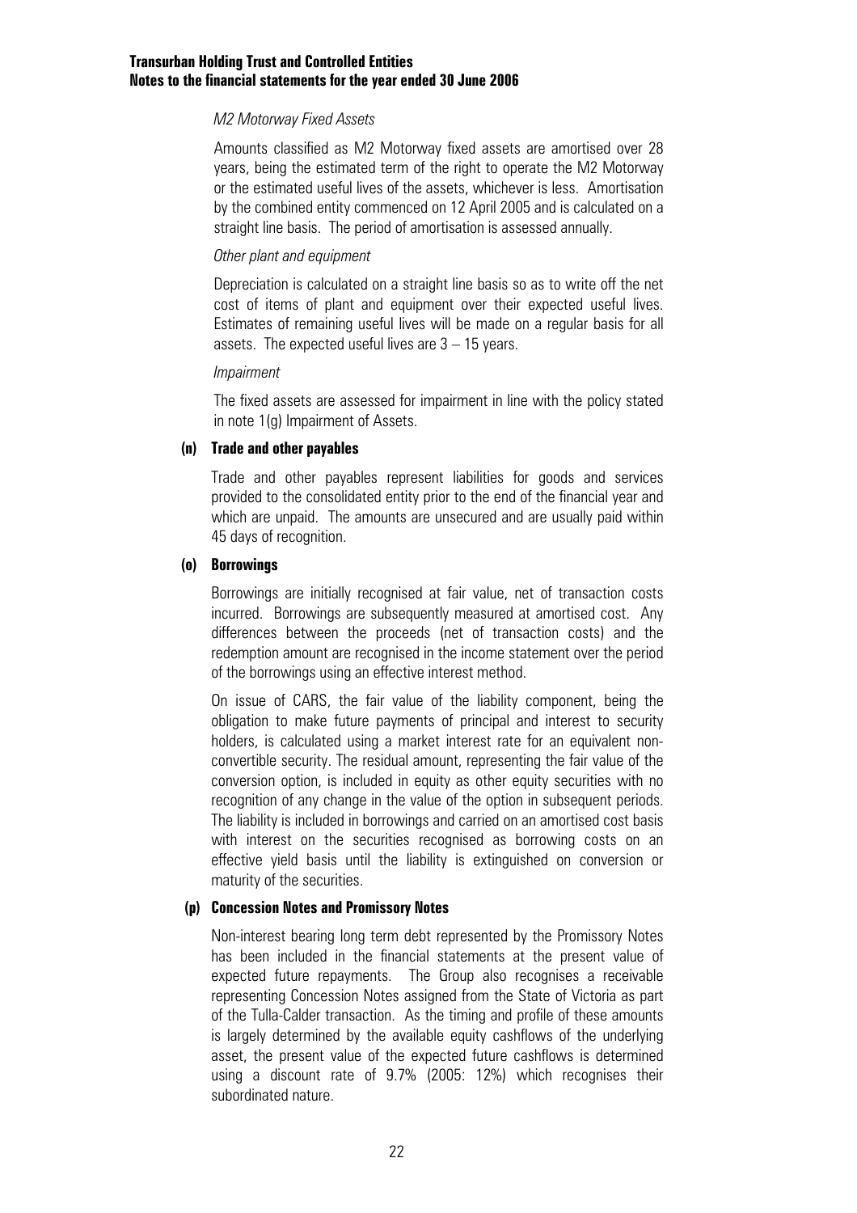*M2 Motorway Fixed Assets*

Amounts classified as M2 Motorway fixed assets are amortised over 28 years, being the estimated term of the right to operate the M2 Motorway or the estimated useful lives of the assets, whichever is less. Amortisation by the combined entity commenced on 12 April 2005 and is calculated on a straight line basis. The period of amortisation is assessed annually.

*Other plant and equipment*

Depreciation is calculated on a straight line basis so as to write off the net cost of items of plant and equipment over their expected useful lives. Estimates of remaining useful lives will be made on a regular basis for all assets. The expected useful lives are 3 – 15 years.

*Impairment*

The fixed assets are assessed for impairment in line with the policy stated in note 1(g) Impairment of Assets.

**(n) Trade and other payables**

Trade and other payables represent liabilities for goods and services provided to the consolidated entity prior to the end of the financial year and which are unpaid. The amounts are unsecured and are usually paid within 45 days of recognition.

**(o) Borrowings**

Borrowings are initially recognised at fair value, net of transaction costs incurred. Borrowings are subsequently measured at amortised cost. Any differences between the proceeds (net of transaction costs) and the redemption amount are recognised in the income statement over the period of the borrowings using an effective interest method.

On issue of CARS, the fair value of the liability component, being the obligation to make future payments of principal and interest to security holders, is calculated using a market interest rate for an equivalent non-convertible security. The residual amount, representing the fair value of the conversion option, is included in equity as other equity securities with no recognition of any change in the value of the option in subsequent periods. The liability is included in borrowings and carried on an amortised cost basis with interest on the securities recognised as borrowing costs on an effective yield basis until the liability is extinguished on conversion or maturity of the securities.

**(p) Concession Notes and Promissory Notes**

Non-interest bearing long term debt represented by the Promissory Notes has been included in the financial statements at the present value of expected future repayments. The Group also recognises a receivable representing Concession Notes assigned from the State of Victoria as part of the Tulla-Calder transaction. As the timing and profile of these amounts is largely determined by the available equity cashflows of the underlying asset, the present value of the expected future cashflows is determined using a discount rate of 9.7% (2005: 12%) which recognises their subordinated nature.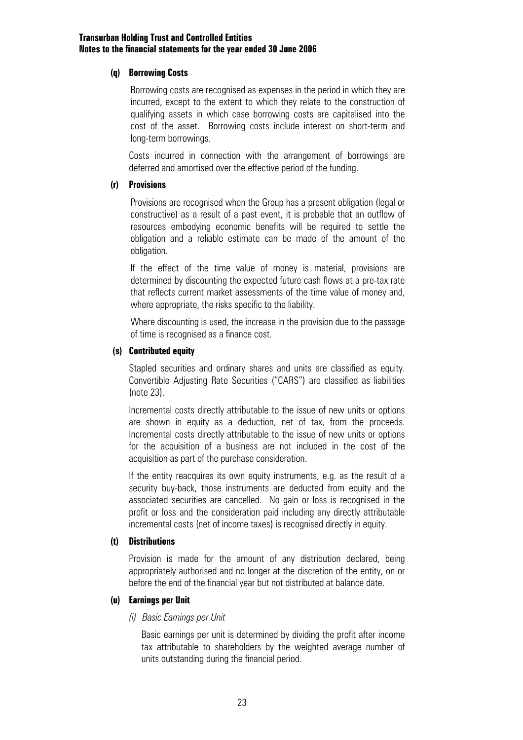#### (q) Borrowing Costs

Borrowing costs are recognised as expenses in the period in which they are incurred, except to the extent to which they relate to the construction of qualifying assets in which case borrowing costs are capitalised into the cost of the asset. Borrowing costs include interest on short-term and long-term borrowings.

Costs incurred in connection with the arrangement of borrowings are deferred and amortised over the effective period of the funding.

#### (r) Provisions

Provisions are recognised when the Group has a present obligation (legal or constructive) as a result of a past event, it is probable that an outflow of resources embodying economic benefits will be required to settle the obligation and a reliable estimate can be made of the amount of the obligation.

If the effect of the time value of money is material, provisions are determined by discounting the expected future cash flows at a pre-tax rate that reflects current market assessments of the time value of money and, where appropriate, the risks specific to the liability.

Where discounting is used, the increase in the provision due to the passage of time is recognised as a finance cost.

#### (s) Contributed equity

Stapled securities and ordinary shares and units are classified as equity. Convertible Adjusting Rate Securities ("CARS") are classified as liabilities (note 23).

Incremental costs directly attributable to the issue of new units or options are shown in equity as a deduction, net of tax, from the proceeds. Incremental costs directly attributable to the issue of new units or options for the acquisition of a business are not included in the cost of the acquisition as part of the purchase consideration.

If the entity reacquires its own equity instruments, e.g. as the result of a security buy-back, those instruments are deducted from equity and the associated securities are cancelled. No gain or loss is recognised in the profit or loss and the consideration paid including any directly attributable incremental costs (net of income taxes) is recognised directly in equity.

#### (t) Distributions

Provision is made for the amount of any distribution declared, being appropriately authorised and no longer at the discretion of the entity, on or before the end of the financial year but not distributed at balance date.

#### (u) Earnings per Unit

*(i) Basic Earnings per Unit*

Basic earnings per unit is determined by dividing the profit after income tax attributable to shareholders by the weighted average number of units outstanding during the financial period.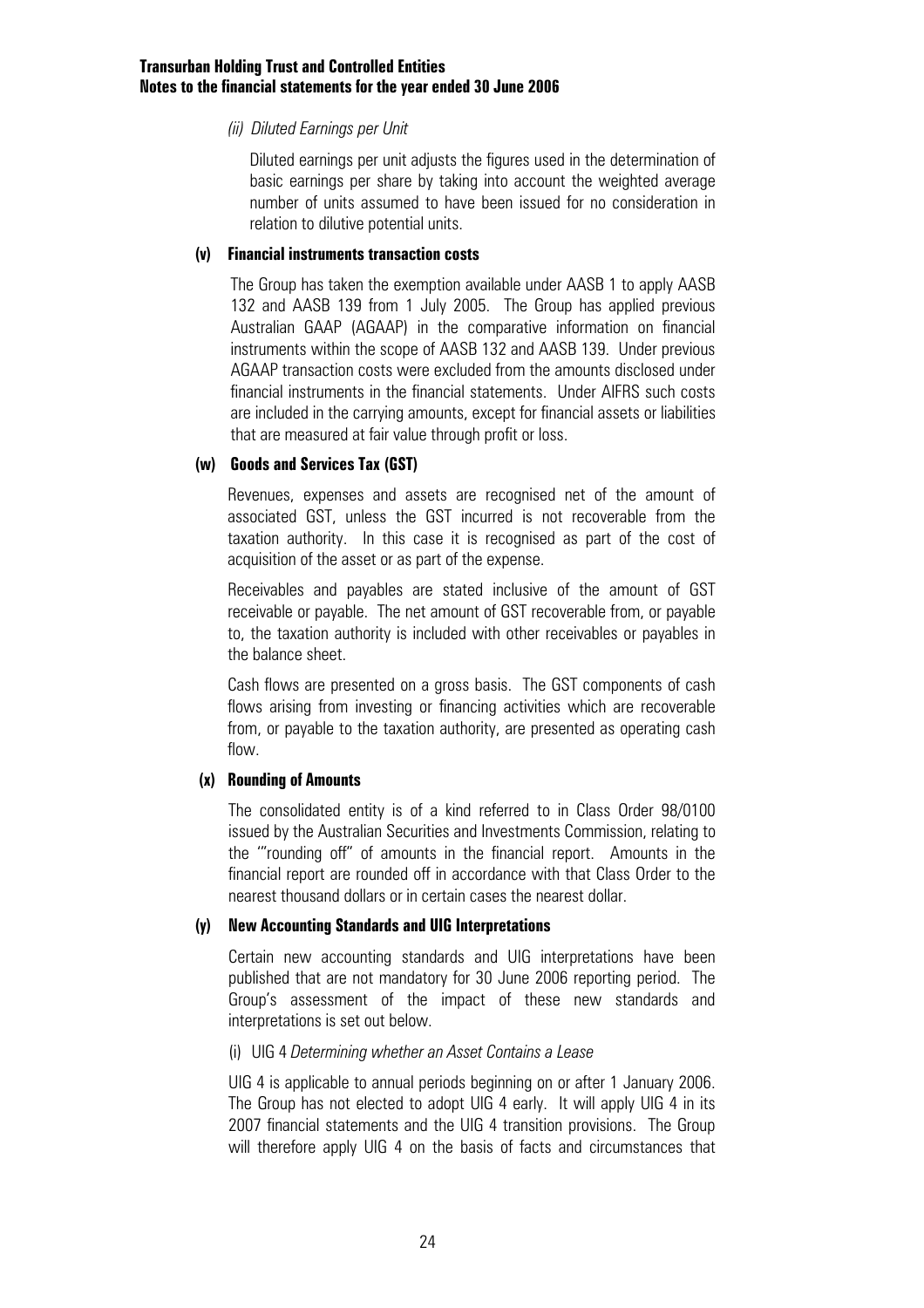*(ii) Diluted Earnings per Unit*

Diluted earnings per unit adjusts the figures used in the determination of basic earnings per share by taking into account the weighted average number of units assumed to have been issued for no consideration in relation to dilutive potential units.

**(v) Financial instruments transaction costs**

The Group has taken the exemption available under AASB 1 to apply AASB 132 and AASB 139 from 1 July 2005. The Group has applied previous Australian GAAP (AGAAP) in the comparative information on financial instruments within the scope of AASB 132 and AASB 139. Under previous AGAAP transaction costs were excluded from the amounts disclosed under financial instruments in the financial statements. Under AIFRS such costs are included in the carrying amounts, except for financial assets or liabilities that are measured at fair value through profit or loss.

**(w) Goods and Services Tax (GST)**

Revenues, expenses and assets are recognised net of the amount of associated GST, unless the GST incurred is not recoverable from the taxation authority. In this case it is recognised as part of the cost of acquisition of the asset or as part of the expense.

Receivables and payables are stated inclusive of the amount of GST receivable or payable. The net amount of GST recoverable from, or payable to, the taxation authority is included with other receivables or payables in the balance sheet.

Cash flows are presented on a gross basis. The GST components of cash flows arising from investing or financing activities which are recoverable from, or payable to the taxation authority, are presented as operating cash flow.

**(x) Rounding of Amounts**

The consolidated entity is of a kind referred to in Class Order 98/0100 issued by the Australian Securities and Investments Commission, relating to the '"rounding off" of amounts in the financial report. Amounts in the financial report are rounded off in accordance with that Class Order to the nearest thousand dollars or in certain cases the nearest dollar.

**(y) New Accounting Standards and UIG Interpretations**

Certain new accounting standards and UIG interpretations have been published that are not mandatory for 30 June 2006 reporting period. The Group's assessment of the impact of these new standards and interpretations is set out below.

(i) UIG 4 *Determining whether an Asset Contains a Lease*

UIG 4 is applicable to annual periods beginning on or after 1 January 2006. The Group has not elected to adopt UIG 4 early. It will apply UIG 4 in its 2007 financial statements and the UIG 4 transition provisions. The Group will therefore apply UIG 4 on the basis of facts and circumstances that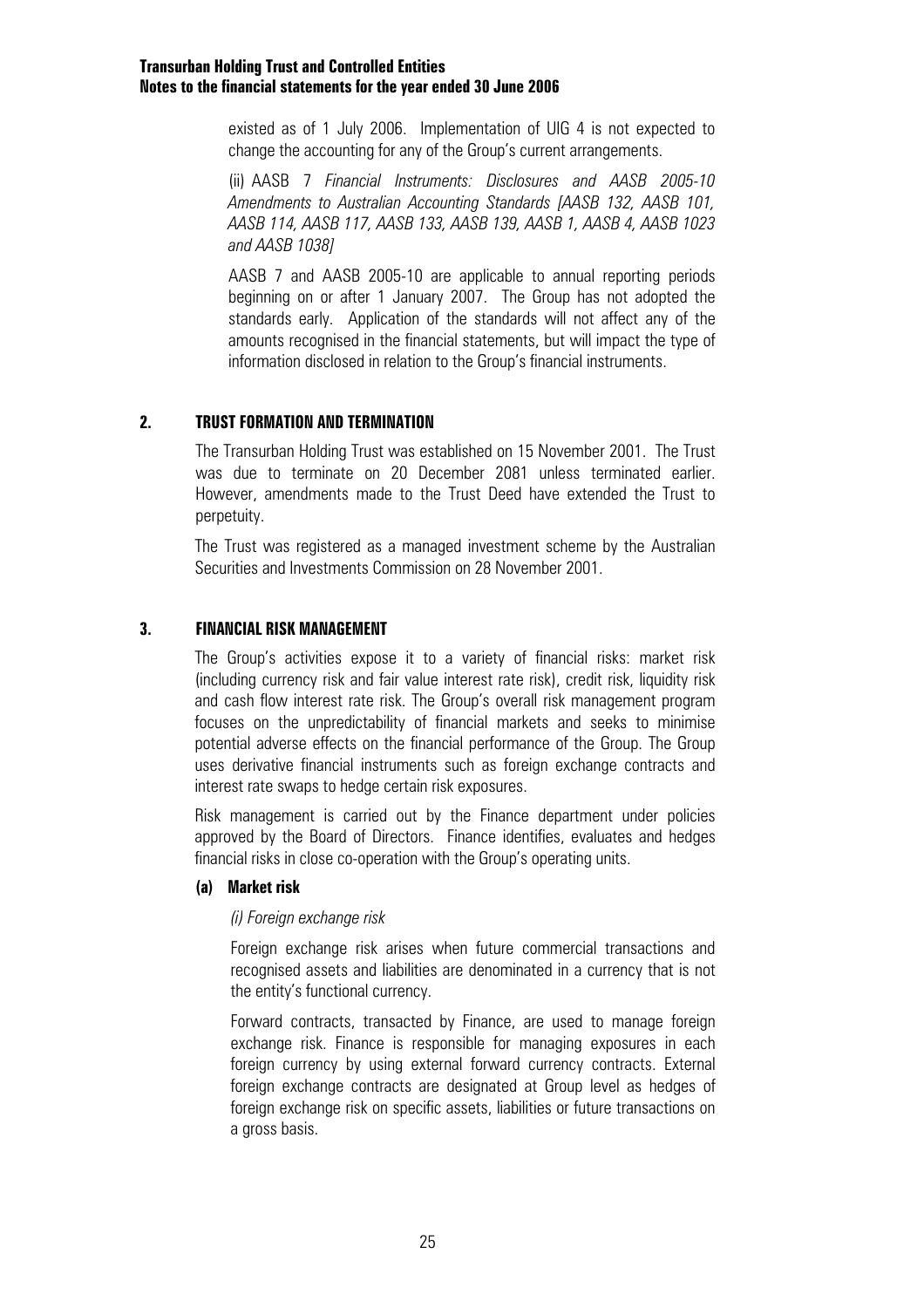existed as of 1 July 2006. Implementation of UIG 4 is not expected to change the accounting for any of the Group's current arrangements.

(ii) AASB 7 *Financial Instruments: Disclosures and AASB 2005-10 Amendments to Australian Accounting Standards [AASB 132, AASB 101, AASB 114, AASB 117, AASB 133, AASB 139, AASB 1, AASB 4, AASB 1023 and AASB 1038]*

AASB 7 and AASB 2005-10 are applicable to annual reporting periods beginning on or after 1 January 2007. The Group has not adopted the standards early. Application of the standards will not affect any of the amounts recognised in the financial statements, but will impact the type of information disclosed in relation to the Group's financial instruments.

## 2. TRUST FORMATION AND TERMINATION

The Transurban Holding Trust was established on 15 November 2001. The Trust was due to terminate on 20 December 2081 unless terminated earlier. However, amendments made to the Trust Deed have extended the Trust to perpetuity.

The Trust was registered as a managed investment scheme by the Australian Securities and Investments Commission on 28 November 2001.

## 3. FINANCIAL RISK MANAGEMENT

The Group's activities expose it to a variety of financial risks: market risk (including currency risk and fair value interest rate risk), credit risk, liquidity risk and cash flow interest rate risk. The Group's overall risk management program focuses on the unpredictability of financial markets and seeks to minimise potential adverse effects on the financial performance of the Group. The Group uses derivative financial instruments such as foreign exchange contracts and interest rate swaps to hedge certain risk exposures.

Risk management is carried out by the Finance department under policies approved by the Board of Directors. Finance identifies, evaluates and hedges financial risks in close co-operation with the Group's operating units.

### (a) Market risk

*(i) Foreign exchange risk*

Foreign exchange risk arises when future commercial transactions and recognised assets and liabilities are denominated in a currency that is not the entity's functional currency.

Forward contracts, transacted by Finance, are used to manage foreign exchange risk. Finance is responsible for managing exposures in each foreign currency by using external forward currency contracts. External foreign exchange contracts are designated at Group level as hedges of foreign exchange risk on specific assets, liabilities or future transactions on a gross basis.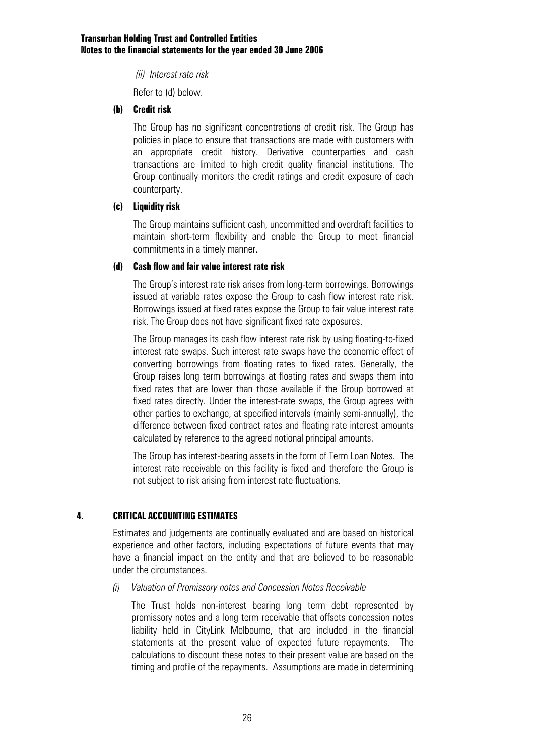*(ii) Interest rate risk*

Refer to (d) below.

**(b) Credit risk**

The Group has no significant concentrations of credit risk. The Group has policies in place to ensure that transactions are made with customers with an appropriate credit history. Derivative counterparties and cash transactions are limited to high credit quality financial institutions. The Group continually monitors the credit ratings and credit exposure of each counterparty.

**(c) Liquidity risk**

The Group maintains sufficient cash, uncommitted and overdraft facilities to maintain short-term flexibility and enable the Group to meet financial commitments in a timely manner.

**(d) Cash flow and fair value interest rate risk**

The Group's interest rate risk arises from long-term borrowings. Borrowings issued at variable rates expose the Group to cash flow interest rate risk. Borrowings issued at fixed rates expose the Group to fair value interest rate risk. The Group does not have significant fixed rate exposures.

The Group manages its cash flow interest rate risk by using floating-to-fixed interest rate swaps. Such interest rate swaps have the economic effect of converting borrowings from floating rates to fixed rates. Generally, the Group raises long term borrowings at floating rates and swaps them into fixed rates that are lower than those available if the Group borrowed at fixed rates directly. Under the interest-rate swaps, the Group agrees with other parties to exchange, at specified intervals (mainly semi-annually), the difference between fixed contract rates and floating rate interest amounts calculated by reference to the agreed notional principal amounts.

The Group has interest-bearing assets in the form of Term Loan Notes. The interest rate receivable on this facility is fixed and therefore the Group is not subject to risk arising from interest rate fluctuations.

## 4. CRITICAL ACCOUNTING ESTIMATES

Estimates and judgements are continually evaluated and are based on historical experience and other factors, including expectations of future events that may have a financial impact on the entity and that are believed to be reasonable under the circumstances.

*(i) Valuation of Promissory notes and Concession Notes Receivable*

The Trust holds non-interest bearing long term debt represented by promissory notes and a long term receivable that offsets concession notes liability held in CityLink Melbourne, that are included in the financial statements at the present value of expected future repayments. The calculations to discount these notes to their present value are based on the timing and profile of the repayments. Assumptions are made in determining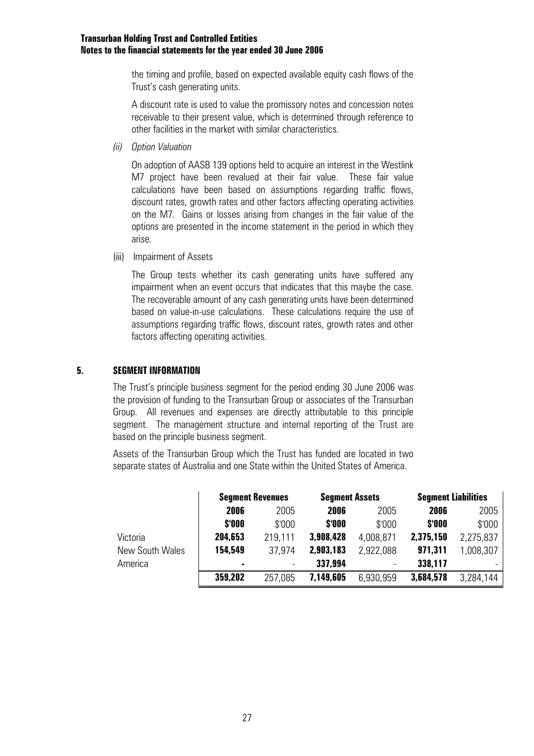the timing and profile, based on expected available equity cash flows of the Trust's cash generating units.

A discount rate is used to value the promissory notes and concession notes receivable to their present value, which is determined through reference to other facilities in the market with similar characteristics.

*(ii) Option Valuation*

On adoption of AASB 139 options held to acquire an interest in the Westlink M7 project have been revalued at their fair value. These fair value calculations have been based on assumptions regarding traffic flows, discount rates, growth rates and other factors affecting operating activities on the M7. Gains or losses arising from changes in the fair value of the options are presented in the income statement in the period in which they arise.

(iii) Impairment of Assets

The Group tests whether its cash generating units have suffered any impairment when an event occurs that indicates that this maybe the case. The recoverable amount of any cash generating units have been determined based on value-in-use calculations. These calculations require the use of assumptions regarding traffic flows, discount rates, growth rates and other factors affecting operating activities.

## 5. SEGMENT INFORMATION

The Trust's principle business segment for the period ending 30 June 2006 was the provision of funding to the Transurban Group or associates of the Transurban Group. All revenues and expenses are directly attributable to this principle segment. The management structure and internal reporting of the Trust are based on the principle business segment.

Assets of the Transurban Group which the Trust has funded are located in two separate states of Australia and one State within the United States of America.

| | **Segment Revenues** | | **Segment Assets** | | **Segment Liabilities** | |
|---|---|---|---|---|---|---|
| | **2006** | 2005 | **2006** | 2005 | **2006** | 2005 |
| | **$'000** | $'000 | **$'000** | $'000 | **$'000** | $'000 |
| Victoria | **204,653** | 219,111 | **3,908,428** | 4,008,871 | **2,375,150** | 2,275,837 |
| New South Wales | **154,549** | 37,974 | **2,903,183** | 2,922,088 | **971,311** | 1,008,307 |
| America | **-** | - | **337,994** | - | **338,117** | - |
| | **359,202** | 257,085 | **7,149,605** | 6,930,959 | **3,684,578** | 3,284,144 |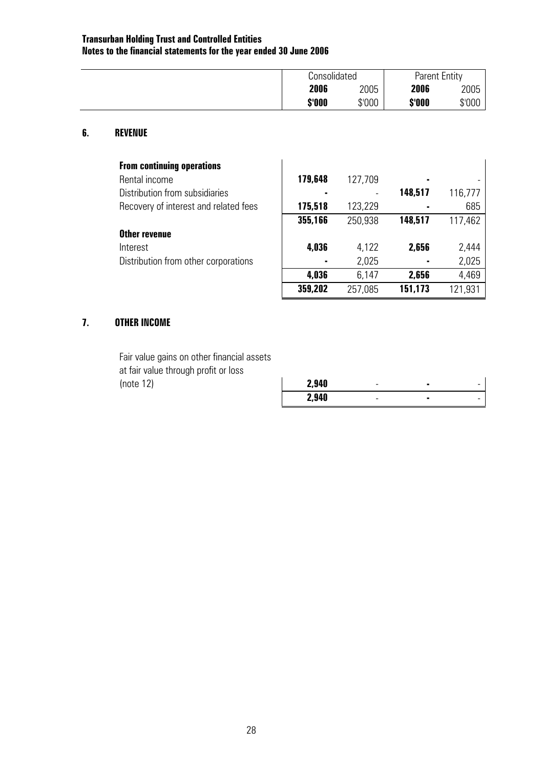**Transurban Holding Trust and Controlled Entities**
**Notes to the financial statements for the year ended 30 June 2006**

## 6. REVENUE

| | Consolidated | | Parent Entity | |
|---|---|---|---|---|
| | **2006** | 2005 | **2006** | 2005 |
| | **$'000** | $'000 | **$'000** | $'000 |
| **From continuing operations** | | | | |
| Rental income | **179,648** | 127,709 | **-** | - |
| Distribution from subsidiaries | **-** | - | **148,517** | 116,777 |
| Recovery of interest and related fees | **175,518** | 123,229 | **-** | 685 |
| | **355,166** | 250,938 | **148,517** | 117,462 |
| **Other revenue** | | | | |
| Interest | **4,036** | 4,122 | **2,656** | 2,444 |
| Distribution from other corporations | **-** | 2,025 | **-** | 2,025 |
| | **4,036** | 6,147 | **2,656** | 4,469 |
| | **359,202** | 257,085 | **151,173** | 121,931 |

## 7. OTHER INCOME

| | Consolidated | | Parent Entity | |
|---|---|---|---|---|
| | **2006** | 2005 | **2006** | 2005 |
| | **$'000** | $'000 | **$'000** | $'000 |
| Fair value gains on other financial assets at fair value through profit or loss (note 12) | **2,940** | - | **-** | - |
| | **2,940** | - | **-** | - |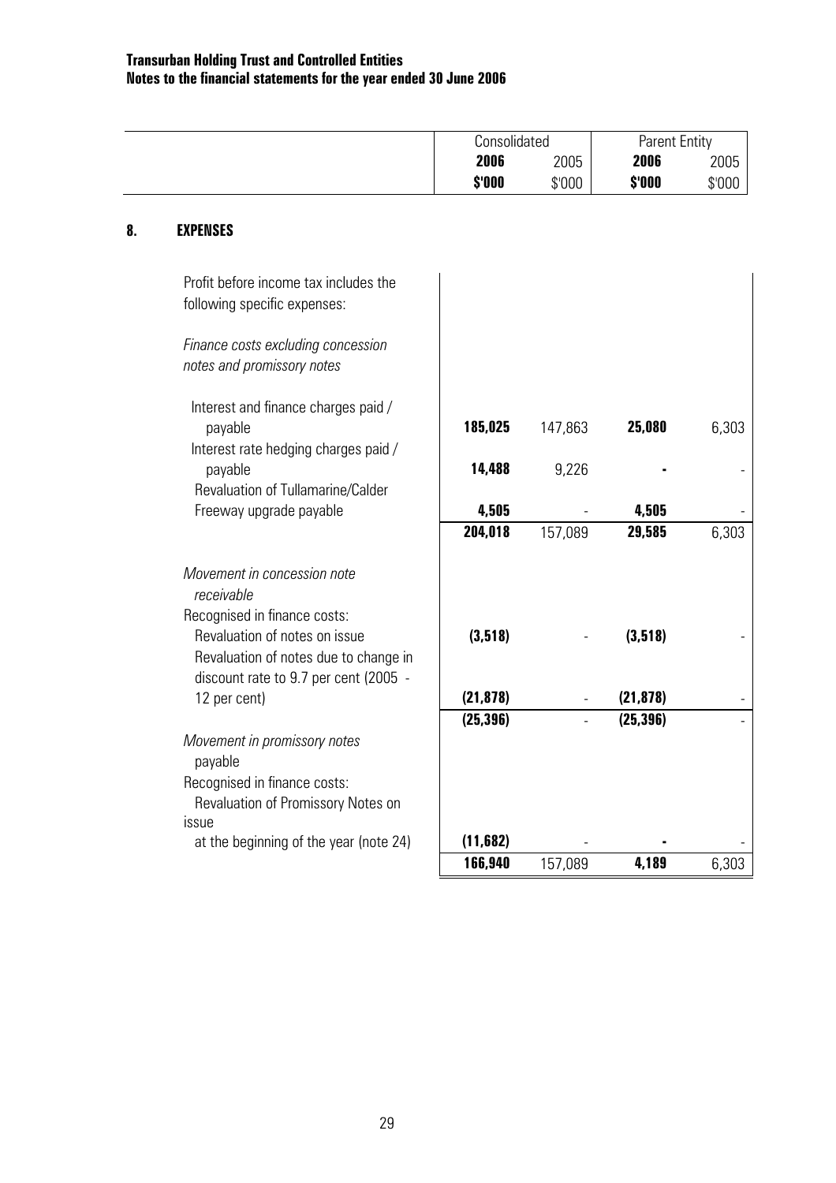## 8. EXPENSES

| | Consolidated | | Parent Entity | |
|---|---|---|---|---|
| | **2006** | 2005 | **2006** | 2005 |
| | **$'000** | $'000 | **$'000** | $'000 |
| Profit before income tax includes the following specific expenses: | | | | |
| *Finance costs excluding concession notes and promissory notes* | | | | |
| Interest and finance charges paid / payable | **185,025** | 147,863 | **25,080** | 6,303 |
| Interest rate hedging charges paid / payable | **14,488** | 9,226 | **-** | - |
| Revaluation of Tullamarine/Calder Freeway upgrade payable | **4,505** | - | **4,505** | - |
| | **204,018** | 157,089 | **29,585** | 6,303 |
| *Movement in concession note receivable* | | | | |
| Recognised in finance costs: | | | | |
| Revaluation of notes on issue | **(3,518)** | - | **(3,518)** | - |
| Revaluation of notes due to change in discount rate to 9.7 per cent (2005 - 12 per cent) | **(21,878)** | - | **(21,878)** | - |
| | **(25,396)** | - | **(25,396)** | - |
| *Movement in promissory notes payable* | | | | |
| Recognised in finance costs: | | | | |
| Revaluation of Promissory Notes on issue at the beginning of the year (note 24) | **(11,682)** | - | **-** | - |
| | **166,940** | 157,089 | **4,189** | 6,303 |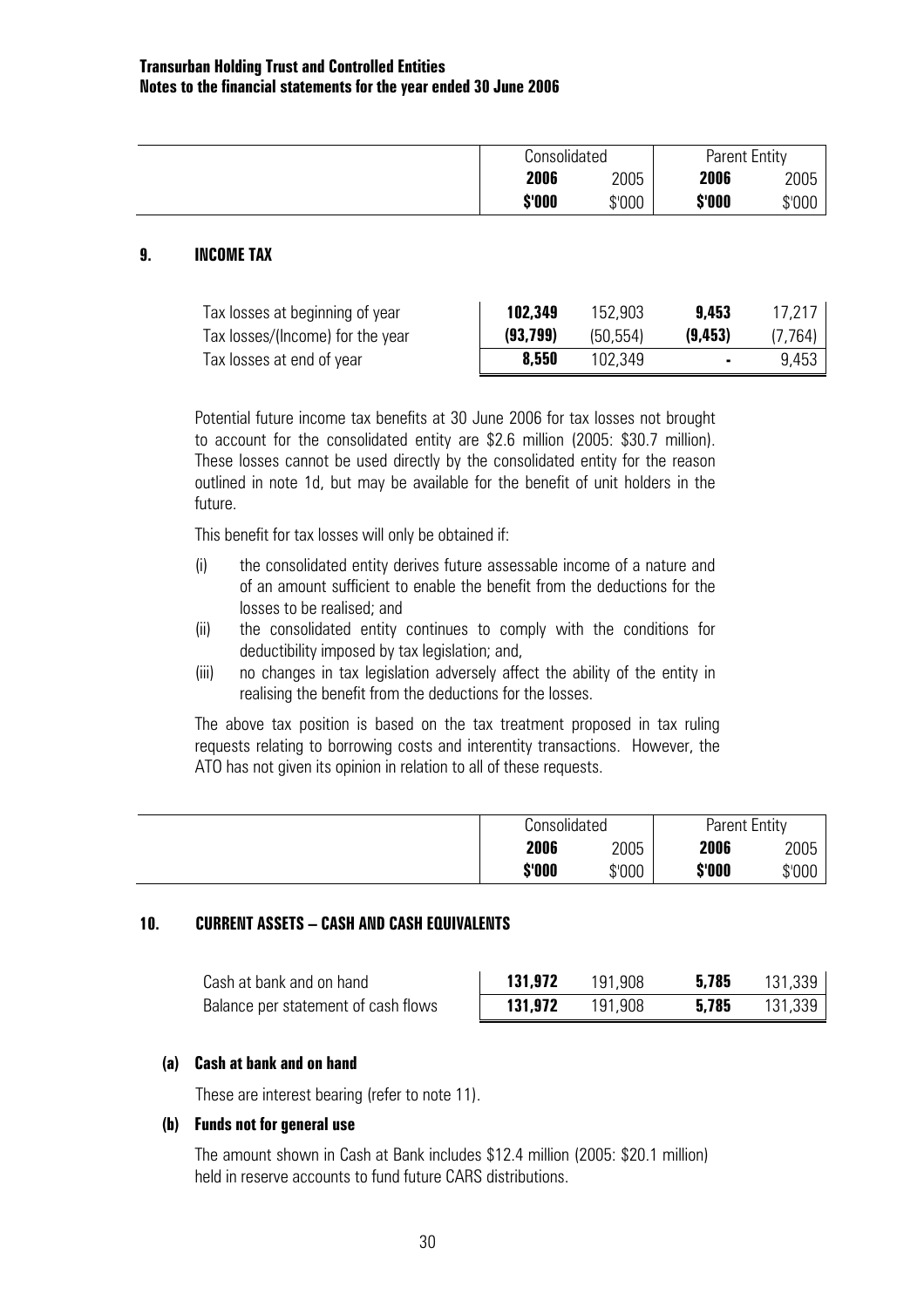**Transurban Holding Trust and Controlled Entities**
**Notes to the financial statements for the year ended 30 June 2006**

## 9. INCOME TAX

| | Consolidated | | Parent Entity | |
|---|---|---|---|---|
| | **2006** | 2005 | **2006** | 2005 |
| | **$'000** | $'000 | **$'000** | $'000 |
| Tax losses at beginning of year | **102,349** | 152,903 | **9,453** | 17,217 |
| Tax losses/(Income) for the year | **(93,799)** | (50,554) | **(9,453)** | (7,764) |
| Tax losses at end of year | **8,550** | 102,349 | **-** | 9,453 |

Potential future income tax benefits at 30 June 2006 for tax losses not brought to account for the consolidated entity are $2.6 million (2005: $30.7 million). These losses cannot be used directly by the consolidated entity for the reason outlined in note 1d, but may be available for the benefit of unit holders in the future.

This benefit for tax losses will only be obtained if:

(i) the consolidated entity derives future assessable income of a nature and of an amount sufficient to enable the benefit from the deductions for the losses to be realised; and

(ii) the consolidated entity continues to comply with the conditions for deductibility imposed by tax legislation; and,

(iii) no changes in tax legislation adversely affect the ability of the entity in realising the benefit from the deductions for the losses.

The above tax position is based on the tax treatment proposed in tax ruling requests relating to borrowing costs and interentity transactions. However, the ATO has not given its opinion in relation to all of these requests.

## 10. CURRENT ASSETS – CASH AND CASH EQUIVALENTS

| | Consolidated | | Parent Entity | |
|---|---|---|---|---|
| | **2006** | 2005 | **2006** | 2005 |
| | **$'000** | $'000 | **$'000** | $'000 |
| Cash at bank and on hand | **131,972** | 191,908 | **5,785** | 131,339 |
| Balance per statement of cash flows | **131,972** | 191,908 | **5,785** | 131,339 |

### (a) Cash at bank and on hand

These are interest bearing (refer to note 11).

### (b) Funds not for general use

The amount shown in Cash at Bank includes $12.4 million (2005: $20.1 million) held in reserve accounts to fund future CARS distributions.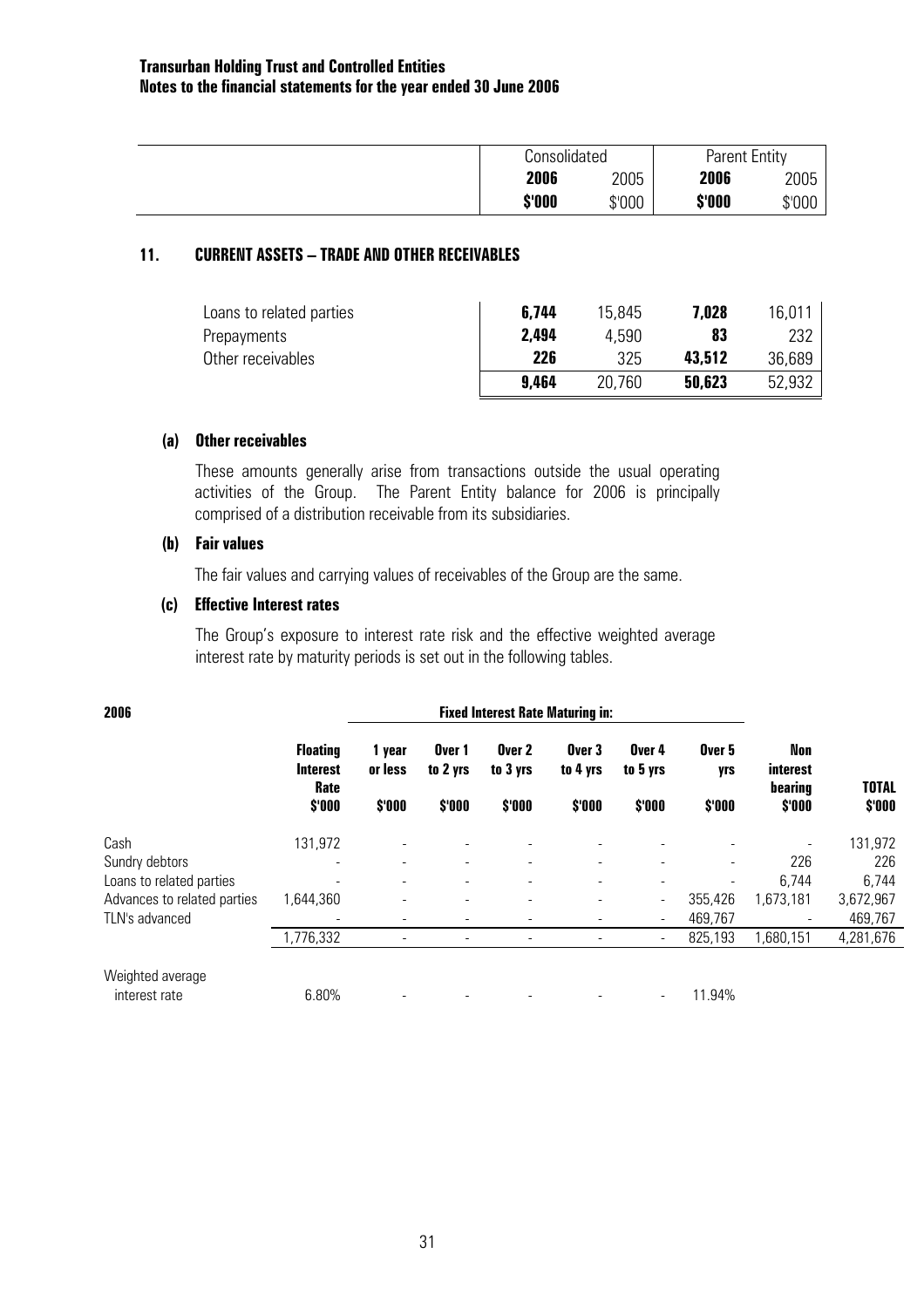|  | Consolidated |  | Parent Entity |  |
|---|---|---|---|---|
|  | **2006** | 2005 | **2006** | 2005 |
|  | **$'000** | $'000 | **$'000** | $'000 |

## 11. CURRENT ASSETS – TRADE AND OTHER RECEIVABLES

|  | Consolidated 2006 | Consolidated 2005 | Parent Entity 2006 | Parent Entity 2005 |
|---|---|---|---|---|
| Loans to related parties | **6,744** | 15,845 | **7,028** | 16,011 |
| Prepayments | **2,494** | 4,590 | **83** | 232 |
| Other receivables | **226** | 325 | **43,512** | 36,689 |
|  | **9,464** | 20,760 | **50,623** | 52,932 |

### (a) Other receivables

These amounts generally arise from transactions outside the usual operating activities of the Group. The Parent Entity balance for 2006 is principally comprised of a distribution receivable from its subsidiaries.

### (b) Fair values

The fair values and carrying values of receivables of the Group are the same.

### (c) Effective Interest rates

The Group's exposure to interest rate risk and the effective weighted average interest rate by maturity periods is set out in the following tables.

| **2006** |  | **Fixed Interest Rate Maturing in:** |  |  |  |  |  |  |  |
|---|---|---|---|---|---|---|---|---|---|
|  | **Floating Interest Rate** | **1 year or less** | **Over 1 to 2 yrs** | **Over 2 to 3 yrs** | **Over 3 to 4 yrs** | **Over 4 to 5 yrs** | **Over 5 yrs** | **Non interest bearing** | **TOTAL** |
|  | **$'000** | **$'000** | **$'000** | **$'000** | **$'000** | **$'000** | **$'000** | **$'000** | **$'000** |
| Cash | 131,972 | - | - | - | - | - | - | - | 131,972 |
| Sundry debtors | - | - | - | - | - | - | - | 226 | 226 |
| Loans to related parties | - | - | - | - | - | - | - | 6,744 | 6,744 |
| Advances to related parties | 1,644,360 | - | - | - | - | - | 355,426 | 1,673,181 | 3,672,967 |
| TLN's advanced | - | - | - | - | - | - | 469,767 | - | 469,767 |
|  | 1,776,332 | - | - | - | - | - | 825,193 | 1,680,151 | 4,281,676 |
| Weighted average interest rate | 6.80% | - | - | - | - | - | 11.94% |  |  |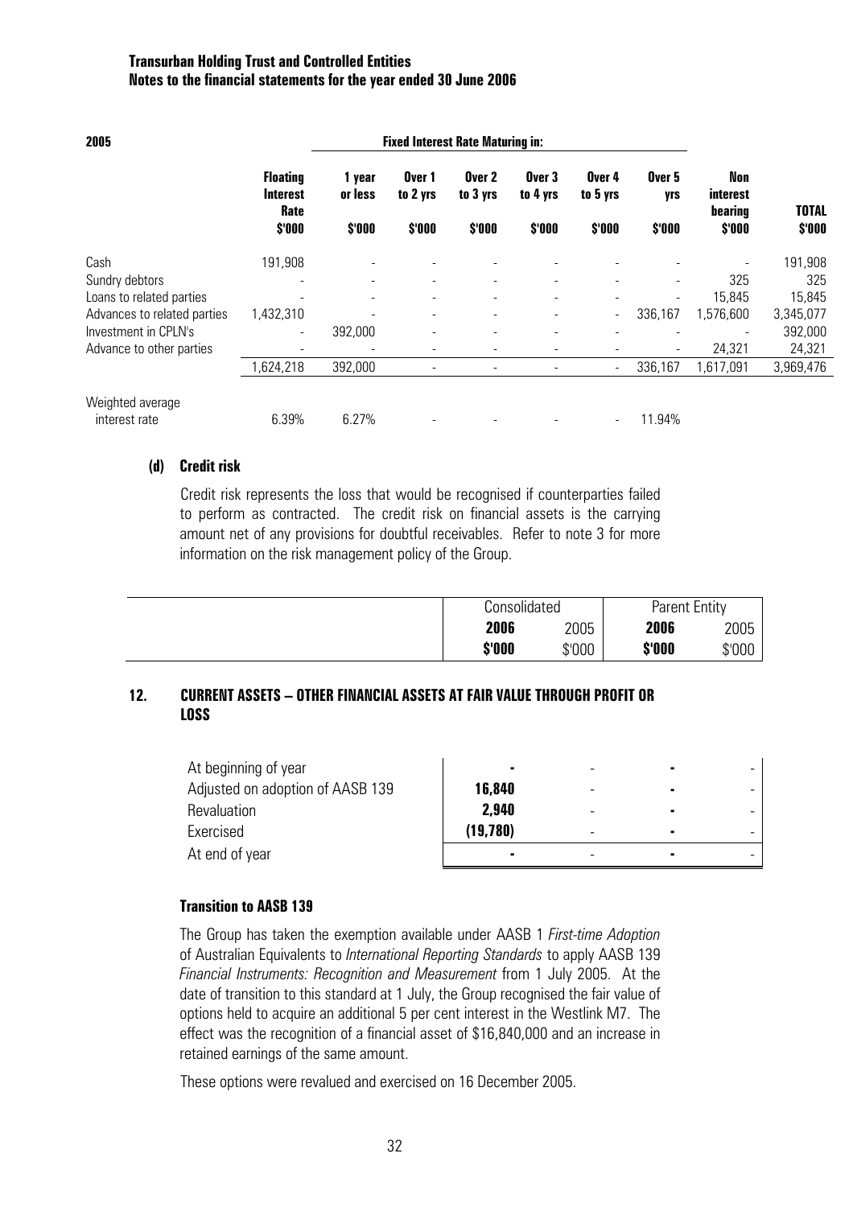**2005**

| | Floating Interest Rate | Fixed Interest Rate Maturing in: 1 year or less | Over 1 to 2 yrs | Over 2 to 3 yrs | Over 3 to 4 yrs | Over 4 to 5 yrs | Over 5 yrs | Non interest bearing | TOTAL |
|---|---|---|---|---|---|---|---|---|---|
| | $'000 | $'000 | $'000 | $'000 | $'000 | $'000 | $'000 | $'000 | $'000 |
| Cash | 191,908 | - | - | - | - | - | - | - | 191,908 |
| Sundry debtors | - | - | - | - | - | - | - | 325 | 325 |
| Loans to related parties | - | - | - | - | - | - | - | 15,845 | 15,845 |
| Advances to related parties | 1,432,310 | - | - | - | - | - | 336,167 | 1,576,600 | 3,345,077 |
| Investment in CPLN's | - | 392,000 | - | - | - | - | - | - | 392,000 |
| Advance to other parties | - | - | - | - | - | - | - | 24,321 | 24,321 |
| | 1,624,218 | 392,000 | - | - | - | - | 336,167 | 1,617,091 | 3,969,476 |
| Weighted average interest rate | 6.39% | 6.27% | - | - | - | - | 11.94% | | |

### (d) Credit risk

Credit risk represents the loss that would be recognised if counterparties failed to perform as contracted. The credit risk on financial assets is the carrying amount net of any provisions for doubtful receivables. Refer to note 3 for more information on the risk management policy of the Group.

## 12. CURRENT ASSETS – OTHER FINANCIAL ASSETS AT FAIR VALUE THROUGH PROFIT OR LOSS

| | Consolidated | | Parent Entity | |
|---|---|---|---|---|
| | **2006** | 2005 | **2006** | 2005 |
| | **$'000** | $'000 | **$'000** | $'000 |
| At beginning of year | **-** | - | **-** | - |
| Adjusted on adoption of AASB 139 | **16,840** | - | **-** | - |
| Revaluation | **2,940** | - | **-** | - |
| Exercised | **(19,780)** | - | **-** | - |
| At end of year | **-** | - | **-** | - |

**Transition to AASB 139**

The Group has taken the exemption available under AASB 1 *First-time Adoption* of Australian Equivalents to *International Reporting Standards* to apply AASB 139 *Financial Instruments: Recognition and Measurement* from 1 July 2005. At the date of transition to this standard at 1 July, the Group recognised the fair value of options held to acquire an additional 5 per cent interest in the Westlink M7. The effect was the recognition of a financial asset of $16,840,000 and an increase in retained earnings of the same amount.

These options were revalued and exercised on 16 December 2005.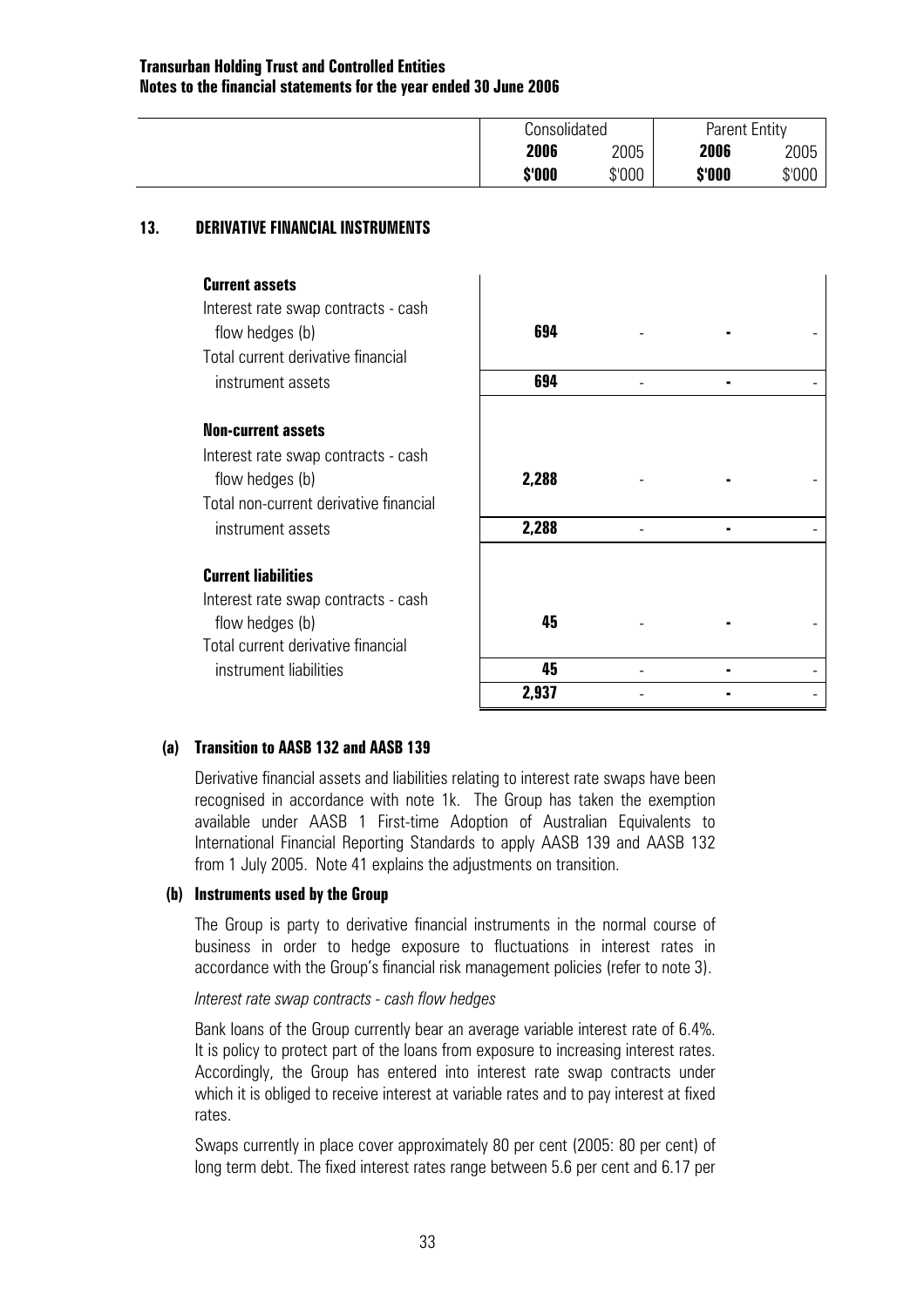**Transurban Holding Trust and Controlled Entities**
**Notes to the financial statements for the year ended 30 June 2006**

## 13. DERIVATIVE FINANCIAL INSTRUMENTS

| | Consolidated | | Parent Entity | |
|---|---|---|---|---|
| | **2006** | 2005 | **2006** | 2005 |
| | **$'000** | $'000 | **$'000** | $'000 |
| **Current assets** | | | | |
| Interest rate swap contracts - cash flow hedges (b) | **694** | - | **-** | - |
| Total current derivative financial instrument assets | **694** | - | **-** | - |
| **Non-current assets** | | | | |
| Interest rate swap contracts - cash flow hedges (b) | **2,288** | - | **-** | - |
| Total non-current derivative financial instrument assets | **2,288** | - | **-** | - |
| **Current liabilities** | | | | |
| Interest rate swap contracts - cash flow hedges (b) | **45** | - | **-** | - |
| Total current derivative financial instrument liabilities | **45** | - | **-** | - |
| | **2,937** | - | **-** | - |

### (a) Transition to AASB 132 and AASB 139

Derivative financial assets and liabilities relating to interest rate swaps have been recognised in accordance with note 1k. The Group has taken the exemption available under AASB 1 First-time Adoption of Australian Equivalents to International Financial Reporting Standards to apply AASB 139 and AASB 132 from 1 July 2005. Note 41 explains the adjustments on transition.

### (b) Instruments used by the Group

The Group is party to derivative financial instruments in the normal course of business in order to hedge exposure to fluctuations in interest rates in accordance with the Group's financial risk management policies (refer to note 3).

*Interest rate swap contracts - cash flow hedges*

Bank loans of the Group currently bear an average variable interest rate of 6.4%. It is policy to protect part of the loans from exposure to increasing interest rates. Accordingly, the Group has entered into interest rate swap contracts under which it is obliged to receive interest at variable rates and to pay interest at fixed rates.

Swaps currently in place cover approximately 80 per cent (2005: 80 per cent) of long term debt. The fixed interest rates range between 5.6 per cent and 6.17 per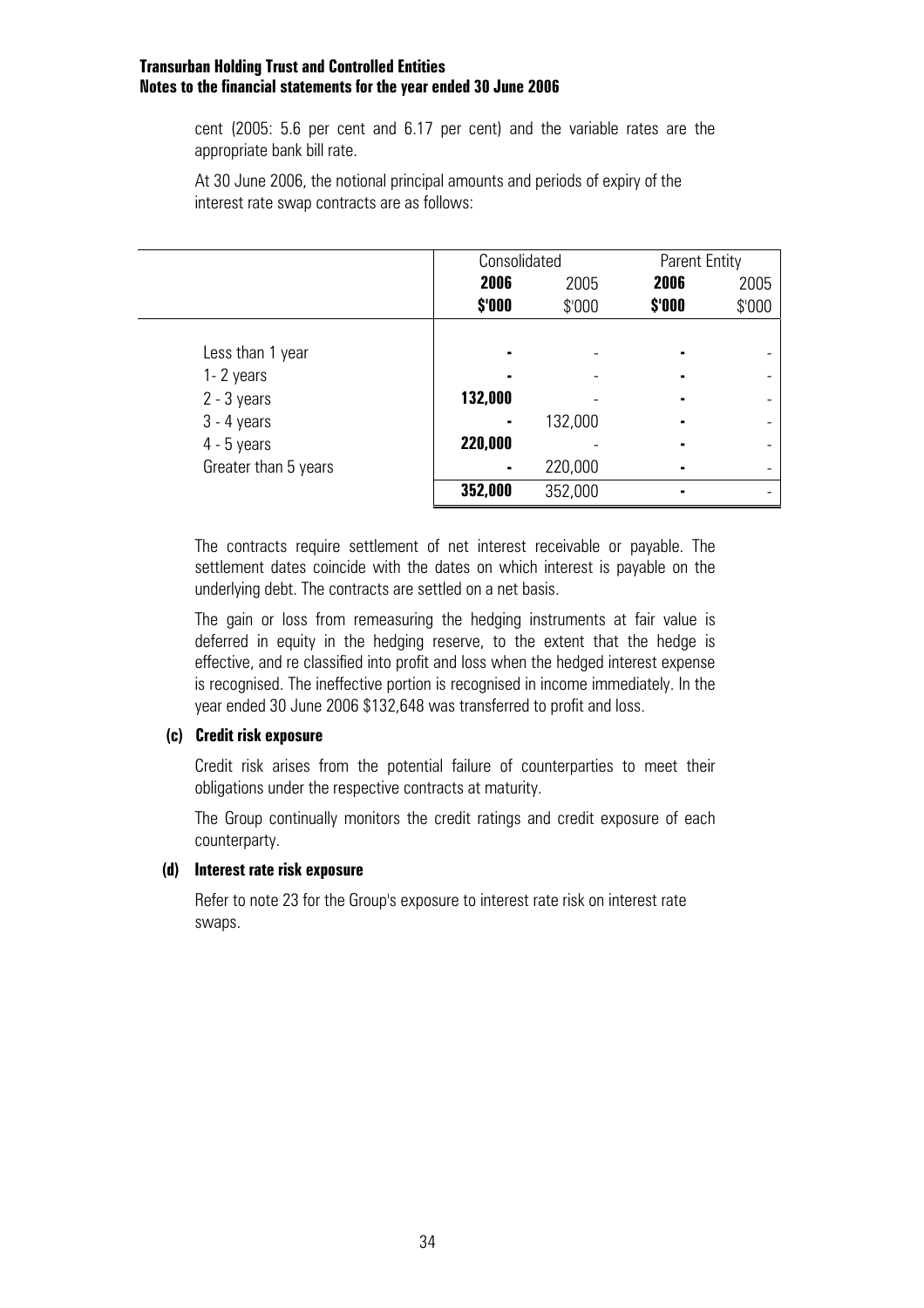cent (2005: 5.6 per cent and 6.17 per cent) and the variable rates are the appropriate bank bill rate.

At 30 June 2006, the notional principal amounts and periods of expiry of the interest rate swap contracts are as follows:

| | Consolidated | | Parent Entity | |
|---|---|---|---|---|
| | **2006** | 2005 | **2006** | 2005 |
| | **\$'000** | \$'000 | **\$'000** | \$'000 |
| Less than 1 year | **-** | - | **-** | - |
| 1- 2 years | **-** | - | **-** | - |
| 2 - 3 years | **132,000** | - | **-** | - |
| 3 - 4 years | **-** | 132,000 | **-** | - |
| 4 - 5 years | **220,000** | - | **-** | - |
| Greater than 5 years | **-** | 220,000 | **-** | - |
| | **352,000** | 352,000 | **-** | - |

The contracts require settlement of net interest receivable or payable. The settlement dates coincide with the dates on which interest is payable on the underlying debt. The contracts are settled on a net basis.

The gain or loss from remeasuring the hedging instruments at fair value is deferred in equity in the hedging reserve, to the extent that the hedge is effective, and re classified into profit and loss when the hedged interest expense is recognised. The ineffective portion is recognised in income immediately. In the year ended 30 June 2006 \$132,648 was transferred to profit and loss.

**(c) Credit risk exposure**

Credit risk arises from the potential failure of counterparties to meet their obligations under the respective contracts at maturity.

The Group continually monitors the credit ratings and credit exposure of each counterparty.

**(d) Interest rate risk exposure**

Refer to note 23 for the Group's exposure to interest rate risk on interest rate swaps.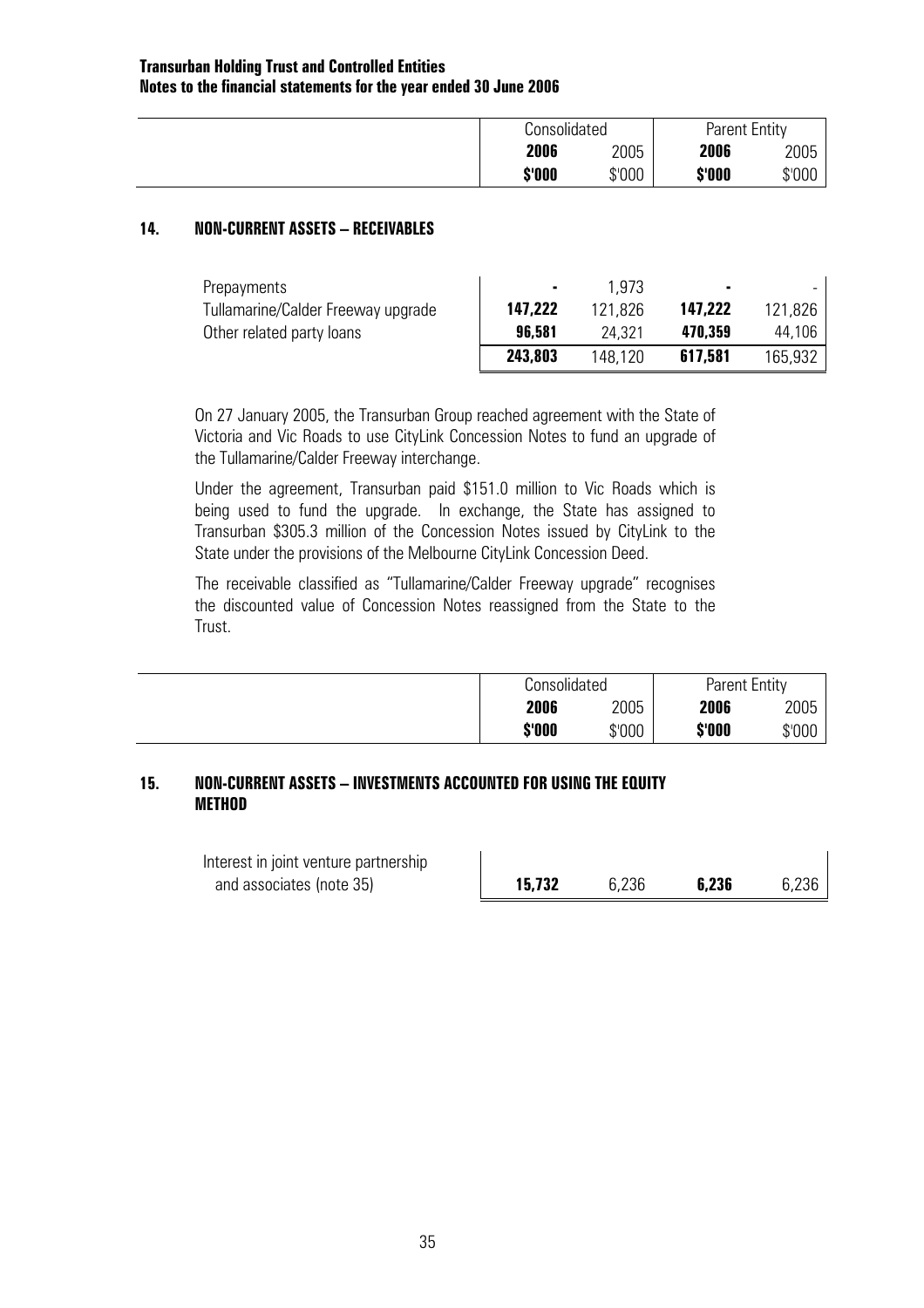## 14. NON-CURRENT ASSETS – RECEIVABLES

| | Consolidated | | Parent Entity | |
|---|---|---|---|---|
| | **2006** | 2005 | **2006** | 2005 |
| | **$'000** | $'000 | **$'000** | $'000 |
| Prepayments | **-** | 1,973 | **-** | - |
| Tullamarine/Calder Freeway upgrade | **147,222** | 121,826 | **147,222** | 121,826 |
| Other related party loans | **96,581** | 24,321 | **470,359** | 44,106 |
| | **243,803** | 148,120 | **617,581** | 165,932 |

On 27 January 2005, the Transurban Group reached agreement with the State of Victoria and Vic Roads to use CityLink Concession Notes to fund an upgrade of the Tullamarine/Calder Freeway interchange.

Under the agreement, Transurban paid $151.0 million to Vic Roads which is being used to fund the upgrade. In exchange, the State has assigned to Transurban $305.3 million of the Concession Notes issued by CityLink to the State under the provisions of the Melbourne CityLink Concession Deed.

The receivable classified as "Tullamarine/Calder Freeway upgrade" recognises the discounted value of Concession Notes reassigned from the State to the Trust.

## 15. NON-CURRENT ASSETS – INVESTMENTS ACCOUNTED FOR USING THE EQUITY METHOD

| | Consolidated | | Parent Entity | |
|---|---|---|---|---|
| | **2006** | 2005 | **2006** | 2005 |
| | **$'000** | $'000 | **$'000** | $'000 |
| Interest in joint venture partnership and associates (note 35) | **15,732** | 6,236 | **6,236** | 6,236 |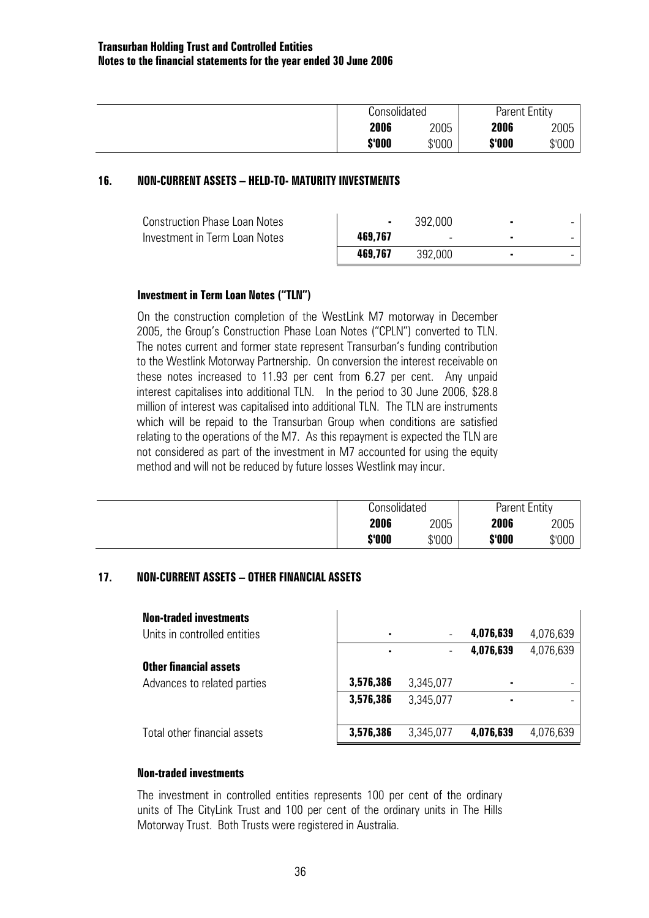## 16. NON-CURRENT ASSETS – HELD-TO- MATURITY INVESTMENTS

| | Consolidated | | Parent Entity | |
|---|---|---|---|---|
| | **2006** | 2005 | **2006** | 2005 |
| | **\$'000** | \$'000 | **\$'000** | \$'000 |
| Construction Phase Loan Notes | **-** | 392,000 | **-** | - |
| Investment in Term Loan Notes | **469,767** | - | **-** | - |
| | **469,767** | 392,000 | **-** | - |

### Investment in Term Loan Notes ("TLN")

On the construction completion of the WestLink M7 motorway in December 2005, the Group's Construction Phase Loan Notes ("CPLN") converted to TLN. The notes current and former state represent Transurban's funding contribution to the Westlink Motorway Partnership. On conversion the interest receivable on these notes increased to 11.93 per cent from 6.27 per cent. Any unpaid interest capitalises into additional TLN. In the period to 30 June 2006, \$28.8 million of interest was capitalised into additional TLN. The TLN are instruments which will be repaid to the Transurban Group when conditions are satisfied relating to the operations of the M7. As this repayment is expected the TLN are not considered as part of the investment in M7 accounted for using the equity method and will not be reduced by future losses Westlink may incur.

## 17. NON-CURRENT ASSETS – OTHER FINANCIAL ASSETS

| | Consolidated | | Parent Entity | |
|---|---|---|---|---|
| | **2006** | 2005 | **2006** | 2005 |
| | **\$'000** | \$'000 | **\$'000** | \$'000 |
| **Non-traded investments** | | | | |
| Units in controlled entities | **-** | - | **4,076,639** | 4,076,639 |
| | **-** | - | **4,076,639** | 4,076,639 |
| **Other financial assets** | | | | |
| Advances to related parties | **3,576,386** | 3,345,077 | **-** | - |
| | **3,576,386** | 3,345,077 | **-** | - |
| Total other financial assets | **3,576,386** | 3,345,077 | **4,076,639** | 4,076,639 |

### Non-traded investments

The investment in controlled entities represents 100 per cent of the ordinary units of The CityLink Trust and 100 per cent of the ordinary units in The Hills Motorway Trust. Both Trusts were registered in Australia.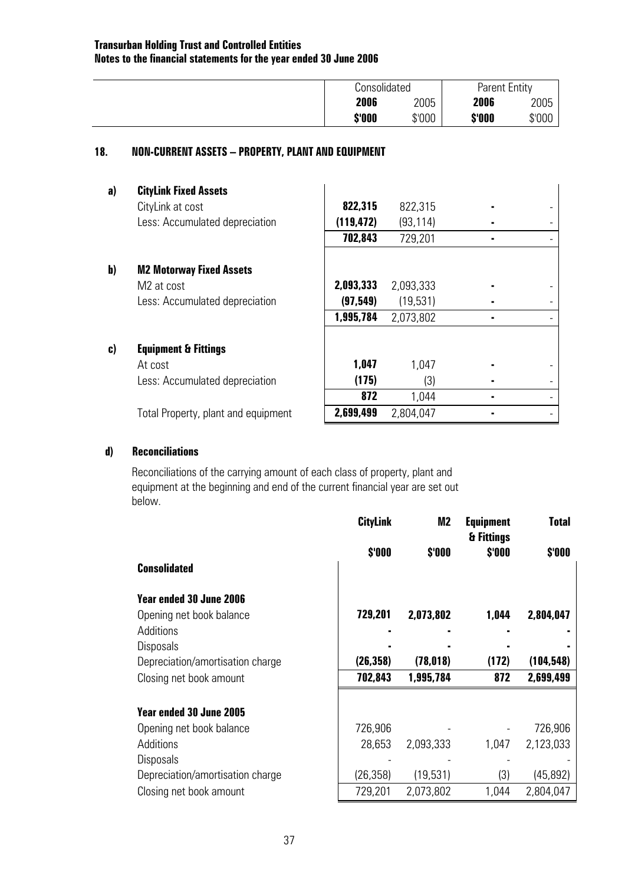**Transurban Holding Trust and Controlled Entities**
**Notes to the financial statements for the year ended 30 June 2006**

## 18. NON-CURRENT ASSETS – PROPERTY, PLANT AND EQUIPMENT

| | | Consolidated | | Parent Entity | |
|---|---|---|---|---|---|
| | | **2006** | 2005 | **2006** | 2005 |
| | | **\$'000** | \$'000 | **\$'000** | \$'000 |
| **a)** | **CityLink Fixed Assets** | | | | |
| | CityLink at cost | **822,315** | 822,315 | **-** | - |
| | Less: Accumulated depreciation | **(119,472)** | (93,114) | **-** | - |
| | | **702,843** | 729,201 | **-** | - |
| **b)** | **M2 Motorway Fixed Assets** | | | | |
| | M2 at cost | **2,093,333** | 2,093,333 | **-** | - |
| | Less: Accumulated depreciation | **(97,549)** | (19,531) | **-** | - |
| | | **1,995,784** | 2,073,802 | **-** | - |
| **c)** | **Equipment & Fittings** | | | | |
| | At cost | **1,047** | 1,047 | **-** | - |
| | Less: Accumulated depreciation | **(175)** | (3) | **-** | - |
| | | **872** | 1,044 | **-** | - |
| | Total Property, plant and equipment | **2,699,499** | 2,804,047 | **-** | - |

### d) Reconciliations

Reconciliations of the carrying amount of each class of property, plant and equipment at the beginning and end of the current financial year are set out below.

| | **CityLink** | **M2** | **Equipment & Fittings** | **Total** |
|---|---|---|---|---|
| | **\$'000** | **\$'000** | **\$'000** | **\$'000** |
| **Consolidated** | | | | |
| **Year ended 30 June 2006** | | | | |
| Opening net book balance | **729,201** | **2,073,802** | **1,044** | **2,804,047** |
| Additions | **-** | **-** | **-** | **-** |
| Disposals | **-** | **-** | **-** | **-** |
| Depreciation/amortisation charge | **(26,358)** | **(78,018)** | **(172)** | **(104,548)** |
| Closing net book amount | **702,843** | **1,995,784** | **872** | **2,699,499** |
| **Year ended 30 June 2005** | | | | |
| Opening net book balance | 726,906 | - | - | 726,906 |
| Additions | 28,653 | 2,093,333 | 1,047 | 2,123,033 |
| Disposals | - | - | - | - |
| Depreciation/amortisation charge | (26,358) | (19,531) | (3) | (45,892) |
| Closing net book amount | 729,201 | 2,073,802 | 1,044 | 2,804,047 |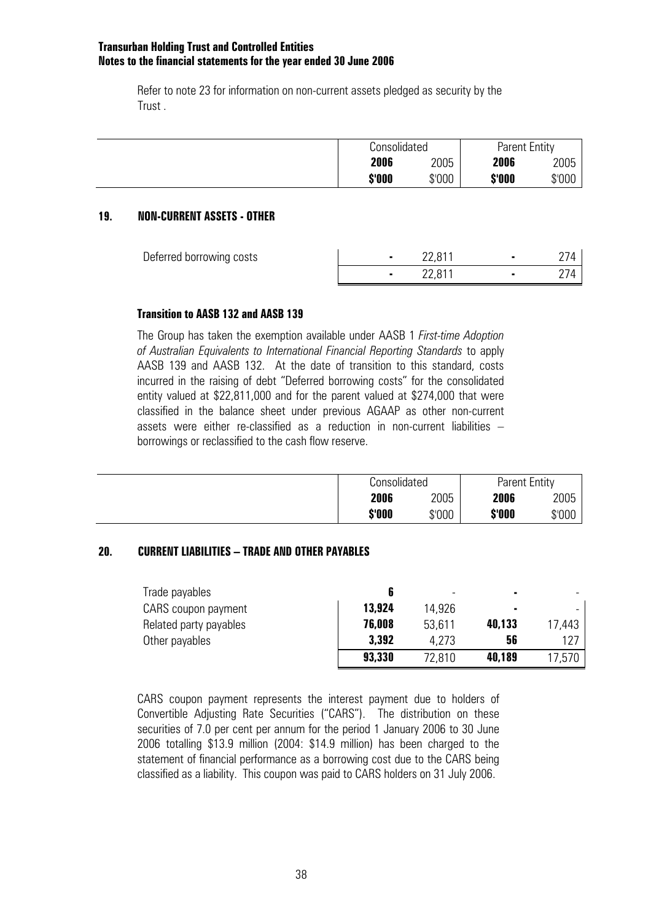Refer to note 23 for information on non-current assets pledged as security by the Trust .

## 19. NON-CURRENT ASSETS - OTHER

| | Consolidated | | Parent Entity | |
|---|---|---|---|---|
| | **2006** | 2005 | **2006** | 2005 |
| | **\$'000** | \$'000 | **\$'000** | \$'000 |
| Deferred borrowing costs | **-** | 22,811 | **-** | 274 |
| | **-** | 22,811 | **-** | 274 |

### Transition to AASB 132 and AASB 139

The Group has taken the exemption available under AASB 1 *First-time Adoption of Australian Equivalents to International Financial Reporting Standards* to apply AASB 139 and AASB 132. At the date of transition to this standard, costs incurred in the raising of debt "Deferred borrowing costs" for the consolidated entity valued at \$22,811,000 and for the parent valued at \$274,000 that were classified in the balance sheet under previous AGAAP as other non-current assets were either re-classified as a reduction in non-current liabilities – borrowings or reclassified to the cash flow reserve.

## 20. CURRENT LIABILITIES – TRADE AND OTHER PAYABLES

| | Consolidated | | Parent Entity | |
|---|---|---|---|---|
| | **2006** | 2005 | **2006** | 2005 |
| | **\$'000** | \$'000 | **\$'000** | \$'000 |
| Trade payables | **6** | - | **-** | - |
| CARS coupon payment | **13,924** | 14,926 | **-** | - |
| Related party payables | **76,008** | 53,611 | **40,133** | 17,443 |
| Other payables | **3,392** | 4,273 | **56** | 127 |
| | **93,330** | 72,810 | **40,189** | 17,570 |

CARS coupon payment represents the interest payment due to holders of Convertible Adjusting Rate Securities ("CARS"). The distribution on these securities of 7.0 per cent per annum for the period 1 January 2006 to 30 June 2006 totalling \$13.9 million (2004: \$14.9 million) has been charged to the statement of financial performance as a borrowing cost due to the CARS being classified as a liability. This coupon was paid to CARS holders on 31 July 2006.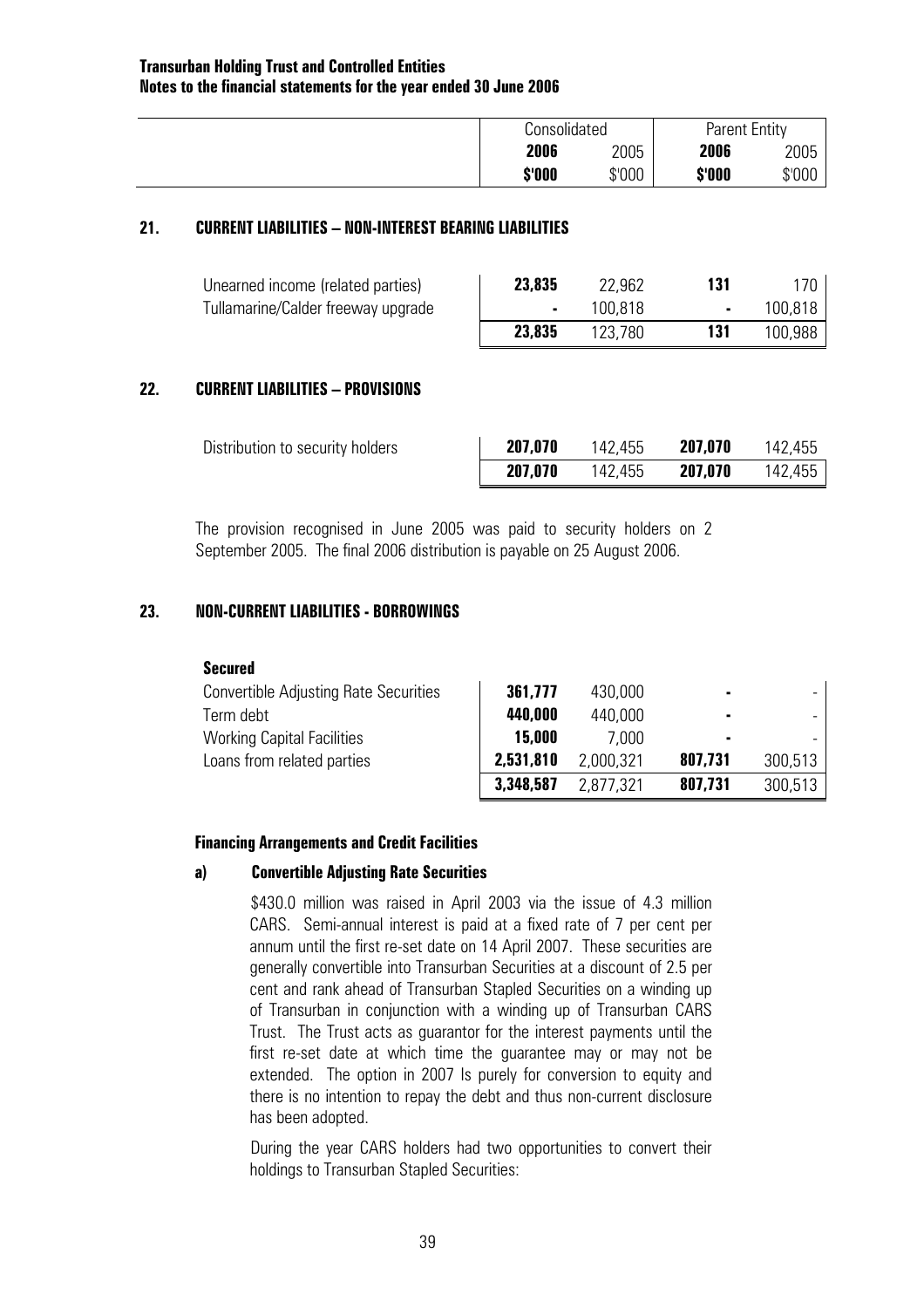| | Consolidated | | Parent Entity | |
|---|---|---|---|---|
| | **2006** | 2005 | **2006** | 2005 |
| | **$'000** | $'000 | **$'000** | $'000 |

## 21. CURRENT LIABILITIES – NON-INTEREST BEARING LIABILITIES

| | Consolidated 2006 $'000 | Consolidated 2005 $'000 | Parent Entity 2006 $'000 | Parent Entity 2005 $'000 |
|---|---|---|---|---|
| Unearned income (related parties) | **23,835** | 22,962 | **131** | 170 |
| Tullamarine/Calder freeway upgrade | **-** | 100,818 | **-** | 100,818 |
| | **23,835** | 123,780 | **131** | 100,988 |

## 22. CURRENT LIABILITIES – PROVISIONS

| | Consolidated 2006 $'000 | Consolidated 2005 $'000 | Parent Entity 2006 $'000 | Parent Entity 2005 $'000 |
|---|---|---|---|---|
| Distribution to security holders | **207,070** | 142,455 | **207,070** | 142,455 |
| | **207,070** | 142,455 | **207,070** | 142,455 |

The provision recognised in June 2005 was paid to security holders on 2 September 2005. The final 2006 distribution is payable on 25 August 2006.

## 23. NON-CURRENT LIABILITIES - BORROWINGS

| | Consolidated 2006 $'000 | Consolidated 2005 $'000 | Parent Entity 2006 $'000 | Parent Entity 2005 $'000 |
|---|---|---|---|---|
| **Secured** | | | | |
| Convertible Adjusting Rate Securities | **361,777** | 430,000 | **-** | - |
| Term debt | **440,000** | 440,000 | **-** | - |
| Working Capital Facilities | **15,000** | 7,000 | **-** | - |
| Loans from related parties | **2,531,810** | 2,000,321 | **807,731** | 300,513 |
| | **3,348,587** | 2,877,321 | **807,731** | 300,513 |

### Financing Arrangements and Credit Facilities

#### a) Convertible Adjusting Rate Securities

$430.0 million was raised in April 2003 via the issue of 4.3 million CARS. Semi-annual interest is paid at a fixed rate of 7 per cent per annum until the first re-set date on 14 April 2007. These securities are generally convertible into Transurban Securities at a discount of 2.5 per cent and rank ahead of Transurban Stapled Securities on a winding up of Transurban in conjunction with a winding up of Transurban CARS Trust. The Trust acts as guarantor for the interest payments until the first re-set date at which time the guarantee may or may not be extended. The option in 2007 Is purely for conversion to equity and there is no intention to repay the debt and thus non-current disclosure has been adopted.

During the year CARS holders had two opportunities to convert their holdings to Transurban Stapled Securities: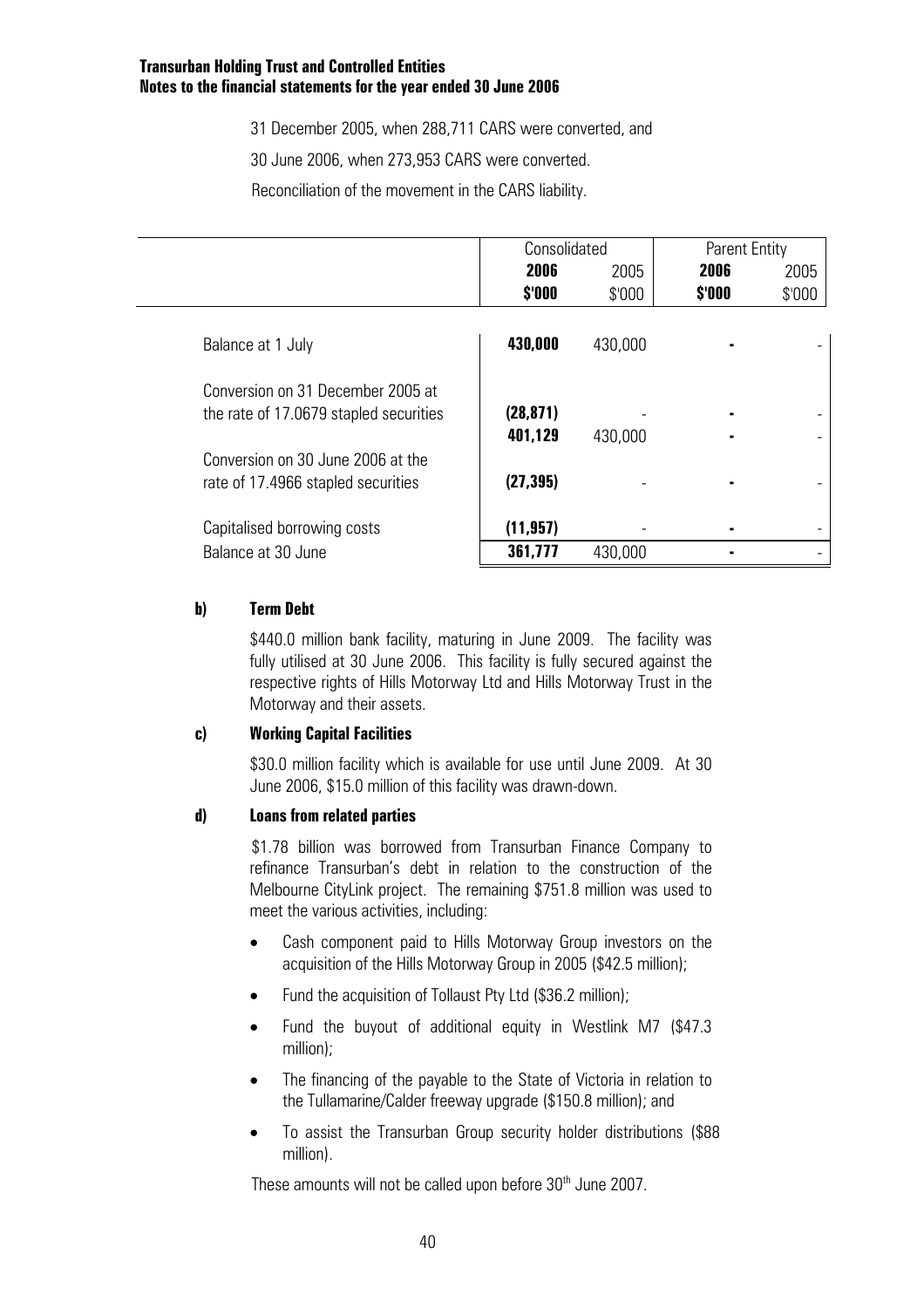31 December 2005, when 288,711 CARS were converted, and

30 June 2006, when 273,953 CARS were converted.

Reconciliation of the movement in the CARS liability.

| | Consolidated | | Parent Entity | |
|---|---|---|---|---|
| | **2006** | 2005 | **2006** | 2005 |
| | **$'000** | $'000 | **$'000** | $'000 |
| Balance at 1 July | **430,000** | 430,000 | **-** | - |
| Conversion on 31 December 2005 at the rate of 17.0679 stapled securities | **(28,871)** | - | **-** | - |
| | **401,129** | 430,000 | **-** | - |
| Conversion on 30 June 2006 at the rate of 17.4966 stapled securities | **(27,395)** | - | **-** | - |
| Capitalised borrowing costs | **(11,957)** | - | **-** | - |
| Balance at 30 June | **361,777** | 430,000 | **-** | - |

**b) Term Debt**

\$440.0 million bank facility, maturing in June 2009. The facility was fully utilised at 30 June 2006. This facility is fully secured against the respective rights of Hills Motorway Ltd and Hills Motorway Trust in the Motorway and their assets.

**c) Working Capital Facilities**

\$30.0 million facility which is available for use until June 2009. At 30 June 2006, \$15.0 million of this facility was drawn-down.

**d) Loans from related parties**

\$1.78 billion was borrowed from Transurban Finance Company to refinance Transurban's debt in relation to the construction of the Melbourne CityLink project. The remaining \$751.8 million was used to meet the various activities, including:

- Cash component paid to Hills Motorway Group investors on the acquisition of the Hills Motorway Group in 2005 (\$42.5 million);
- Fund the acquisition of Tollaust Pty Ltd (\$36.2 million);
- Fund the buyout of additional equity in Westlink M7 (\$47.3 million);
- The financing of the payable to the State of Victoria in relation to the Tullamarine/Calder freeway upgrade (\$150.8 million); and
- To assist the Transurban Group security holder distributions (\$88 million).

These amounts will not be called upon before 30th June 2007.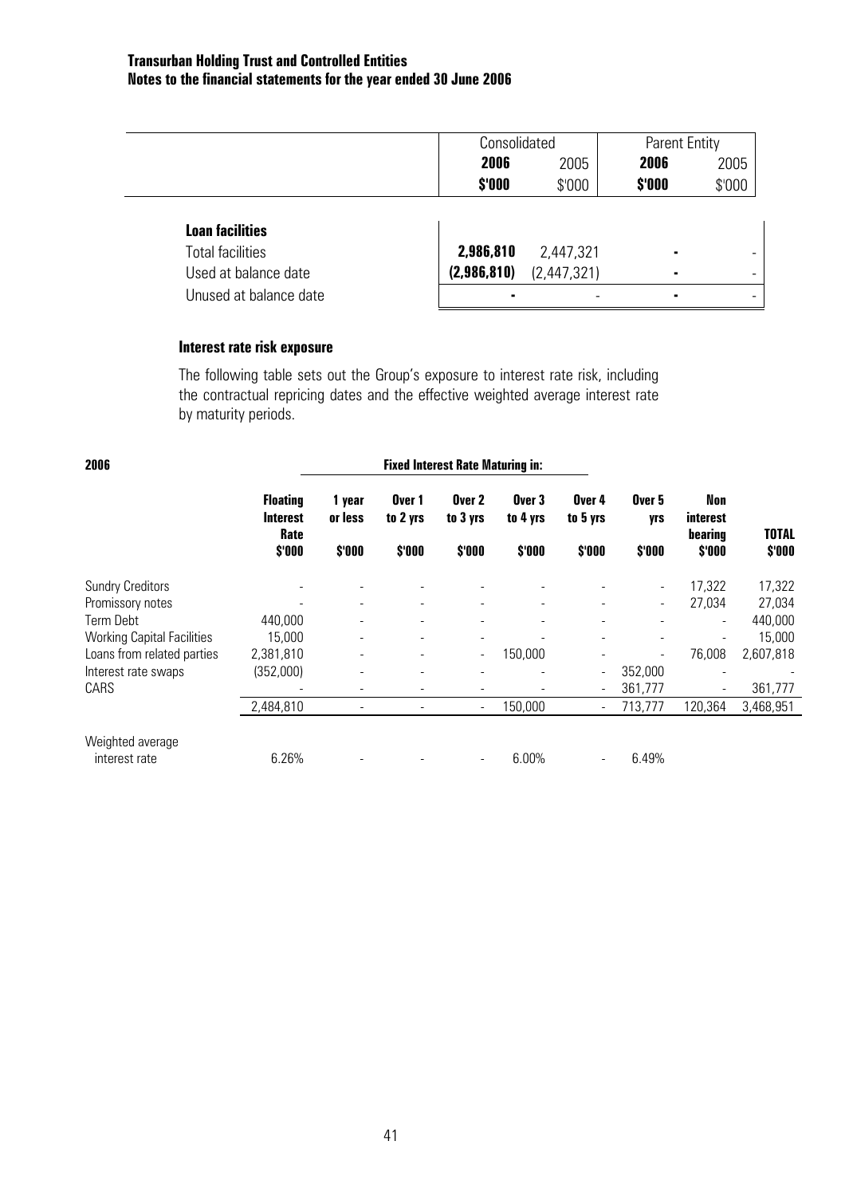| | Consolidated | | Parent Entity | |
|---|---|---|---|---|
| | **2006** | 2005 | **2006** | 2005 |
| | **$'000** | $'000 | **$'000** | $'000 |
| **Loan facilities** | | | | |
| Total facilities | **2,986,810** | 2,447,321 | **-** | - |
| Used at balance date | **(2,986,810)** | (2,447,321) | **-** | - |
| Unused at balance date | **-** | - | **-** | - |

**Interest rate risk exposure**

The following table sets out the Group's exposure to interest rate risk, including the contractual repricing dates and the effective weighted average interest rate by maturity periods.

| **2006** | | **Fixed Interest Rate Maturing in:** | | | | | | | |
|---|---|---|---|---|---|---|---|---|---|
| | **Floating Interest Rate $'000** | **1 year or less $'000** | **Over 1 to 2 yrs $'000** | **Over 2 to 3 yrs $'000** | **Over 3 to 4 yrs $'000** | **Over 4 to 5 yrs $'000** | **Over 5 yrs $'000** | **Non interest bearing $'000** | **TOTAL $'000** |
| Sundry Creditors | - | - | - | - | - | - | - | 17,322 | 17,322 |
| Promissory notes | - | - | - | - | - | - | - | 27,034 | 27,034 |
| Term Debt | 440,000 | - | - | - | - | - | - | - | 440,000 |
| Working Capital Facilities | 15,000 | - | - | - | - | - | - | - | 15,000 |
| Loans from related parties | 2,381,810 | - | - | - | 150,000 | - | - | 76,008 | 2,607,818 |
| Interest rate swaps | (352,000) | - | - | - | - | - | 352,000 | - | - |
| CARS | - | - | - | - | - | - | 361,777 | - | 361,777 |
| | 2,484,810 | - | - | - | 150,000 | - | 713,777 | 120,364 | 3,468,951 |
| Weighted average interest rate | 6.26% | - | - | - | 6.00% | - | 6.49% | | |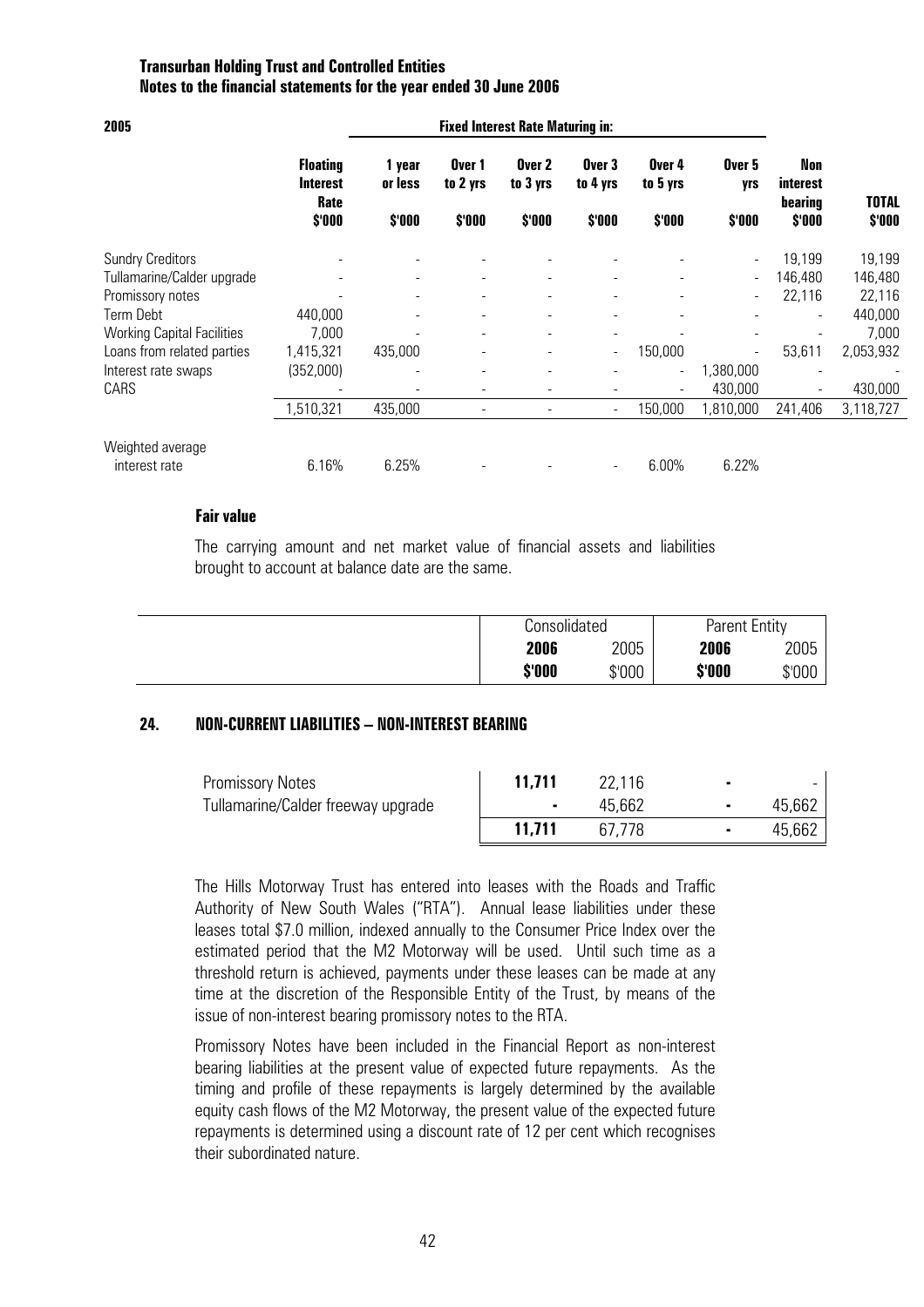**Transurban Holding Trust and Controlled Entities**
**Notes to the financial statements for the year ended 30 June 2006**

| 2005 | | Fixed Interest Rate Maturing in: | | | | | | | |
|---|---|---|---|---|---|---|---|---|---|
| | Floating Interest Rate $'000 | 1 year or less $'000 | Over 1 to 2 yrs $'000 | Over 2 to 3 yrs $'000 | Over 3 to 4 yrs $'000 | Over 4 to 5 yrs $'000 | Over 5 yrs $'000 | Non interest bearing $'000 | TOTAL $'000 |
| Sundry Creditors | - | - | - | - | - | - | - | 19,199 | 19,199 |
| Tullamarine/Calder upgrade | - | - | - | - | - | - | - | 146,480 | 146,480 |
| Promissory notes | - | - | - | - | - | - | - | 22,116 | 22,116 |
| Term Debt | 440,000 | - | - | - | - | - | - | - | 440,000 |
| Working Capital Facilities | 7,000 | - | - | - | - | - | - | - | 7,000 |
| Loans from related parties | 1,415,321 | 435,000 | - | - | - | 150,000 | - | 53,611 | 2,053,932 |
| Interest rate swaps | (352,000) | - | - | - | - | - | 1,380,000 | - | - |
| CARS | - | - | - | - | - | - | 430,000 | - | 430,000 |
| | 1,510,321 | 435,000 | - | - | - | 150,000 | 1,810,000 | 241,406 | 3,118,727 |
| Weighted average interest rate | 6.16% | 6.25% | - | - | - | 6.00% | 6.22% | | |

**Fair value**

The carrying amount and net market value of financial assets and liabilities brought to account at balance date are the same.

## 24. NON-CURRENT LIABILITIES – NON-INTEREST BEARING

| | Consolidated | | Parent Entity | |
|---|---|---|---|---|
| | **2006** | 2005 | **2006** | 2005 |
| | **$'000** | $'000 | **$'000** | $'000 |
| Promissory Notes | **11,711** | 22,116 | **-** | - |
| Tullamarine/Calder freeway upgrade | **-** | 45,662 | **-** | 45,662 |
| | **11,711** | 67,778 | **-** | 45,662 |

The Hills Motorway Trust has entered into leases with the Roads and Traffic Authority of New South Wales ("RTA"). Annual lease liabilities under these leases total $7.0 million, indexed annually to the Consumer Price Index over the estimated period that the M2 Motorway will be used. Until such time as a threshold return is achieved, payments under these leases can be made at any time at the discretion of the Responsible Entity of the Trust, by means of the issue of non-interest bearing promissory notes to the RTA.

Promissory Notes have been included in the Financial Report as non-interest bearing liabilities at the present value of expected future repayments. As the timing and profile of these repayments is largely determined by the available equity cash flows of the M2 Motorway, the present value of the expected future repayments is determined using a discount rate of 12 per cent which recognises their subordinated nature.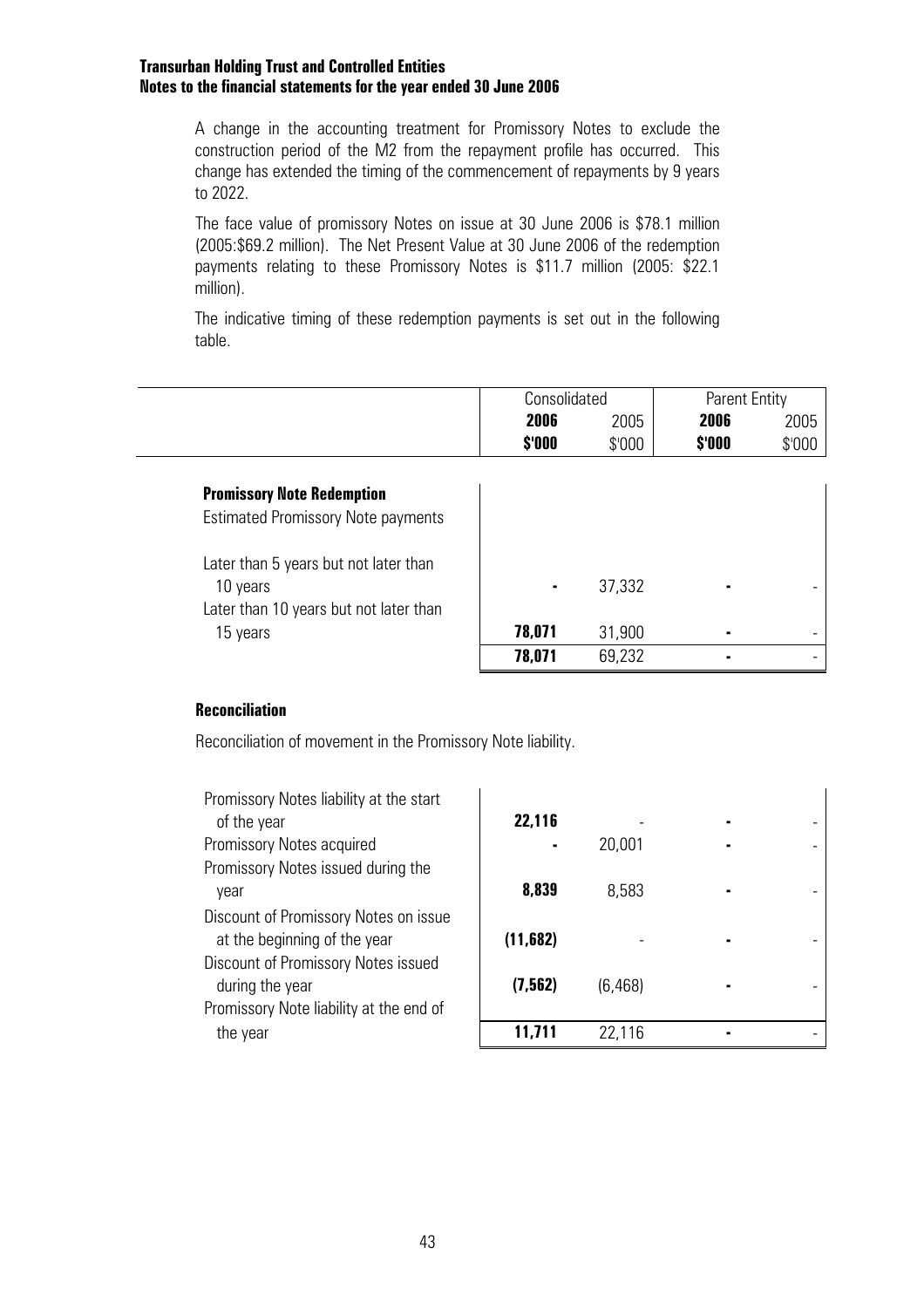A change in the accounting treatment for Promissory Notes to exclude the construction period of the M2 from the repayment profile has occurred. This change has extended the timing of the commencement of repayments by 9 years to 2022.

The face value of promissory Notes on issue at 30 June 2006 is $78.1 million (2005:$69.2 million). The Net Present Value at 30 June 2006 of the redemption payments relating to these Promissory Notes is $11.7 million (2005: $22.1 million).

The indicative timing of these redemption payments is set out in the following table.

| | Consolidated | | Parent Entity | |
|---|---|---|---|---|
| | **2006** | 2005 | **2006** | 2005 |
| | **$'000** | $'000 | **$'000** | $'000 |
| **Promissory Note Redemption** | | | | |
| Estimated Promissory Note payments | | | | |
| Later than 5 years but not later than 10 years | **-** | 37,332 | **-** | - |
| Later than 10 years but not later than 15 years | **78,071** | 31,900 | **-** | - |
| | **78,071** | 69,232 | **-** | - |

**Reconciliation**

Reconciliation of movement in the Promissory Note liability.

| | Consolidated 2006 $'000 | Consolidated 2005 $'000 | Parent Entity 2006 $'000 | Parent Entity 2005 $'000 |
|---|---|---|---|---|
| Promissory Notes liability at the start of the year | **22,116** | - | **-** | - |
| Promissory Notes acquired | **-** | 20,001 | **-** | - |
| Promissory Notes issued during the year | **8,839** | 8,583 | **-** | - |
| Discount of Promissory Notes on issue at the beginning of the year | **(11,682)** | - | **-** | - |
| Discount of Promissory Notes issued during the year | **(7,562)** | (6,468) | **-** | - |
| Promissory Note liability at the end of the year | **11,711** | 22,116 | **-** | - |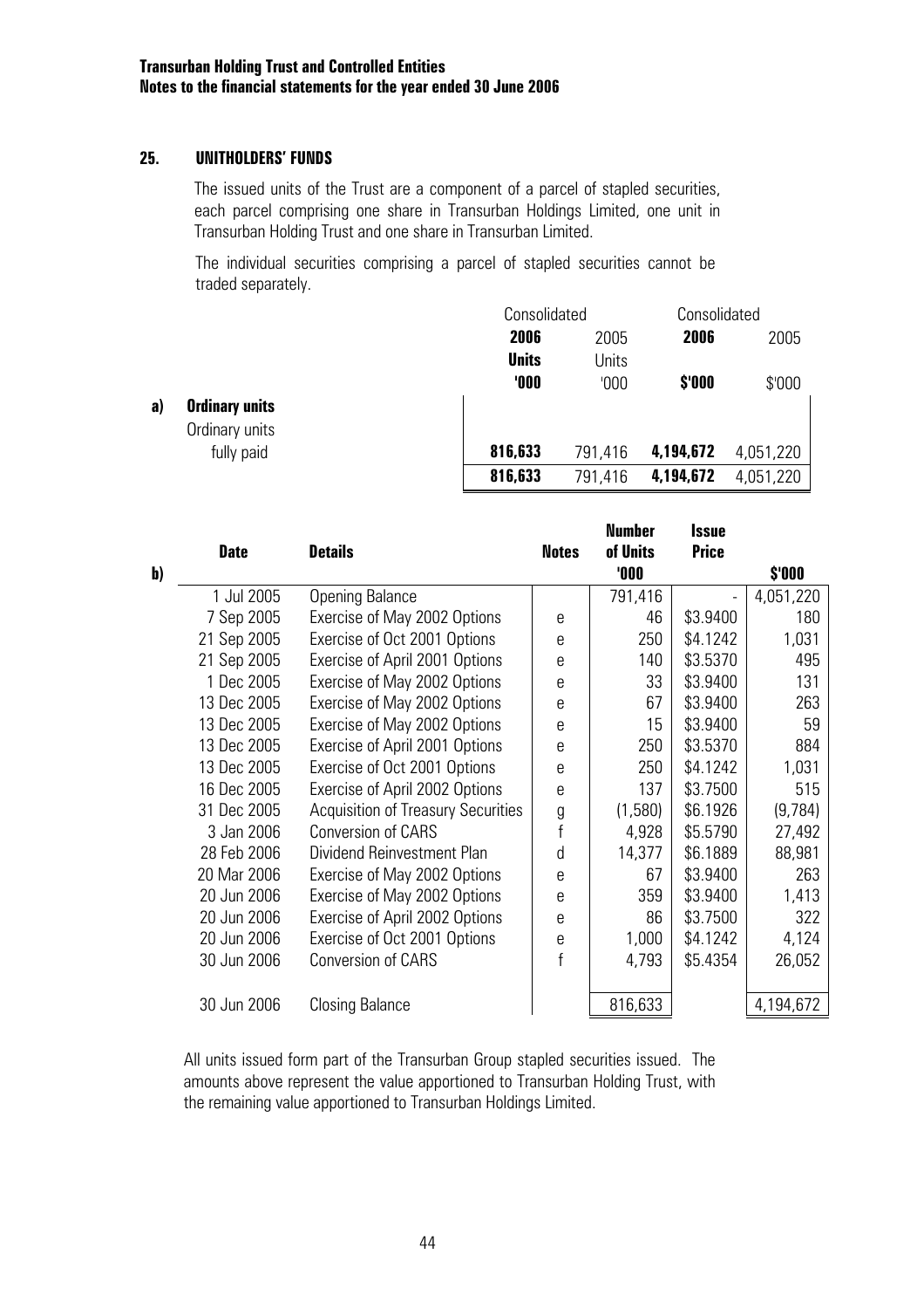## 25. UNITHOLDERS' FUNDS

The issued units of the Trust are a component of a parcel of stapled securities, each parcel comprising one share in Transurban Holdings Limited, one unit in Transurban Holding Trust and one share in Transurban Limited.

The individual securities comprising a parcel of stapled securities cannot be traded separately.

| | Consolidated | | Consolidated | |
|---|---|---|---|---|
| | **2006** | 2005 | **2006** | 2005 |
| | **Units** | Units | | |
| | **'000** | '000 | **$'000** | $'000 |
| **a) Ordinary units** | | | | |
| Ordinary units fully paid | **816,633** | 791,416 | **4,194,672** | 4,051,220 |
| | **816,633** | 791,416 | **4,194,672** | 4,051,220 |

**b)**

| Date | Details | Notes | Number of Units '000 | Issue Price | $'000 |
|---|---|---|---|---|---|
| 1 Jul 2005 | Opening Balance | | 791,416 | - | 4,051,220 |
| 7 Sep 2005 | Exercise of May 2002 Options | e | 46 | $3.9400 | 180 |
| 21 Sep 2005 | Exercise of Oct 2001 Options | e | 250 | $4.1242 | 1,031 |
| 21 Sep 2005 | Exercise of April 2001 Options | e | 140 | $3.5370 | 495 |
| 1 Dec 2005 | Exercise of May 2002 Options | e | 33 | $3.9400 | 131 |
| 13 Dec 2005 | Exercise of May 2002 Options | e | 67 | $3.9400 | 263 |
| 13 Dec 2005 | Exercise of May 2002 Options | e | 15 | $3.9400 | 59 |
| 13 Dec 2005 | Exercise of April 2001 Options | e | 250 | $3.5370 | 884 |
| 13 Dec 2005 | Exercise of Oct 2001 Options | e | 250 | $4.1242 | 1,031 |
| 16 Dec 2005 | Exercise of April 2002 Options | e | 137 | $3.7500 | 515 |
| 31 Dec 2005 | Acquisition of Treasury Securities | g | (1,580) | $6.1926 | (9,784) |
| 3 Jan 2006 | Conversion of CARS | f | 4,928 | $5.5790 | 27,492 |
| 28 Feb 2006 | Dividend Reinvestment Plan | d | 14,377 | $6.1889 | 88,981 |
| 20 Mar 2006 | Exercise of May 2002 Options | e | 67 | $3.9400 | 263 |
| 20 Jun 2006 | Exercise of May 2002 Options | e | 359 | $3.9400 | 1,413 |
| 20 Jun 2006 | Exercise of April 2002 Options | e | 86 | $3.7500 | 322 |
| 20 Jun 2006 | Exercise of Oct 2001 Options | e | 1,000 | $4.1242 | 4,124 |
| 30 Jun 2006 | Conversion of CARS | f | 4,793 | $5.4354 | 26,052 |
| 30 Jun 2006 | Closing Balance | | 816,633 | | 4,194,672 |

All units issued form part of the Transurban Group stapled securities issued. The amounts above represent the value apportioned to Transurban Holding Trust, with the remaining value apportioned to Transurban Holdings Limited.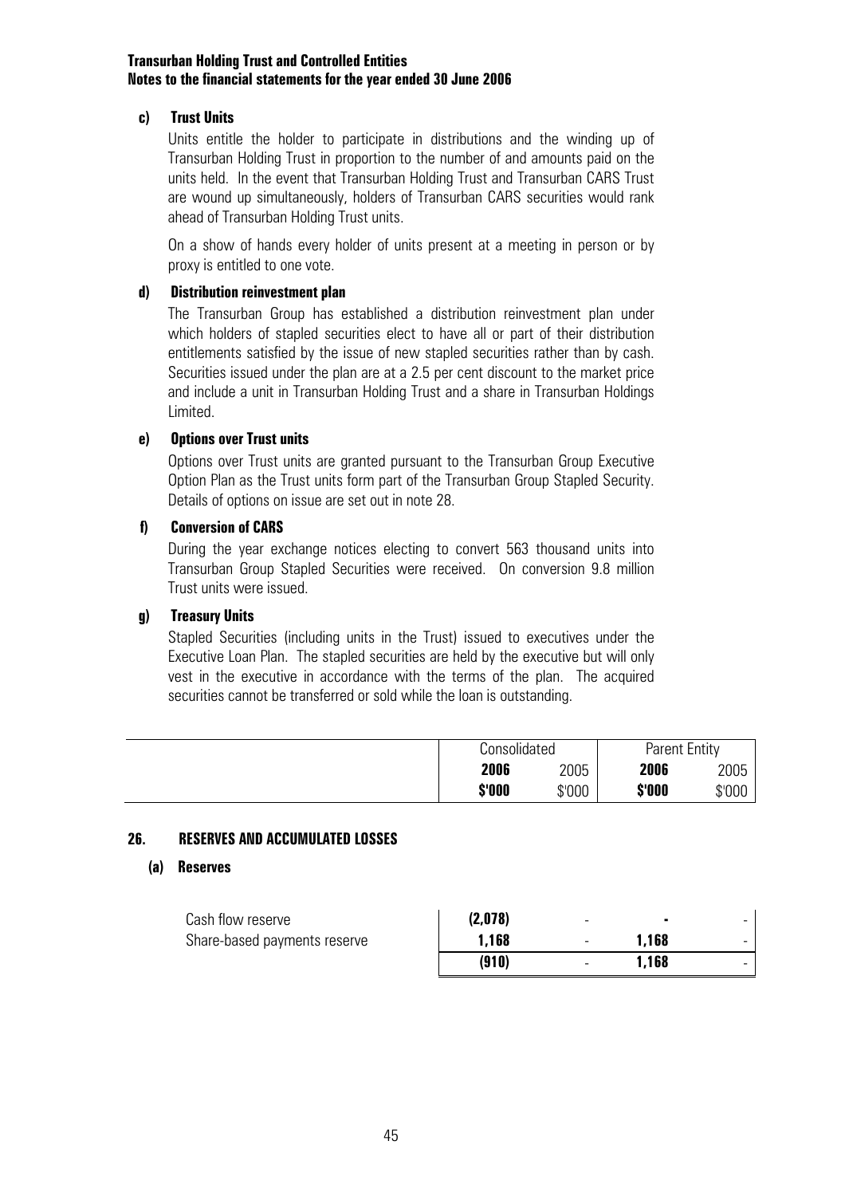**c) Trust Units**

Units entitle the holder to participate in distributions and the winding up of Transurban Holding Trust in proportion to the number of and amounts paid on the units held. In the event that Transurban Holding Trust and Transurban CARS Trust are wound up simultaneously, holders of Transurban CARS securities would rank ahead of Transurban Holding Trust units.

On a show of hands every holder of units present at a meeting in person or by proxy is entitled to one vote.

**d) Distribution reinvestment plan**

The Transurban Group has established a distribution reinvestment plan under which holders of stapled securities elect to have all or part of their distribution entitlements satisfied by the issue of new stapled securities rather than by cash. Securities issued under the plan are at a 2.5 per cent discount to the market price and include a unit in Transurban Holding Trust and a share in Transurban Holdings Limited.

**e) Options over Trust units**

Options over Trust units are granted pursuant to the Transurban Group Executive Option Plan as the Trust units form part of the Transurban Group Stapled Security. Details of options on issue are set out in note 28.

**f) Conversion of CARS**

During the year exchange notices electing to convert 563 thousand units into Transurban Group Stapled Securities were received. On conversion 9.8 million Trust units were issued.

**g) Treasury Units**

Stapled Securities (including units in the Trust) issued to executives under the Executive Loan Plan. The stapled securities are held by the executive but will only vest in the executive in accordance with the terms of the plan. The acquired securities cannot be transferred or sold while the loan is outstanding.

## 26. RESERVES AND ACCUMULATED LOSSES

### (a) Reserves

| | Consolidated | | Parent Entity | |
|---|---|---|---|---|
| | **2006** | 2005 | **2006** | 2005 |
| | **\$'000** | \$'000 | **\$'000** | \$'000 |
| Cash flow reserve | **(2,078)** | - | **-** | - |
| Share-based payments reserve | **1,168** | - | **1,168** | - |
| | **(910)** | - | **1,168** | - |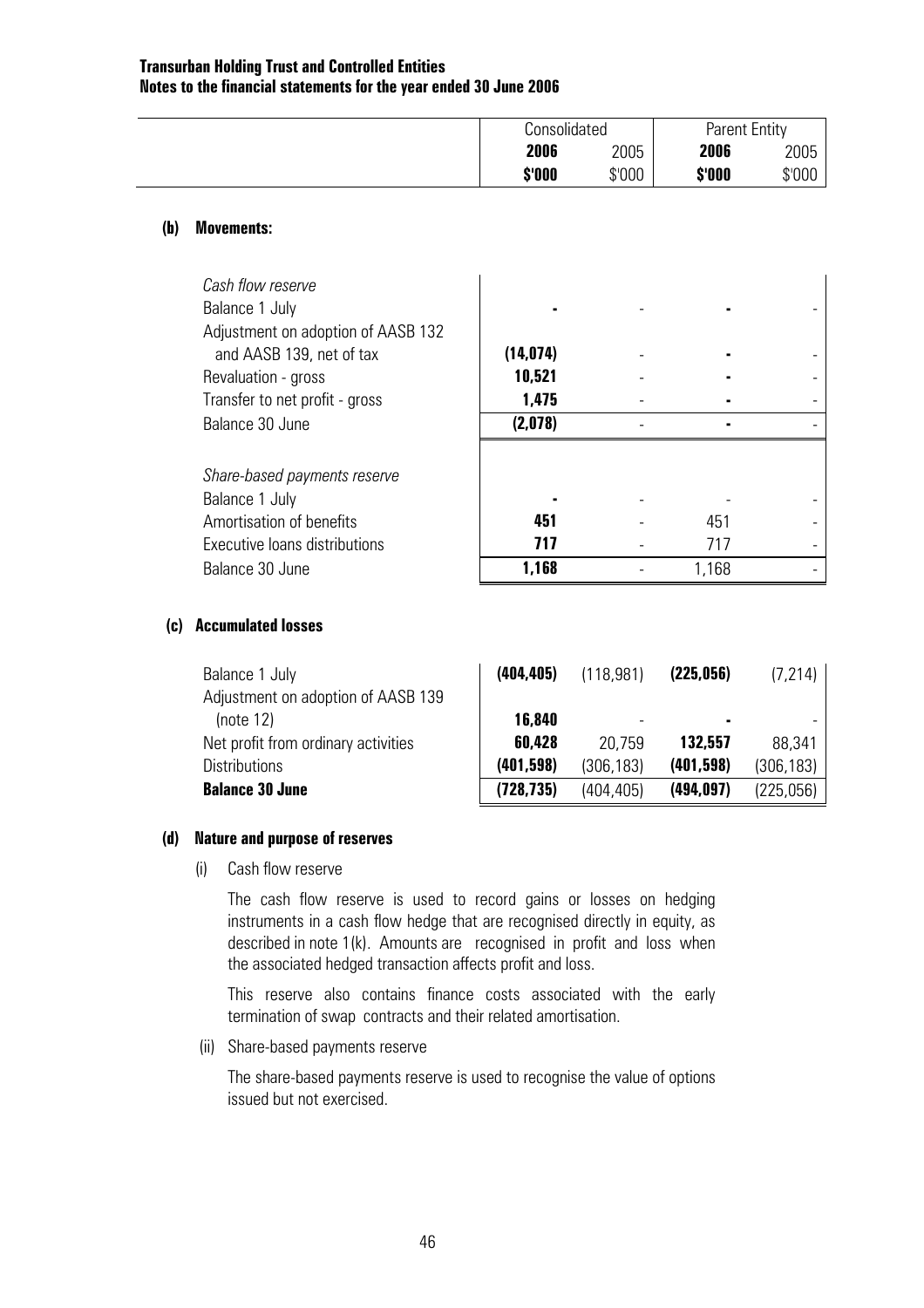| | Consolidated | | Parent Entity | |
|---|---|---|---|---|
| | **2006** | 2005 | **2006** | 2005 |
| | **$'000** | $'000 | **$'000** | $'000 |

**(b) Movements:**

| | Consolidated 2006 $'000 | Consolidated 2005 $'000 | Parent Entity 2006 $'000 | Parent Entity 2005 $'000 |
|---|---|---|---|---|
| *Cash flow reserve* | | | | |
| Balance 1 July | **-** | - | **-** | - |
| Adjustment on adoption of AASB 132 and AASB 139, net of tax | **(14,074)** | - | **-** | - |
| Revaluation - gross | **10,521** | - | **-** | - |
| Transfer to net profit - gross | **1,475** | - | **-** | - |
| Balance 30 June | **(2,078)** | - | **-** | - |
| *Share-based payments reserve* | | | | |
| Balance 1 July | **-** | - | - | - |
| Amortisation of benefits | **451** | - | 451 | - |
| Executive loans distributions | **717** | - | 717 | - |
| Balance 30 June | **1,168** | - | 1,168 | - |

**(c) Accumulated losses**

| | Consolidated 2006 $'000 | Consolidated 2005 $'000 | Parent Entity 2006 $'000 | Parent Entity 2005 $'000 |
|---|---|---|---|---|
| Balance 1 July | **(404,405)** | (118,981) | **(225,056)** | (7,214) |
| Adjustment on adoption of AASB 139 (note 12) | **16,840** | - | **-** | - |
| Net profit from ordinary activities | **60,428** | 20,759 | **132,557** | 88,341 |
| Distributions | **(401,598)** | (306,183) | **(401,598)** | (306,183) |
| **Balance 30 June** | **(728,735)** | (404,405) | **(494,097)** | (225,056) |

**(d) Nature and purpose of reserves**

(i) Cash flow reserve

The cash flow reserve is used to record gains or losses on hedging instruments in a cash flow hedge that are recognised directly in equity, as described in note 1(k). Amounts are recognised in profit and loss when the associated hedged transaction affects profit and loss.

This reserve also contains finance costs associated with the early termination of swap contracts and their related amortisation.

(ii) Share-based payments reserve

The share-based payments reserve is used to recognise the value of options issued but not exercised.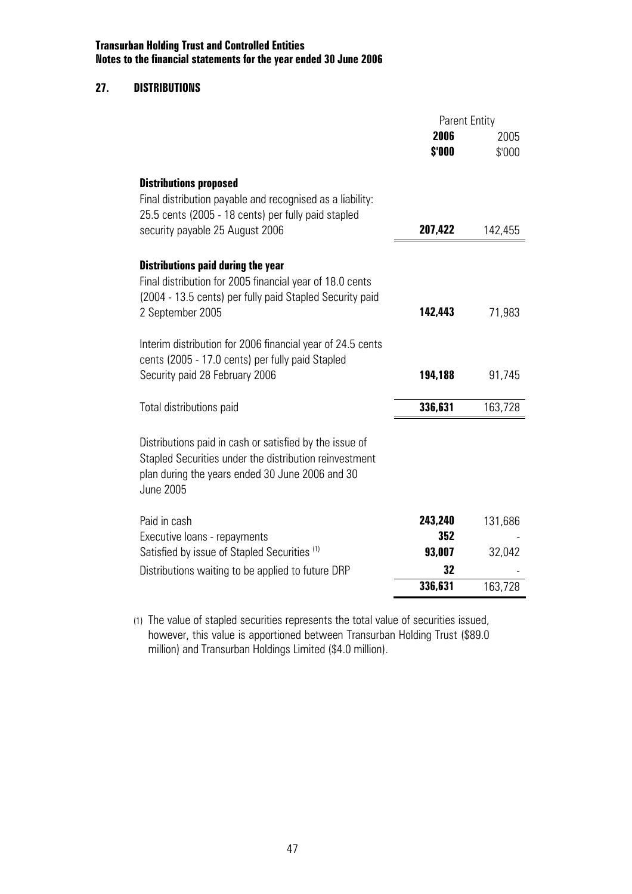**Transurban Holding Trust and Controlled Entities**
**Notes to the financial statements for the year ended 30 June 2006**

## 27. DISTRIBUTIONS

| | Parent Entity | |
|---|---|---|
| | **2006** | 2005 |
| | **$'000** | $'000 |
| **Distributions proposed** | | |
| Final distribution payable and recognised as a liability: 25.5 cents (2005 - 18 cents) per fully paid stapled security payable 25 August 2006 | **207,422** | 142,455 |
| **Distributions paid during the year** | | |
| Final distribution for 2005 financial year of 18.0 cents (2004 - 13.5 cents) per fully paid Stapled Security paid 2 September 2005 | **142,443** | 71,983 |
| Interim distribution for 2006 financial year of 24.5 cents (2005 - 17.0 cents) per fully paid Stapled Security paid 28 February 2006 | **194,188** | 91,745 |
| Total distributions paid | **336,631** | 163,728 |
| Distributions paid in cash or satisfied by the issue of Stapled Securities under the distribution reinvestment plan during the years ended 30 June 2006 and 30 June 2005 | | |
| Paid in cash | **243,240** | 131,686 |
| Executive loans - repayments | **352** | - |
| Satisfied by issue of Stapled Securities [1] | **93,007** | 32,042 |
| Distributions waiting to be applied to future DRP | **32** | - |
| | **336,631** | 163,728 |

(1) The value of stapled securities represents the total value of securities issued, however, this value is apportioned between Transurban Holding Trust ($89.0 million) and Transurban Holdings Limited ($4.0 million).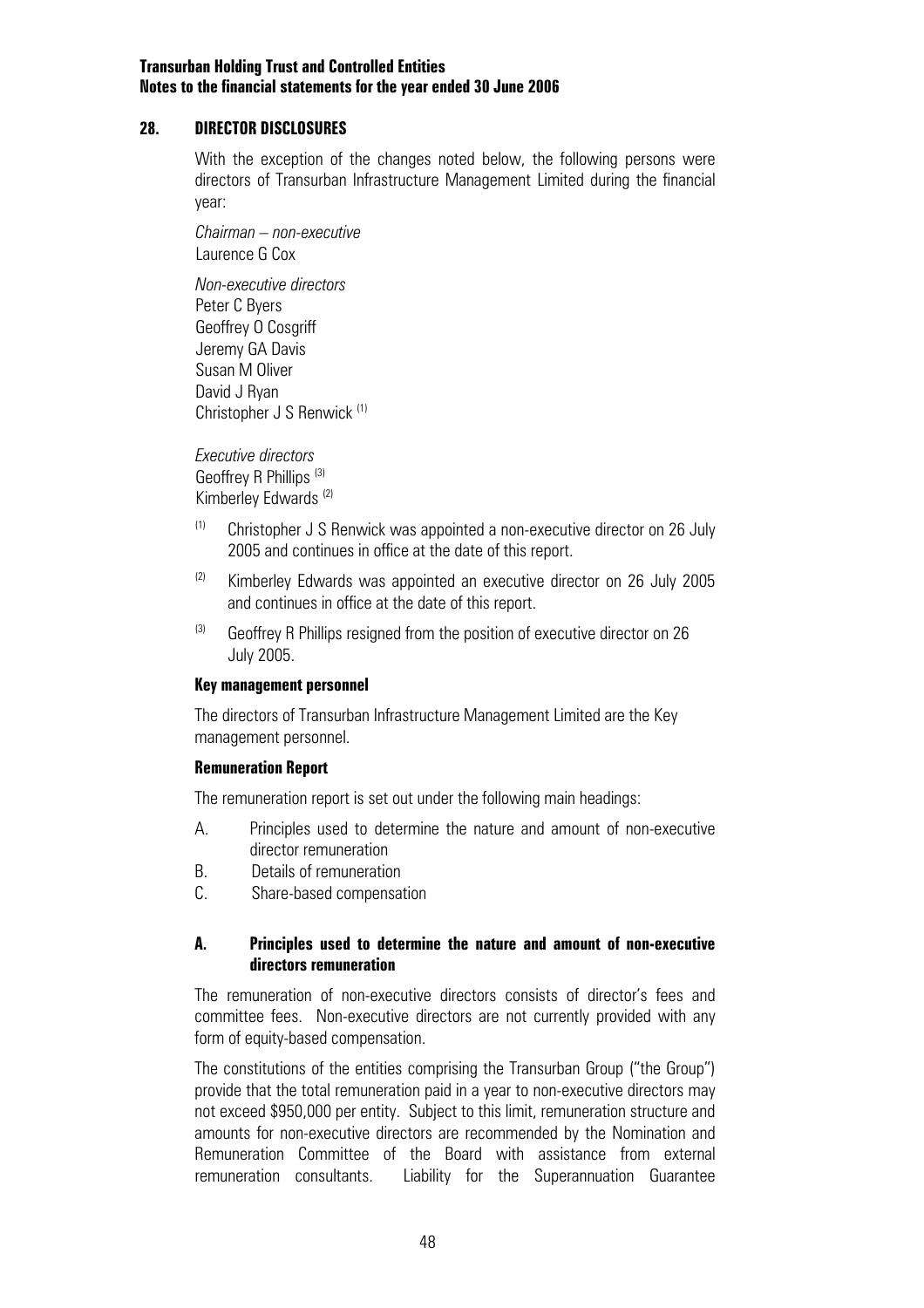## 28. DIRECTOR DISCLOSURES

With the exception of the changes noted below, the following persons were directors of Transurban Infrastructure Management Limited during the financial year:

*Chairman – non-executive*
Laurence G Cox

*Non-executive directors*
Peter C Byers
Geoffrey O Cosgriff
Jeremy GA Davis
Susan M Oliver
David J Ryan
Christopher J S Renwick [(1)]

*Executive directors*
Geoffrey R Phillips [(3)]
Kimberley Edwards [(2)]

[(1)] Christopher J S Renwick was appointed a non-executive director on 26 July 2005 and continues in office at the date of this report.

[(2)] Kimberley Edwards was appointed an executive director on 26 July 2005 and continues in office at the date of this report.

[(3)] Geoffrey R Phillips resigned from the position of executive director on 26 July 2005.

**Key management personnel**

The directors of Transurban Infrastructure Management Limited are the Key management personnel.

**Remuneration Report**

The remuneration report is set out under the following main headings:

A. Principles used to determine the nature and amount of non-executive director remuneration
B. Details of remuneration
C. Share-based compensation

### A. Principles used to determine the nature and amount of non-executive directors remuneration

The remuneration of non-executive directors consists of director's fees and committee fees. Non-executive directors are not currently provided with any form of equity-based compensation.

The constitutions of the entities comprising the Transurban Group ("the Group") provide that the total remuneration paid in a year to non-executive directors may not exceed $950,000 per entity. Subject to this limit, remuneration structure and amounts for non-executive directors are recommended by the Nomination and Remuneration Committee of the Board with assistance from external remuneration consultants. Liability for the Superannuation Guarantee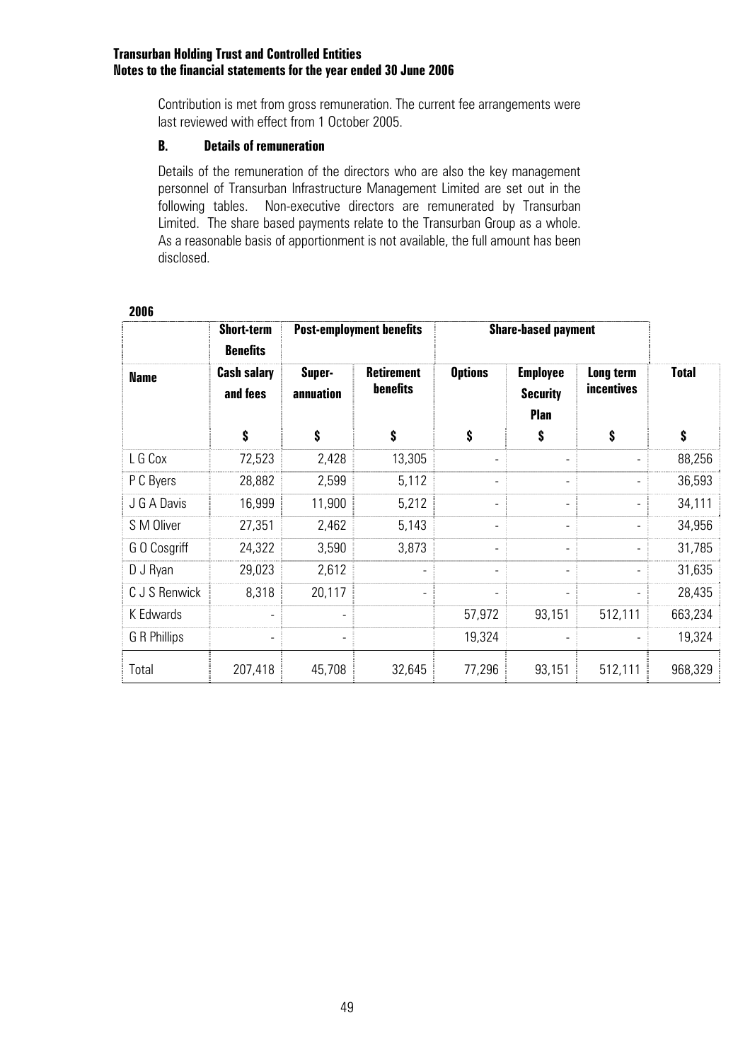Contribution is met from gross remuneration. The current fee arrangements were last reviewed with effect from 1 October 2005.

### B. Details of remuneration

Details of the remuneration of the directors who are also the key management personnel of Transurban Infrastructure Management Limited are set out in the following tables. Non-executive directors are remunerated by Transurban Limited. The share based payments relate to the Transurban Group as a whole. As a reasonable basis of apportionment is not available, the full amount has been disclosed.

**2006**

| | Short-term Benefits | Post-employment benefits | | Share-based payment | | | |
|---|---|---|---|---|---|---|---|
| **Name** | **Cash salary and fees** | **Super-annuation** | **Retirement benefits** | **Options** | **Employee Security Plan** | **Long term incentives** | **Total** |
| | **$** | **$** | **$** | **$** | **$** | **$** | **$** |
| L G Cox | 72,523 | 2,428 | 13,305 | - | - | - | 88,256 |
| P C Byers | 28,882 | 2,599 | 5,112 | - | - | - | 36,593 |
| J G A Davis | 16,999 | 11,900 | 5,212 | - | - | - | 34,111 |
| S M Oliver | 27,351 | 2,462 | 5,143 | - | - | - | 34,956 |
| G O Cosgriff | 24,322 | 3,590 | 3,873 | - | - | - | 31,785 |
| D J Ryan | 29,023 | 2,612 | - | - | - | - | 31,635 |
| C J S Renwick | 8,318 | 20,117 | - | - | - | - | 28,435 |
| K Edwards | - | - | | 57,972 | 93,151 | 512,111 | 663,234 |
| G R Phillips | - | - | | 19,324 | - | - | 19,324 |
| Total | 207,418 | 45,708 | 32,645 | 77,296 | 93,151 | 512,111 | 968,329 |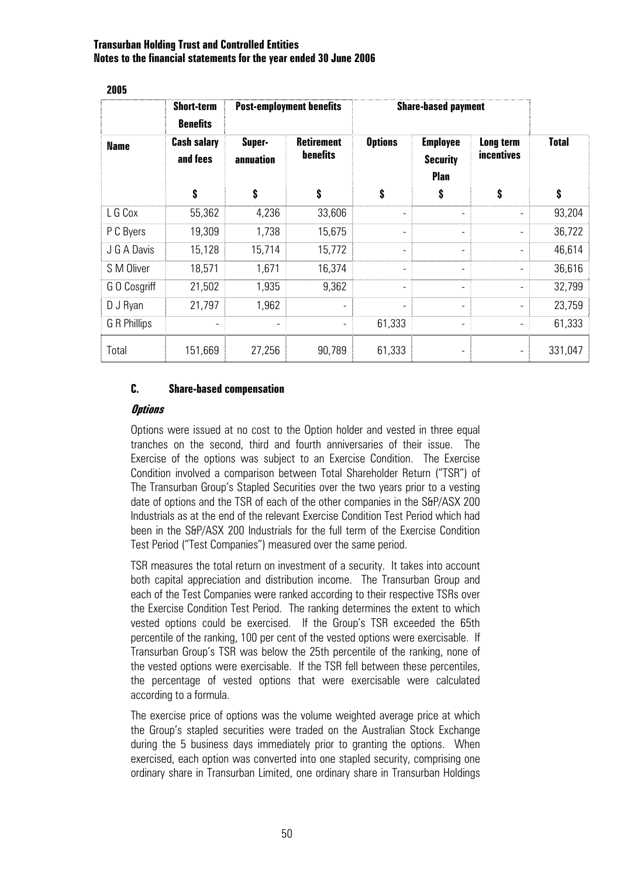**2005**

| | Short-term Benefits | Post-employment benefits | | Share-based payment | | | |
|---|---|---|---|---|---|---|---|
| **Name** | **Cash salary and fees** | **Super-annuation** | **Retirement benefits** | **Options** | **Employee Security Plan** | **Long term incentives** | **Total** |
| | **$** | **$** | **$** | **$** | **$** | **$** | **$** |
| L G Cox | 55,362 | 4,236 | 33,606 | - | - | - | 93,204 |
| P C Byers | 19,309 | 1,738 | 15,675 | - | - | - | 36,722 |
| J G A Davis | 15,128 | 15,714 | 15,772 | - | - | - | 46,614 |
| S M Oliver | 18,571 | 1,671 | 16,374 | - | - | - | 36,616 |
| G O Cosgriff | 21,502 | 1,935 | 9,362 | - | - | - | 32,799 |
| D J Ryan | 21,797 | 1,962 | - | - | - | - | 23,759 |
| G R Phillips | - | - | - | 61,333 | - | - | 61,333 |
| Total | 151,669 | 27,256 | 90,789 | 61,333 | - | - | 331,047 |

### C. Share-based compensation

***Options***

Options were issued at no cost to the Option holder and vested in three equal tranches on the second, third and fourth anniversaries of their issue. The Exercise of the options was subject to an Exercise Condition. The Exercise Condition involved a comparison between Total Shareholder Return ("TSR") of The Transurban Group's Stapled Securities over the two years prior to a vesting date of options and the TSR of each of the other companies in the S&P/ASX 200 Industrials as at the end of the relevant Exercise Condition Test Period which had been in the S&P/ASX 200 Industrials for the full term of the Exercise Condition Test Period ("Test Companies") measured over the same period.

TSR measures the total return on investment of a security. It takes into account both capital appreciation and distribution income. The Transurban Group and each of the Test Companies were ranked according to their respective TSRs over the Exercise Condition Test Period. The ranking determines the extent to which vested options could be exercised. If the Group's TSR exceeded the 65th percentile of the ranking, 100 per cent of the vested options were exercisable. If Transurban Group's TSR was below the 25th percentile of the ranking, none of the vested options were exercisable. If the TSR fell between these percentiles, the percentage of vested options that were exercisable were calculated according to a formula.

The exercise price of options was the volume weighted average price at which the Group's stapled securities were traded on the Australian Stock Exchange during the 5 business days immediately prior to granting the options. When exercised, each option was converted into one stapled security, comprising one ordinary share in Transurban Limited, one ordinary share in Transurban Holdings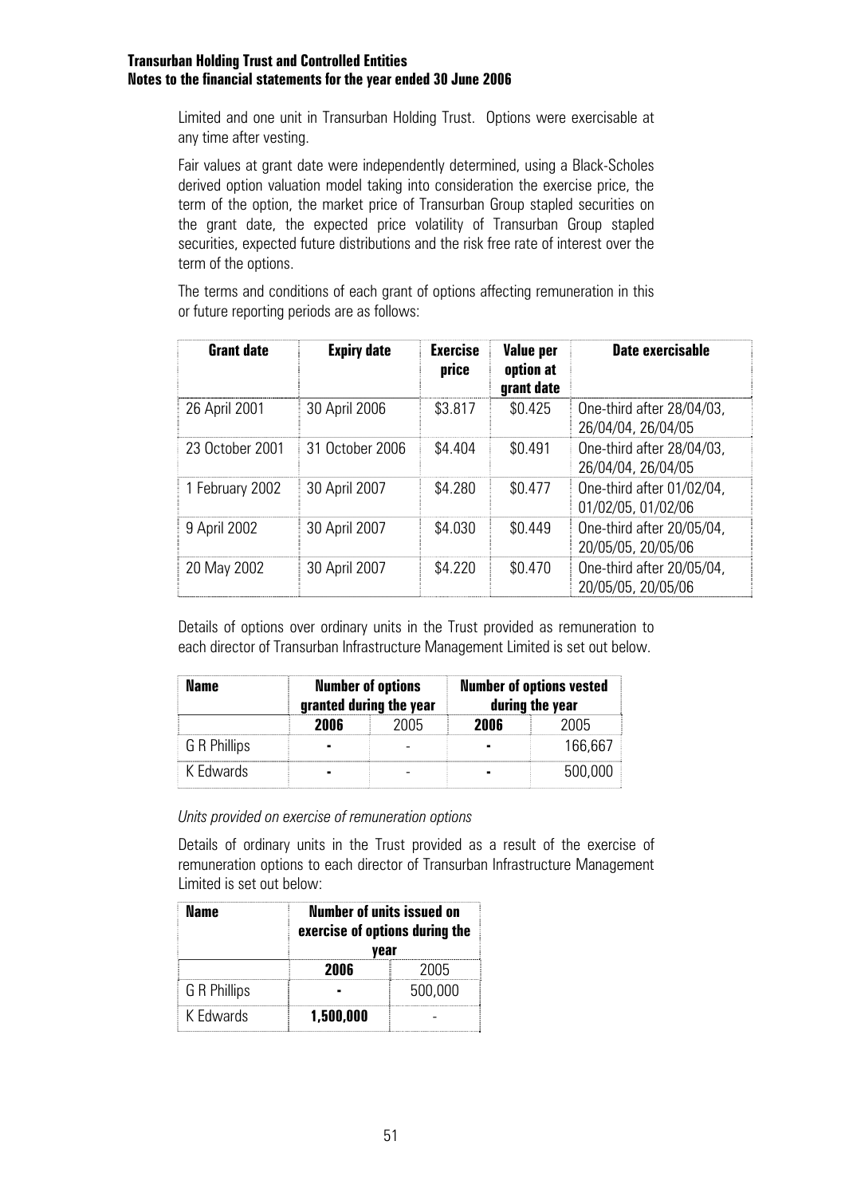Limited and one unit in Transurban Holding Trust. Options were exercisable at any time after vesting.

Fair values at grant date were independently determined, using a Black-Scholes derived option valuation model taking into consideration the exercise price, the term of the option, the market price of Transurban Group stapled securities on the grant date, the expected price volatility of Transurban Group stapled securities, expected future distributions and the risk free rate of interest over the term of the options.

The terms and conditions of each grant of options affecting remuneration in this or future reporting periods are as follows:

| Grant date | Expiry date | Exercise price | Value per option at grant date | Date exercisable |
|---|---|---|---|---|
| 26 April 2001 | 30 April 2006 | \$3.817 | \$0.425 | One-third after 28/04/03, 26/04/04, 26/04/05 |
| 23 October 2001 | 31 October 2006 | \$4.404 | \$0.491 | One-third after 28/04/03, 26/04/04, 26/04/05 |
| 1 February 2002 | 30 April 2007 | \$4.280 | \$0.477 | One-third after 01/02/04, 01/02/05, 01/02/06 |
| 9 April 2002 | 30 April 2007 | \$4.030 | \$0.449 | One-third after 20/05/04, 20/05/05, 20/05/06 |
| 20 May 2002 | 30 April 2007 | \$4.220 | \$0.470 | One-third after 20/05/04, 20/05/05, 20/05/06 |

Details of options over ordinary units in the Trust provided as remuneration to each director of Transurban Infrastructure Management Limited is set out below.

| Name | Number of options granted during the year | | Number of options vested during the year | |
|---|---|---|---|---|
| | **2006** | 2005 | **2006** | 2005 |
| G R Phillips | **-** | - | **-** | 166,667 |
| K Edwards | **-** | - | **-** | 500,000 |

*Units provided on exercise of remuneration options*

Details of ordinary units in the Trust provided as a result of the exercise of remuneration options to each director of Transurban Infrastructure Management Limited is set out below:

| Name | Number of units issued on exercise of options during the year | |
|---|---|---|
| | **2006** | 2005 |
| G R Phillips | **-** | 500,000 |
| K Edwards | **1,500,000** | - |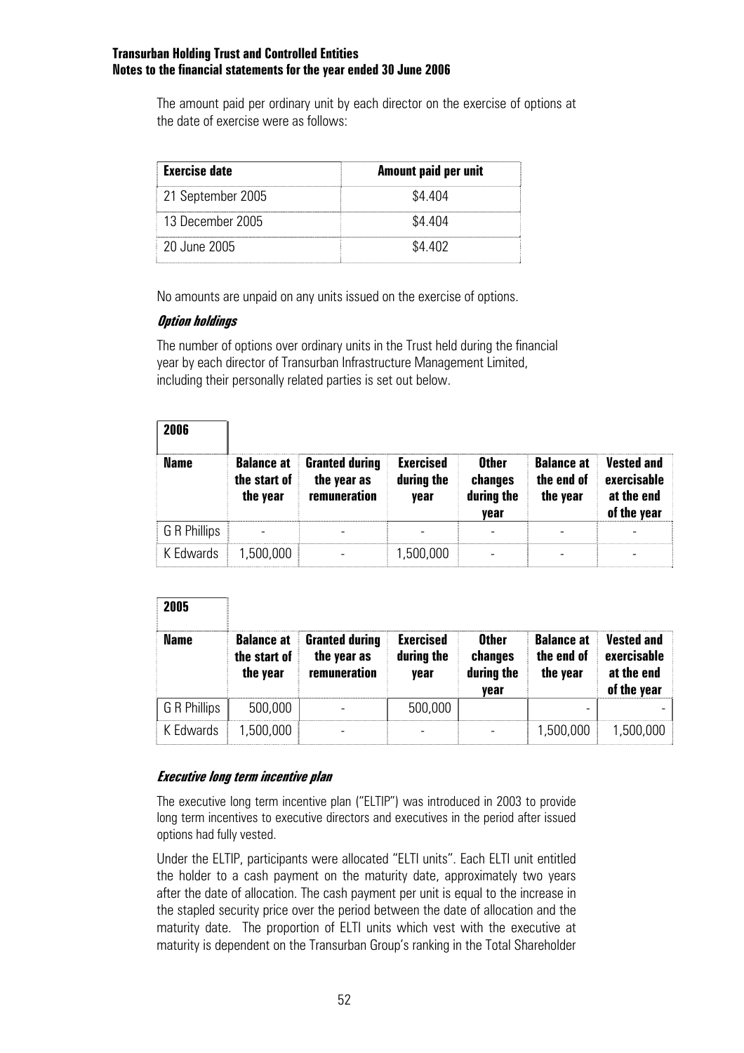The amount paid per ordinary unit by each director on the exercise of options at the date of exercise were as follows:

| Exercise date | Amount paid per unit |
|---|---|
| 21 September 2005 | \$4.404 |
| 13 December 2005 | \$4.404 |
| 20 June 2005 | \$4.402 |

No amounts are unpaid on any units issued on the exercise of options.

***Option holdings***

The number of options over ordinary units in the Trust held during the financial year by each director of Transurban Infrastructure Management Limited, including their personally related parties is set out below.

**2006**

| Name | Balance at the start of the year | Granted during the year as remuneration | Exercised during the year | Other changes during the year | Balance at the end of the year | Vested and exercisable at the end of the year |
|---|---|---|---|---|---|---|
| G R Phillips | - | - | - | - | - | - |
| K Edwards | 1,500,000 | - | 1,500,000 | - | - | - |

**2005**

| Name | Balance at the start of the year | Granted during the year as remuneration | Exercised during the year | Other changes during the year | Balance at the end of the year | Vested and exercisable at the end of the year |
|---|---|---|---|---|---|---|
| G R Phillips | 500,000 | - | 500,000 | | - | - |
| K Edwards | 1,500,000 | - | - | - | 1,500,000 | 1,500,000 |

***Executive long term incentive plan***

The executive long term incentive plan ("ELTIP") was introduced in 2003 to provide long term incentives to executive directors and executives in the period after issued options had fully vested.

Under the ELTIP, participants were allocated "ELTI units". Each ELTI unit entitled the holder to a cash payment on the maturity date, approximately two years after the date of allocation. The cash payment per unit is equal to the increase in the stapled security price over the period between the date of allocation and the maturity date. The proportion of ELTI units which vest with the executive at maturity is dependent on the Transurban Group's ranking in the Total Shareholder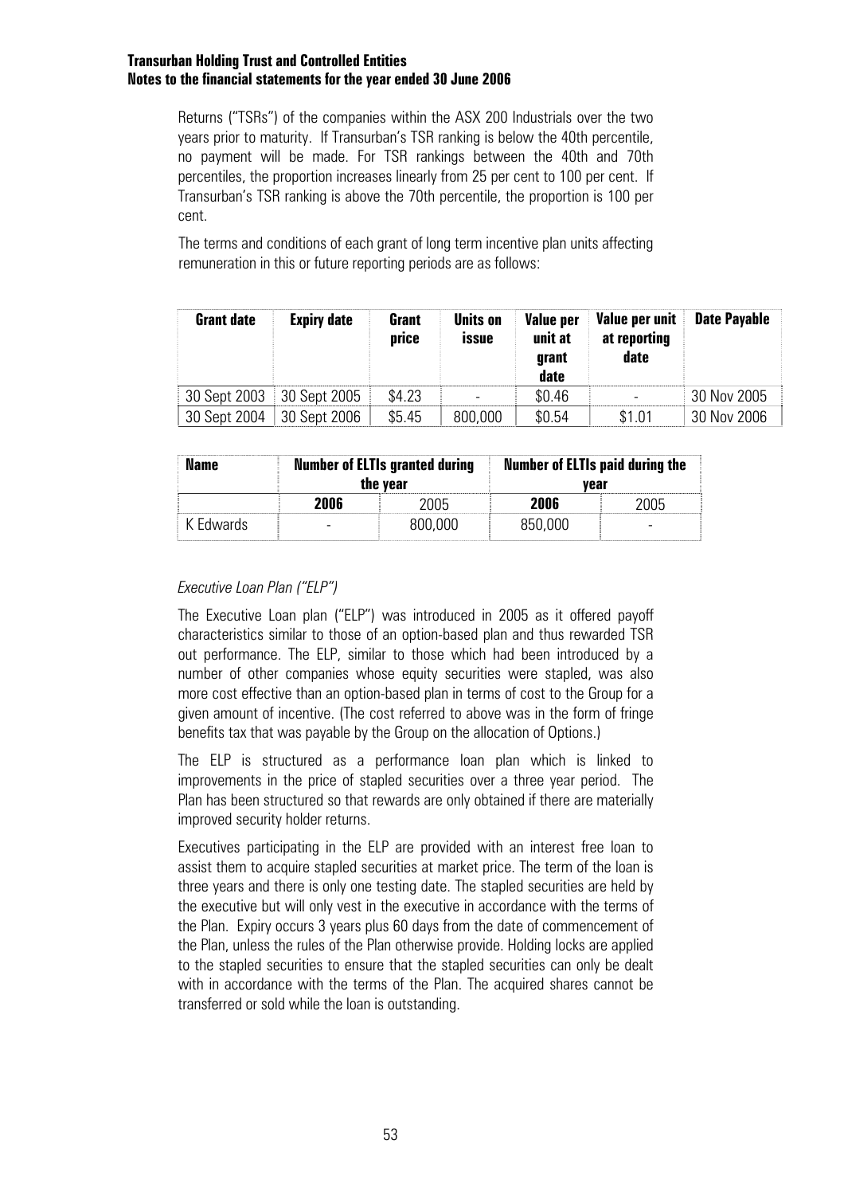Returns ("TSRs") of the companies within the ASX 200 Industrials over the two years prior to maturity. If Transurban's TSR ranking is below the 40th percentile, no payment will be made. For TSR rankings between the 40th and 70th percentiles, the proportion increases linearly from 25 per cent to 100 per cent. If Transurban's TSR ranking is above the 70th percentile, the proportion is 100 per cent.

The terms and conditions of each grant of long term incentive plan units affecting remuneration in this or future reporting periods are as follows:

| Grant date | Expiry date | Grant price | Units on issue | Value per unit at grant date | Value per unit at reporting date | Date Payable |
|---|---|---|---|---|---|---|
| 30 Sept 2003 | 30 Sept 2005 | $4.23 | - | $0.46 | - | 30 Nov 2005 |
| 30 Sept 2004 | 30 Sept 2006 | $5.45 | 800,000 | $0.54 | $1.01 | 30 Nov 2006 |

| Name | Number of ELTIs granted during the year | | Number of ELTIs paid during the year | |
|---|---|---|---|---|
| | **2006** | 2005 | **2006** | 2005 |
| K Edwards | - | 800,000 | 850,000 | - |

*Executive Loan Plan ("ELP")*

The Executive Loan plan ("ELP") was introduced in 2005 as it offered payoff characteristics similar to those of an option-based plan and thus rewarded TSR out performance. The ELP, similar to those which had been introduced by a number of other companies whose equity securities were stapled, was also more cost effective than an option-based plan in terms of cost to the Group for a given amount of incentive. (The cost referred to above was in the form of fringe benefits tax that was payable by the Group on the allocation of Options.)

The ELP is structured as a performance loan plan which is linked to improvements in the price of stapled securities over a three year period. The Plan has been structured so that rewards are only obtained if there are materially improved security holder returns.

Executives participating in the ELP are provided with an interest free loan to assist them to acquire stapled securities at market price. The term of the loan is three years and there is only one testing date. The stapled securities are held by the executive but will only vest in the executive in accordance with the terms of the Plan. Expiry occurs 3 years plus 60 days from the date of commencement of the Plan, unless the rules of the Plan otherwise provide. Holding locks are applied to the stapled securities to ensure that the stapled securities can only be dealt with in accordance with the terms of the Plan. The acquired shares cannot be transferred or sold while the loan is outstanding.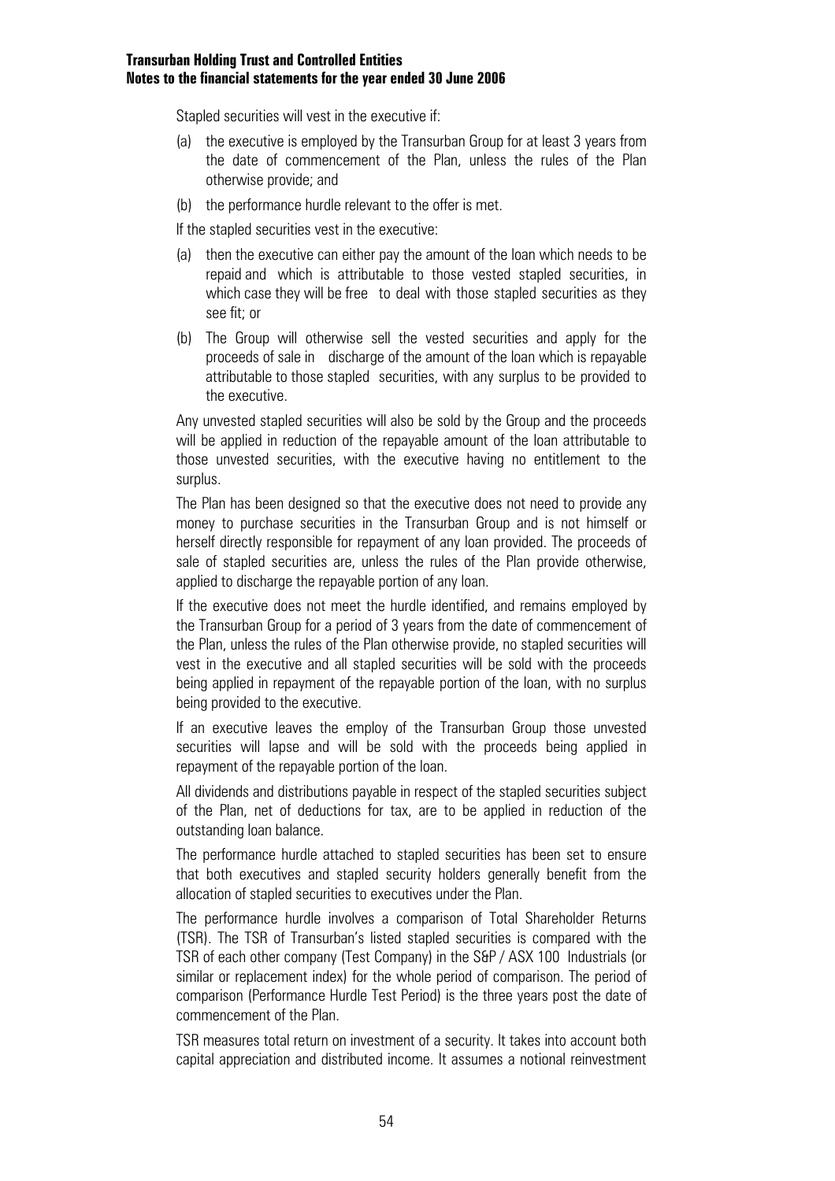Stapled securities will vest in the executive if:

(a) the executive is employed by the Transurban Group for at least 3 years from the date of commencement of the Plan, unless the rules of the Plan otherwise provide; and

(b) the performance hurdle relevant to the offer is met.

If the stapled securities vest in the executive:

(a) then the executive can either pay the amount of the loan which needs to be repaid and which is attributable to those vested stapled securities, in which case they will be free to deal with those stapled securities as they see fit; or

(b) The Group will otherwise sell the vested securities and apply for the proceeds of sale in discharge of the amount of the loan which is repayable attributable to those stapled securities, with any surplus to be provided to the executive.

Any unvested stapled securities will also be sold by the Group and the proceeds will be applied in reduction of the repayable amount of the loan attributable to those unvested securities, with the executive having no entitlement to the surplus.

The Plan has been designed so that the executive does not need to provide any money to purchase securities in the Transurban Group and is not himself or herself directly responsible for repayment of any loan provided. The proceeds of sale of stapled securities are, unless the rules of the Plan provide otherwise, applied to discharge the repayable portion of any loan.

If the executive does not meet the hurdle identified, and remains employed by the Transurban Group for a period of 3 years from the date of commencement of the Plan, unless the rules of the Plan otherwise provide, no stapled securities will vest in the executive and all stapled securities will be sold with the proceeds being applied in repayment of the repayable portion of the loan, with no surplus being provided to the executive.

If an executive leaves the employ of the Transurban Group those unvested securities will lapse and will be sold with the proceeds being applied in repayment of the repayable portion of the loan.

All dividends and distributions payable in respect of the stapled securities subject of the Plan, net of deductions for tax, are to be applied in reduction of the outstanding loan balance.

The performance hurdle attached to stapled securities has been set to ensure that both executives and stapled security holders generally benefit from the allocation of stapled securities to executives under the Plan.

The performance hurdle involves a comparison of Total Shareholder Returns (TSR). The TSR of Transurban's listed stapled securities is compared with the TSR of each other company (Test Company) in the S&P / ASX 100 Industrials (or similar or replacement index) for the whole period of comparison. The period of comparison (Performance Hurdle Test Period) is the three years post the date of commencement of the Plan.

TSR measures total return on investment of a security. It takes into account both capital appreciation and distributed income. It assumes a notional reinvestment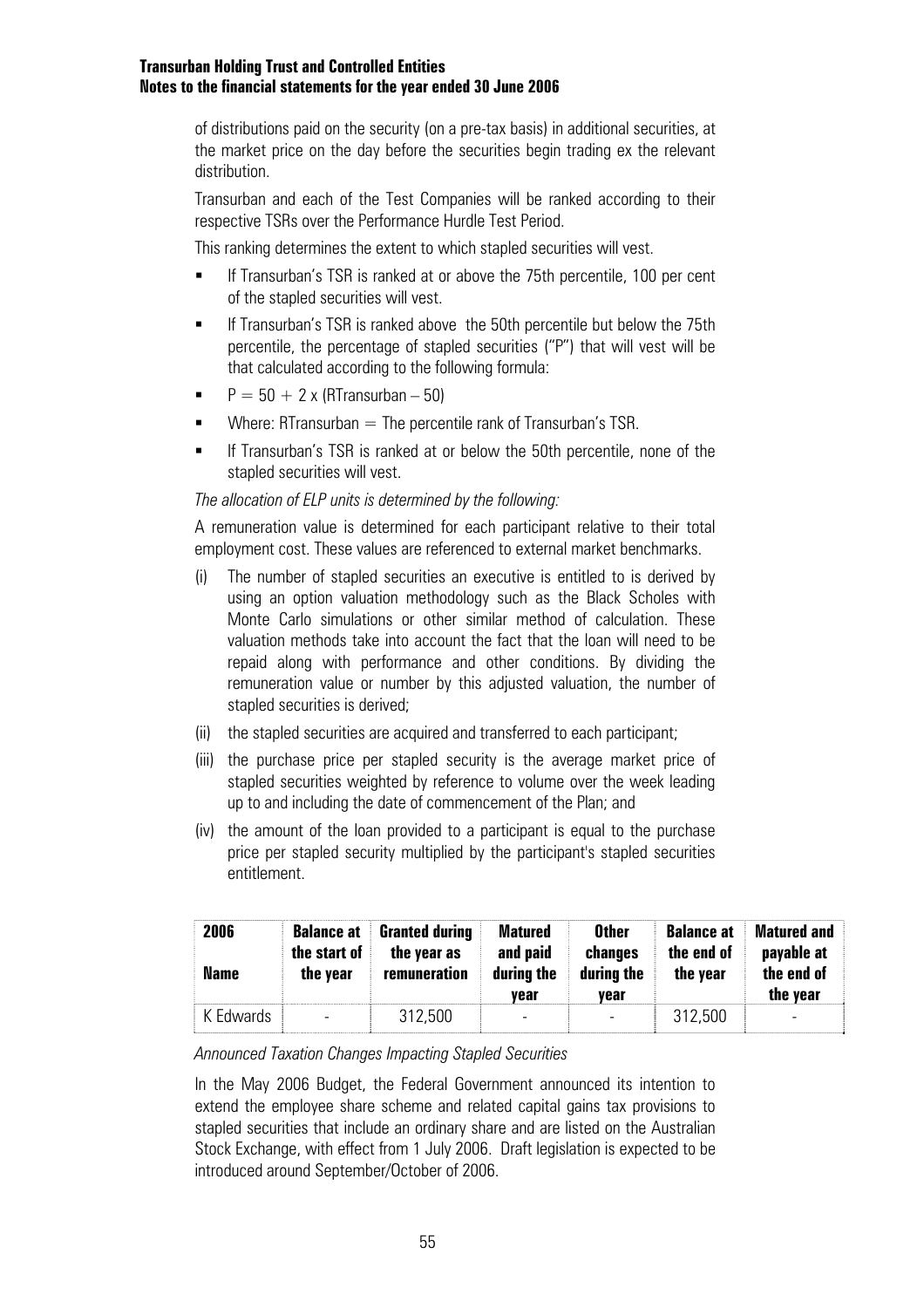of distributions paid on the security (on a pre-tax basis) in additional securities, at the market price on the day before the securities begin trading ex the relevant distribution.

Transurban and each of the Test Companies will be ranked according to their respective TSRs over the Performance Hurdle Test Period.

This ranking determines the extent to which stapled securities will vest.

- If Transurban's TSR is ranked at or above the 75th percentile, 100 per cent of the stapled securities will vest.
- If Transurban's TSR is ranked above the 50th percentile but below the 75th percentile, the percentage of stapled securities ("P") that will vest will be that calculated according to the following formula:
- $P = 50 + 2 \times (RTransurban - 50)$
- Where: RTransurban = The percentile rank of Transurban's TSR.
- If Transurban's TSR is ranked at or below the 50th percentile, none of the stapled securities will vest.

*The allocation of ELP units is determined by the following:*

A remuneration value is determined for each participant relative to their total employment cost. These values are referenced to external market benchmarks.

(i) The number of stapled securities an executive is entitled to is derived by using an option valuation methodology such as the Black Scholes with Monte Carlo simulations or other similar method of calculation. These valuation methods take into account the fact that the loan will need to be repaid along with performance and other conditions. By dividing the remuneration value or number by this adjusted valuation, the number of stapled securities is derived;

(ii) the stapled securities are acquired and transferred to each participant;

(iii) the purchase price per stapled security is the average market price of stapled securities weighted by reference to volume over the week leading up to and including the date of commencement of the Plan; and

(iv) the amount of the loan provided to a participant is equal to the purchase price per stapled security multiplied by the participant's stapled securities entitlement.

| 2006<br>Name | Balance at the start of the year | Granted during the year as remuneration | Matured and paid during the year | Other changes during the year | Balance at the end of the year | Matured and payable at the end of the year |
|---|---|---|---|---|---|---|
| K Edwards | - | 312,500 | - | - | 312,500 | - |

*Announced Taxation Changes Impacting Stapled Securities*

In the May 2006 Budget, the Federal Government announced its intention to extend the employee share scheme and related capital gains tax provisions to stapled securities that include an ordinary share and are listed on the Australian Stock Exchange, with effect from 1 July 2006. Draft legislation is expected to be introduced around September/October of 2006.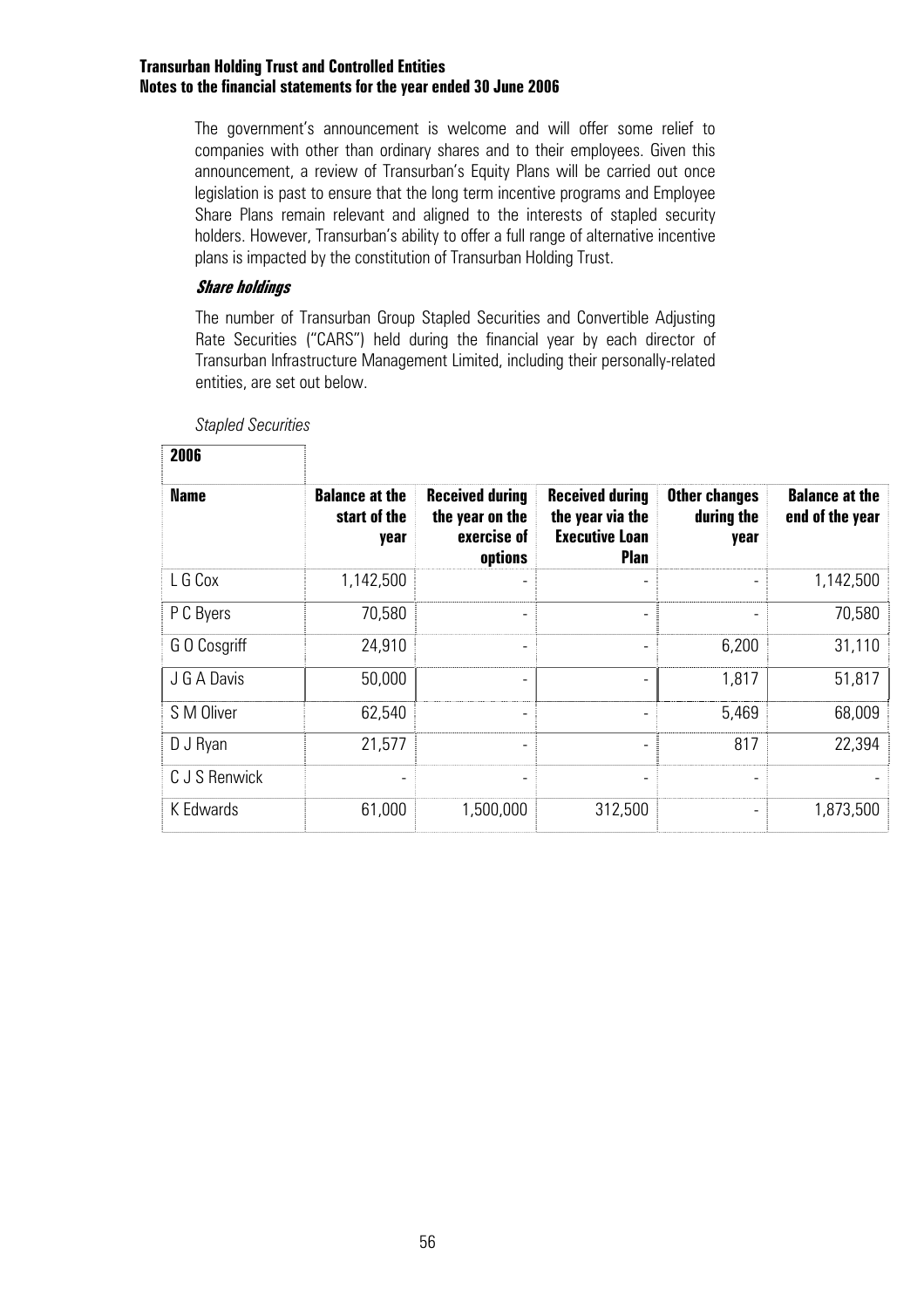The government's announcement is welcome and will offer some relief to companies with other than ordinary shares and to their employees. Given this announcement, a review of Transurban's Equity Plans will be carried out once legislation is past to ensure that the long term incentive programs and Employee Share Plans remain relevant and aligned to the interests of stapled security holders. However, Transurban's ability to offer a full range of alternative incentive plans is impacted by the constitution of Transurban Holding Trust.

***Share holdings***

The number of Transurban Group Stapled Securities and Convertible Adjusting Rate Securities ("CARS") held during the financial year by each director of Transurban Infrastructure Management Limited, including their personally-related entities, are set out below.

*Stapled Securities*

| **2006** | | | | | |
|---|---|---|---|---|---|
| **Name** | **Balance at the start of the year** | **Received during the year on the exercise of options** | **Received during the year via the Executive Loan Plan** | **Other changes during the year** | **Balance at the end of the year** |
| L G Cox | 1,142,500 | - | - | - | 1,142,500 |
| P C Byers | 70,580 | - | - | - | 70,580 |
| G O Cosgriff | 24,910 | - | - | 6,200 | 31,110 |
| J G A Davis | 50,000 | - | - | 1,817 | 51,817 |
| S M Oliver | 62,540 | - | - | 5,469 | 68,009 |
| D J Ryan | 21,577 | - | - | 817 | 22,394 |
| C J S Renwick | - | - | - | - | - |
| K Edwards | 61,000 | 1,500,000 | 312,500 | - | 1,873,500 |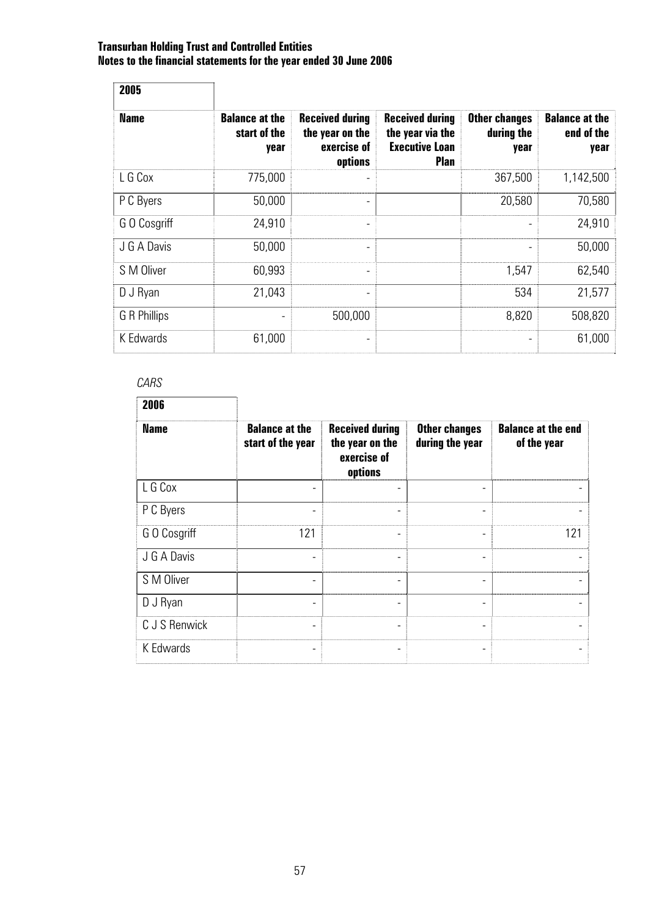| 2005 | | | | | |
|---|---|---|---|---|---|
| **Name** | **Balance at the start of the year** | **Received during the year on the exercise of options** | **Received during the year via the Executive Loan Plan** | **Other changes during the year** | **Balance at the end of the year** |
| L G Cox | 775,000 | - | | 367,500 | 1,142,500 |
| P C Byers | 50,000 | - | | 20,580 | 70,580 |
| G O Cosgriff | 24,910 | - | | - | 24,910 |
| J G A Davis | 50,000 | - | | - | 50,000 |
| S M Oliver | 60,993 | - | | 1,547 | 62,540 |
| D J Ryan | 21,043 | - | | 534 | 21,577 |
| G R Phillips | - | 500,000 | | 8,820 | 508,820 |
| K Edwards | 61,000 | - | | - | 61,000 |

*CARS*

| 2006 | | | | |
|---|---|---|---|---|
| **Name** | **Balance at the start of the year** | **Received during the year on the exercise of options** | **Other changes during the year** | **Balance at the end of the year** |
| L G Cox | - | - | - | - |
| P C Byers | - | - | - | - |
| G O Cosgriff | 121 | - | - | 121 |
| J G A Davis | - | - | - | - |
| S M Oliver | - | - | - | - |
| D J Ryan | - | - | - | - |
| C J S Renwick | - | - | - | - |
| K Edwards | - | - | - | - |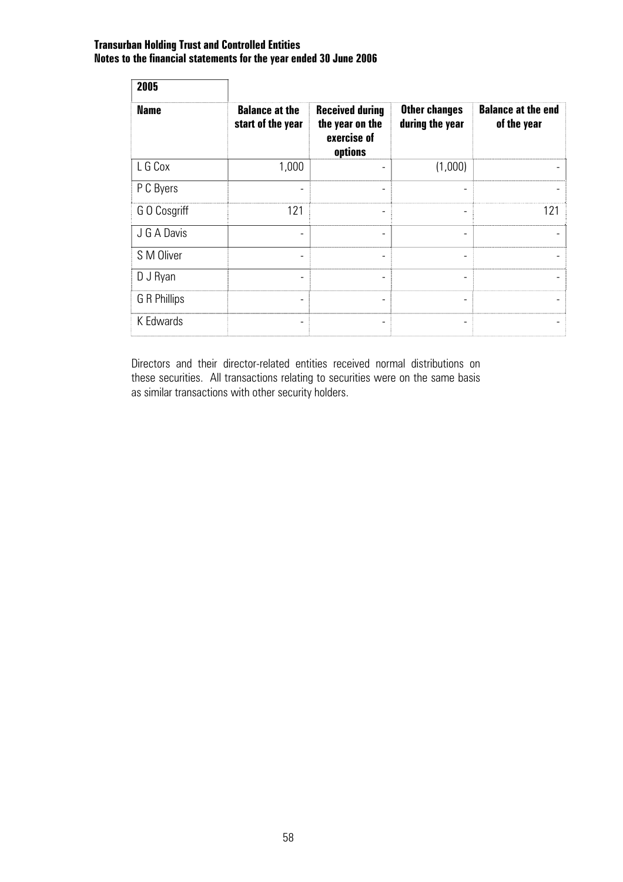| 2005 | | | | |
|---|---|---|---|---|
| **Name** | **Balance at the start of the year** | **Received during the year on the exercise of options** | **Other changes during the year** | **Balance at the end of the year** |
| L G Cox | 1,000 | - | (1,000) | - |
| P C Byers | - | - | - | - |
| G O Cosgriff | 121 | - | - | 121 |
| J G A Davis | - | - | - | - |
| S M Oliver | - | - | - | - |
| D J Ryan | - | - | - | - |
| G R Phillips | - | - | - | - |
| K Edwards | - | - | - | - |

Directors and their director-related entities received normal distributions on these securities. All transactions relating to securities were on the same basis as similar transactions with other security holders.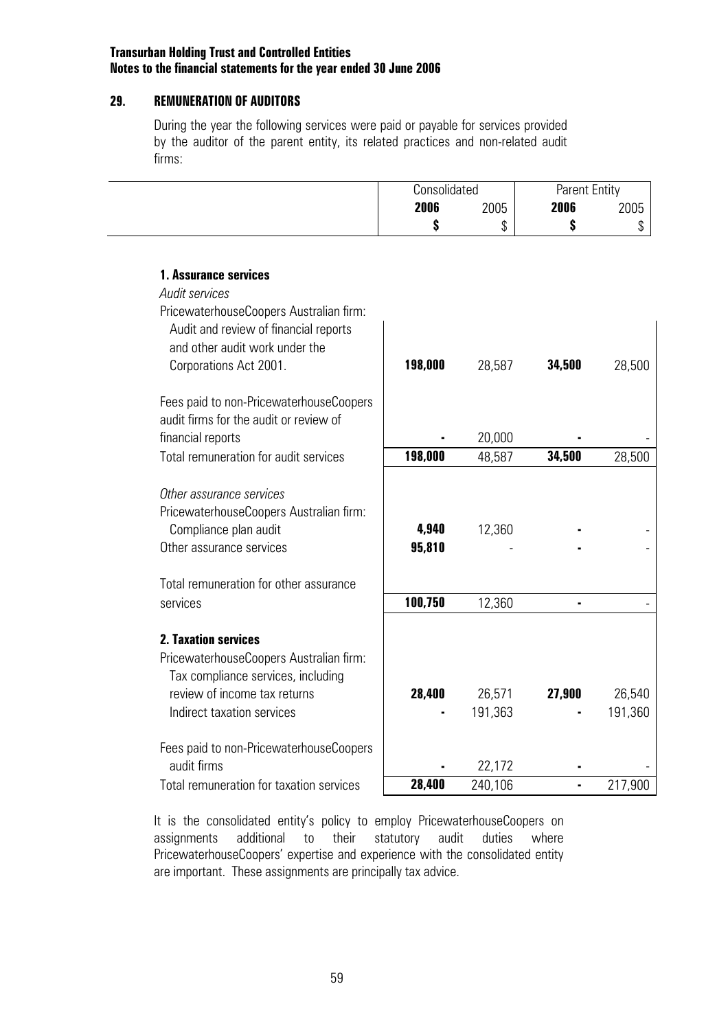**Transurban Holding Trust and Controlled Entities**
**Notes to the financial statements for the year ended 30 June 2006**

## 29. REMUNERATION OF AUDITORS

During the year the following services were paid or payable for services provided by the auditor of the parent entity, its related practices and non-related audit firms:

| | Consolidated | | Parent Entity | |
|---|---|---|---|---|
| | **2006** | 2005 | **2006** | 2005 |
| | **$** | $ | **$** | $ |
| **1. Assurance services** | | | | |
| *Audit services* | | | | |
| PricewaterhouseCoopers Australian firm: | | | | |
| Audit and review of financial reports and other audit work under the Corporations Act 2001. | **198,000** | 28,587 | **34,500** | 28,500 |
| Fees paid to non-PricewaterhouseCoopers audit firms for the audit or review of financial reports | **-** | 20,000 | **-** | - |
| Total remuneration for audit services | **198,000** | 48,587 | **34,500** | 28,500 |
| *Other assurance services* | | | | |
| PricewaterhouseCoopers Australian firm: | | | | |
| Compliance plan audit | **4,940** | 12,360 | **-** | - |
| Other assurance services | **95,810** | - | **-** | - |
| Total remuneration for other assurance services | **100,750** | 12,360 | **-** | - |
| **2. Taxation services** | | | | |
| PricewaterhouseCoopers Australian firm: | | | | |
| Tax compliance services, including review of income tax returns | **28,400** | 26,571 | **27,900** | 26,540 |
| Indirect taxation services | **-** | 191,363 | **-** | 191,360 |
| Fees paid to non-PricewaterhouseCoopers audit firms | **-** | 22,172 | **-** | - |
| Total remuneration for taxation services | **28,400** | 240,106 | **-** | 217,900 |

It is the consolidated entity's policy to employ PricewaterhouseCoopers on assignments additional to their statutory audit duties where PricewaterhouseCoopers' expertise and experience with the consolidated entity are important. These assignments are principally tax advice.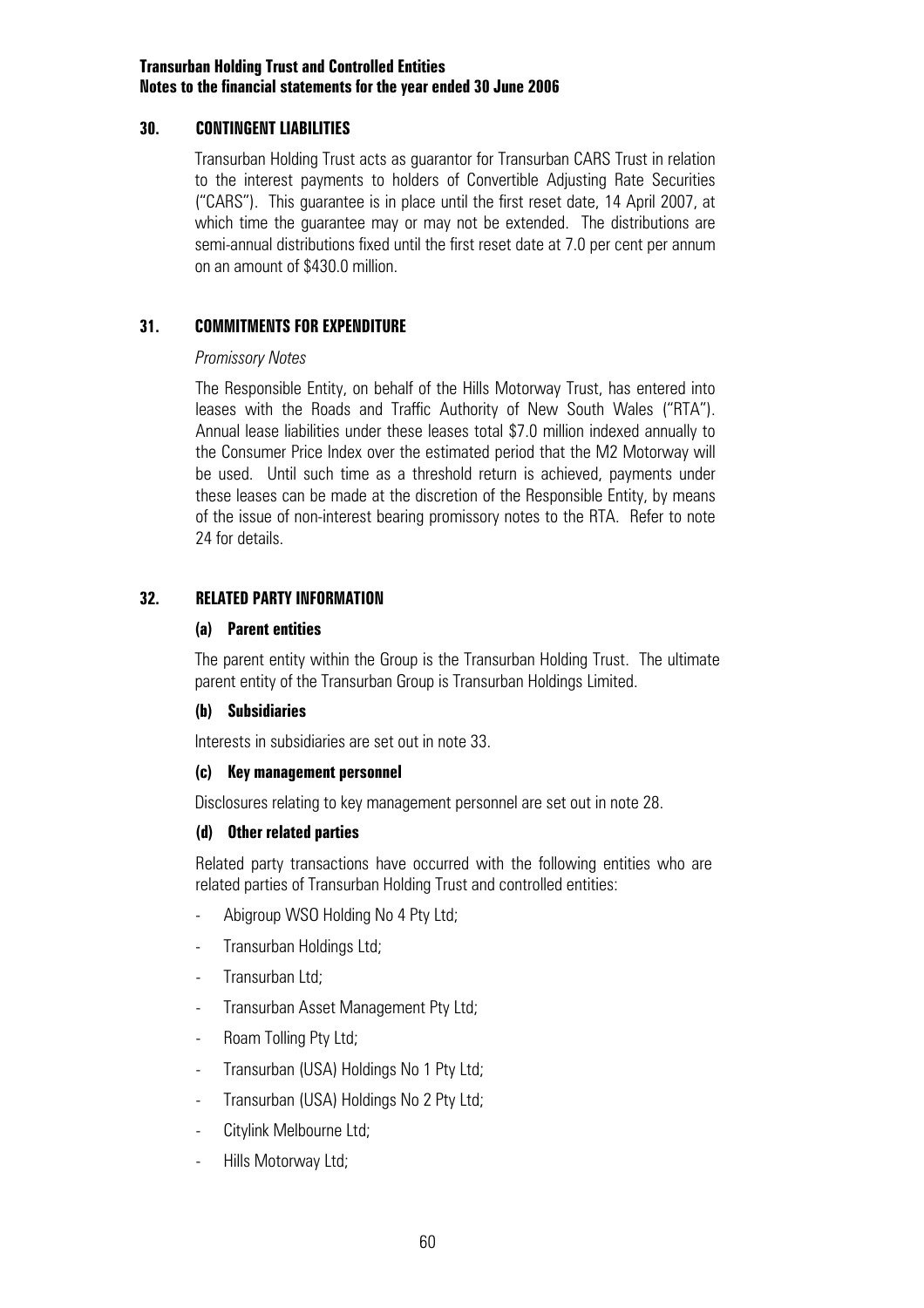## 30. CONTINGENT LIABILITIES

Transurban Holding Trust acts as guarantor for Transurban CARS Trust in relation to the interest payments to holders of Convertible Adjusting Rate Securities ("CARS"). This guarantee is in place until the first reset date, 14 April 2007, at which time the guarantee may or may not be extended. The distributions are semi-annual distributions fixed until the first reset date at 7.0 per cent per annum on an amount of $430.0 million.

## 31. COMMITMENTS FOR EXPENDITURE

*Promissory Notes*

The Responsible Entity, on behalf of the Hills Motorway Trust, has entered into leases with the Roads and Traffic Authority of New South Wales ("RTA"). Annual lease liabilities under these leases total $7.0 million indexed annually to the Consumer Price Index over the estimated period that the M2 Motorway will be used. Until such time as a threshold return is achieved, payments under these leases can be made at the discretion of the Responsible Entity, by means of the issue of non-interest bearing promissory notes to the RTA. Refer to note 24 for details.

## 32. RELATED PARTY INFORMATION

### (a) Parent entities

The parent entity within the Group is the Transurban Holding Trust. The ultimate parent entity of the Transurban Group is Transurban Holdings Limited.

### (b) Subsidiaries

Interests in subsidiaries are set out in note 33.

### (c) Key management personnel

Disclosures relating to key management personnel are set out in note 28.

### (d) Other related parties

Related party transactions have occurred with the following entities who are related parties of Transurban Holding Trust and controlled entities:

- Abigroup WSO Holding No 4 Pty Ltd;
- Transurban Holdings Ltd;
- Transurban Ltd;
- Transurban Asset Management Pty Ltd;
- Roam Tolling Pty Ltd;
- Transurban (USA) Holdings No 1 Pty Ltd;
- Transurban (USA) Holdings No 2 Pty Ltd;
- Citylink Melbourne Ltd;
- Hills Motorway Ltd;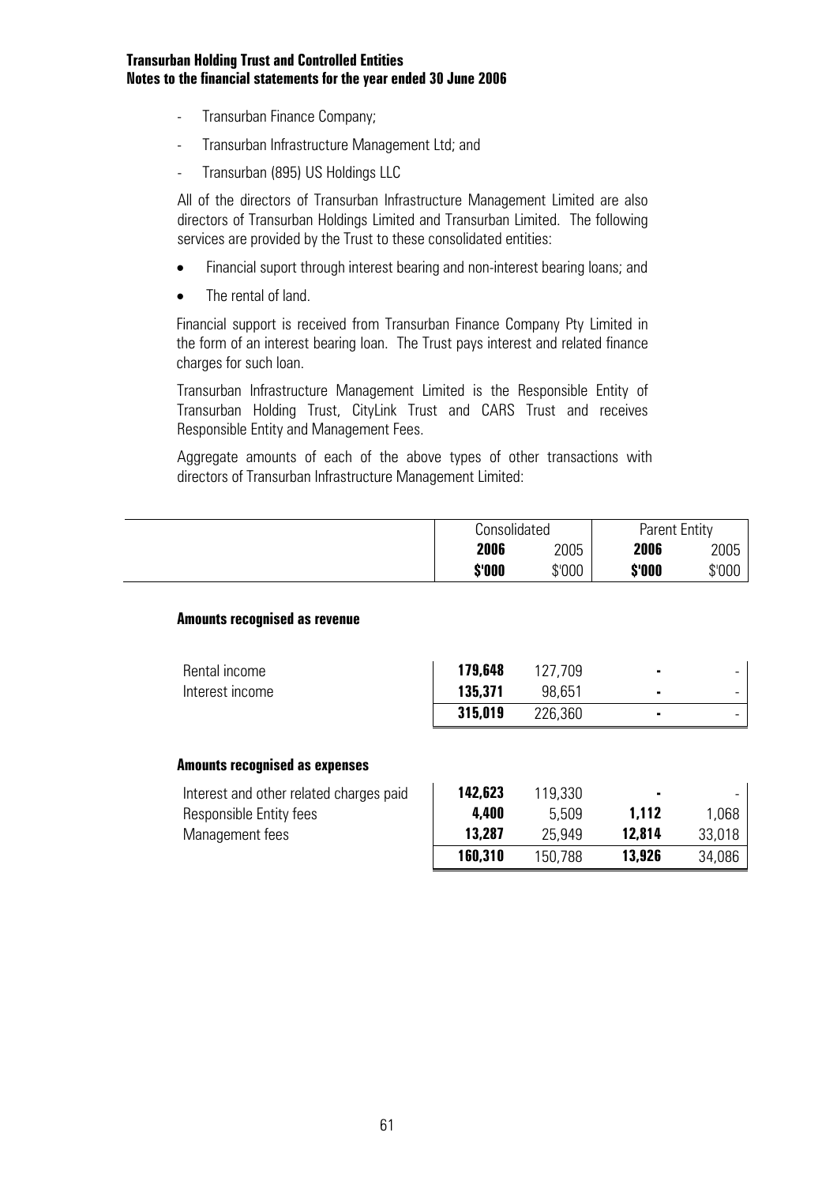- Transurban Finance Company;
- Transurban Infrastructure Management Ltd; and
- Transurban (895) US Holdings LLC

All of the directors of Transurban Infrastructure Management Limited are also directors of Transurban Holdings Limited and Transurban Limited. The following services are provided by the Trust to these consolidated entities:

- Financial suport through interest bearing and non-interest bearing loans; and
- The rental of land.

Financial support is received from Transurban Finance Company Pty Limited in the form of an interest bearing loan. The Trust pays interest and related finance charges for such loan.

Transurban Infrastructure Management Limited is the Responsible Entity of Transurban Holding Trust, CityLink Trust and CARS Trust and receives Responsible Entity and Management Fees.

Aggregate amounts of each of the above types of other transactions with directors of Transurban Infrastructure Management Limited:

| | Consolidated | | Parent Entity | |
|---|---|---|---|---|
| | **2006** | 2005 | **2006** | 2005 |
| | **$'000** | $'000 | **$'000** | $'000 |
| **Amounts recognised as revenue** | | | | |
| Rental income | **179,648** | 127,709 | **-** | - |
| Interest income | **135,371** | 98,651 | **-** | - |
| | **315,019** | 226,360 | **-** | - |
| **Amounts recognised as expenses** | | | | |
| Interest and other related charges paid | **142,623** | 119,330 | **-** | - |
| Responsible Entity fees | **4,400** | 5,509 | **1,112** | 1,068 |
| Management fees | **13,287** | 25,949 | **12,814** | 33,018 |
| | **160,310** | 150,788 | **13,926** | 34,086 |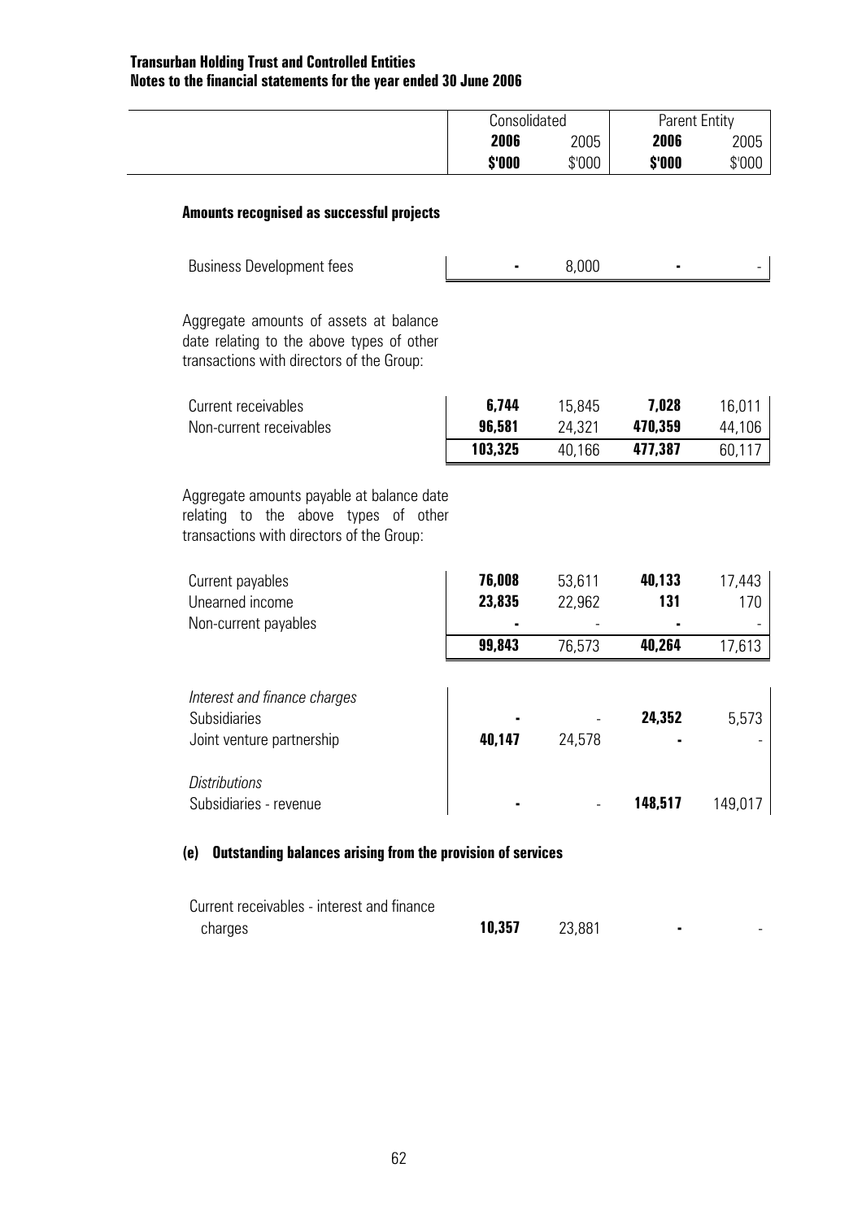| | Consolidated | | Parent Entity | |
|---|---|---|---|---|
| | **2006** | 2005 | **2006** | 2005 |
| | **$'000** | $'000 | **$'000** | $'000 |
| **Amounts recognised as successful projects** | | | | |
| Business Development fees | **-** | 8,000 | **-** | - |
| Aggregate amounts of assets at balance date relating to the above types of other transactions with directors of the Group: | | | | |
| Current receivables | **6,744** | 15,845 | **7,028** | 16,011 |
| Non-current receivables | **96,581** | 24,321 | **470,359** | 44,106 |
| | **103,325** | 40,166 | **477,387** | 60,117 |
| Aggregate amounts payable at balance date relating to the above types of other transactions with directors of the Group: | | | | |
| Current payables | **76,008** | 53,611 | **40,133** | 17,443 |
| Unearned income | **23,835** | 22,962 | **131** | 170 |
| Non-current payables | **-** | - | **-** | - |
| | **99,843** | 76,573 | **40,264** | 17,613 |
| *Interest and finance charges* | | | | |
| Subsidiaries | **-** | - | **24,352** | 5,573 |
| Joint venture partnership | **40,147** | 24,578 | **-** | - |
| *Distributions* | | | | |
| Subsidiaries - revenue | **-** | - | **148,517** | 149,017 |

**(e) Outstanding balances arising from the provision of services**

| | | | | |
|---|---|---|---|---|
| Current receivables - interest and finance charges | **10,357** | 23,881 | **-** | - |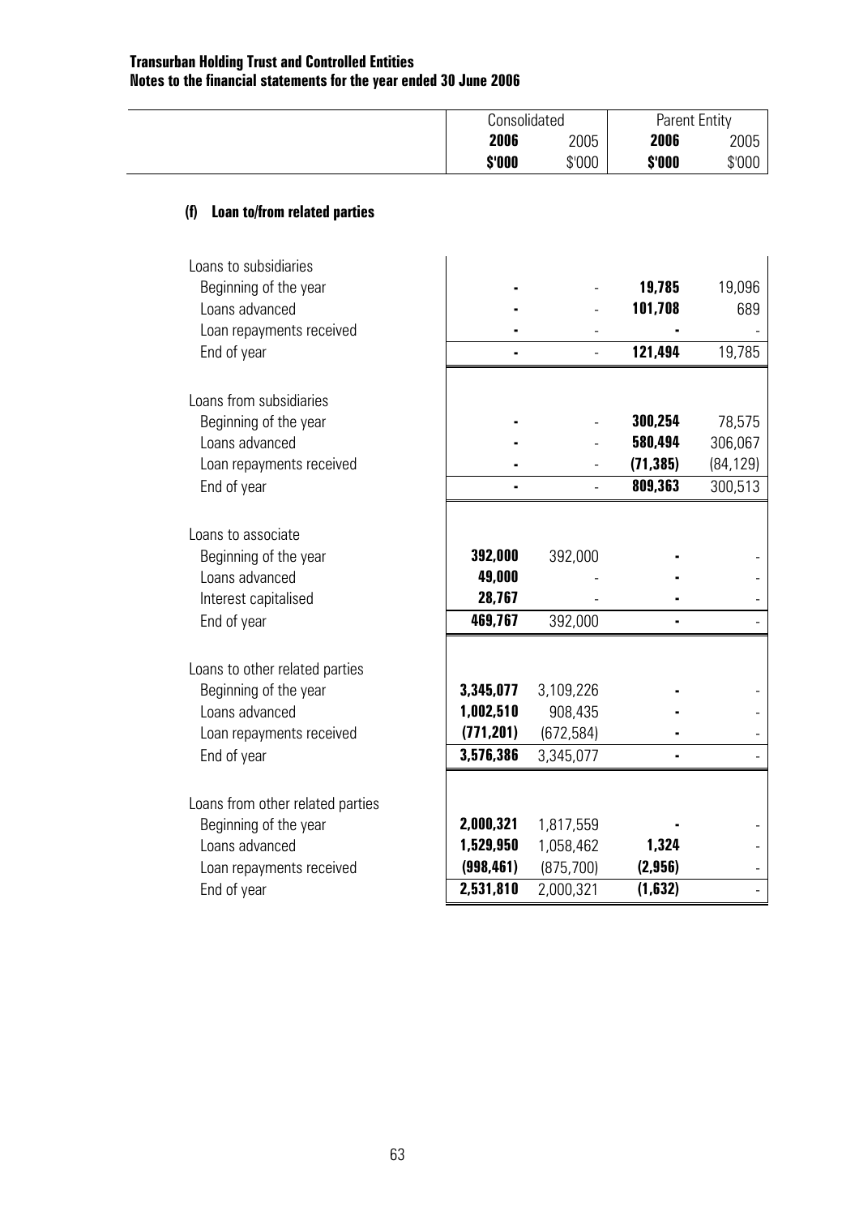**Transurban Holding Trust and Controlled Entities**
**Notes to the financial statements for the year ended 30 June 2006**

### (f) Loan to/from related parties

| | Consolidated | | Parent Entity | |
|---|---|---|---|---|
| | **2006** | 2005 | **2006** | 2005 |
| | **$'000** | $'000 | **$'000** | $'000 |
| **Loans to subsidiaries** | | | | |
| Beginning of the year | **-** | - | **19,785** | 19,096 |
| Loans advanced | **-** | - | **101,708** | 689 |
| Loan repayments received | **-** | - | **-** | - |
| End of year | **-** | - | **121,494** | 19,785 |
| **Loans from subsidiaries** | | | | |
| Beginning of the year | **-** | - | **300,254** | 78,575 |
| Loans advanced | **-** | - | **580,494** | 306,067 |
| Loan repayments received | **-** | - | **(71,385)** | (84,129) |
| End of year | **-** | - | **809,363** | 300,513 |
| **Loans to associate** | | | | |
| Beginning of the year | **392,000** | 392,000 | **-** | - |
| Loans advanced | **49,000** | - | **-** | - |
| Interest capitalised | **28,767** | - | **-** | - |
| End of year | **469,767** | 392,000 | **-** | - |
| **Loans to other related parties** | | | | |
| Beginning of the year | **3,345,077** | 3,109,226 | **-** | - |
| Loans advanced | **1,002,510** | 908,435 | **-** | - |
| Loan repayments received | **(771,201)** | (672,584) | **-** | - |
| End of year | **3,576,386** | 3,345,077 | **-** | - |
| **Loans from other related parties** | | | | |
| Beginning of the year | **2,000,321** | 1,817,559 | **-** | - |
| Loans advanced | **1,529,950** | 1,058,462 | **1,324** | - |
| Loan repayments received | **(998,461)** | (875,700) | **(2,956)** | - |
| End of year | **2,531,810** | 2,000,321 | **(1,632)** | - |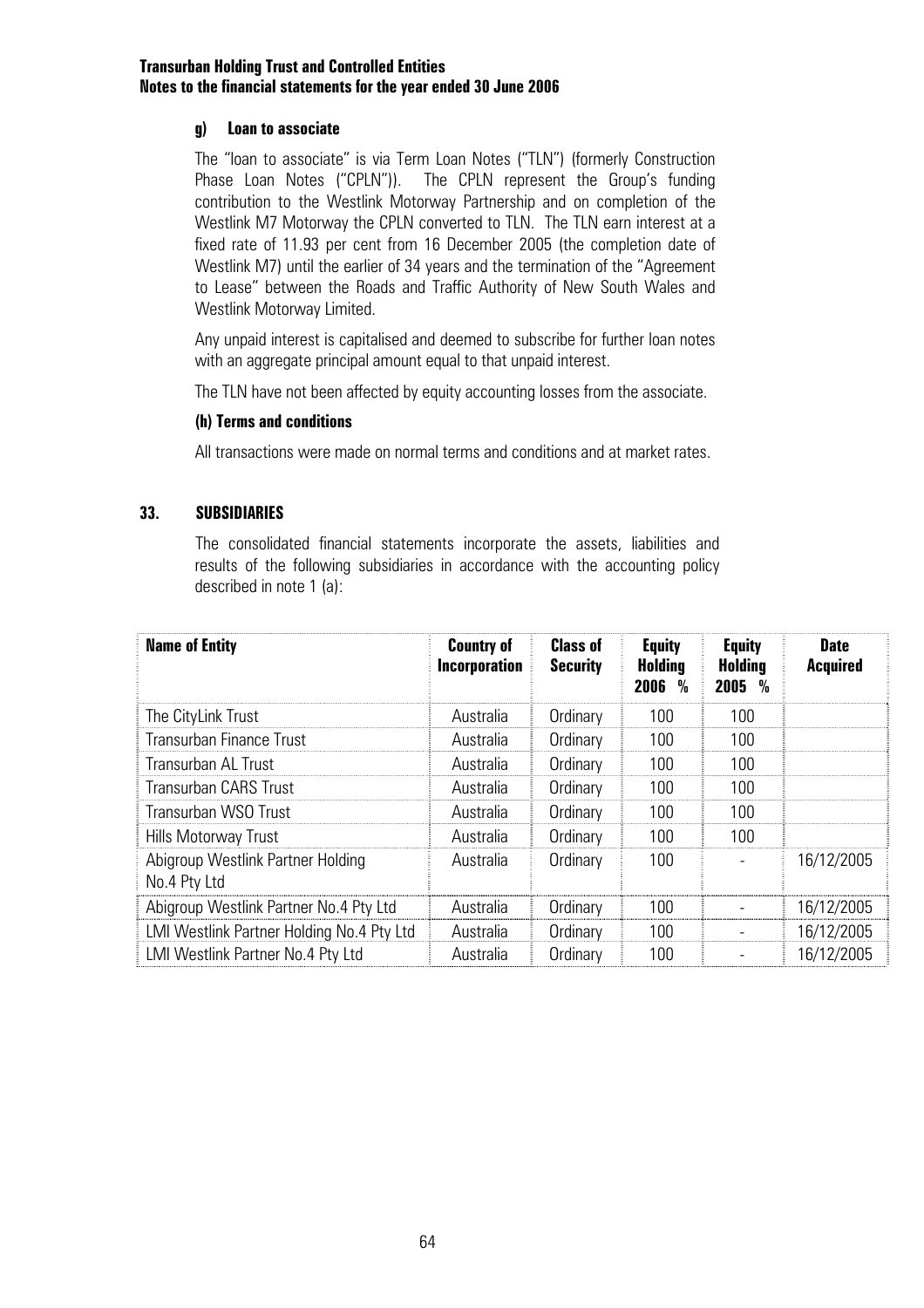### g) Loan to associate

The "loan to associate" is via Term Loan Notes ("TLN") (formerly Construction Phase Loan Notes ("CPLN")). The CPLN represent the Group's funding contribution to the Westlink Motorway Partnership and on completion of the Westlink M7 Motorway the CPLN converted to TLN. The TLN earn interest at a fixed rate of 11.93 per cent from 16 December 2005 (the completion date of Westlink M7) until the earlier of 34 years and the termination of the "Agreement to Lease" between the Roads and Traffic Authority of New South Wales and Westlink Motorway Limited.

Any unpaid interest is capitalised and deemed to subscribe for further loan notes with an aggregate principal amount equal to that unpaid interest.

The TLN have not been affected by equity accounting losses from the associate.

### (h) Terms and conditions

All transactions were made on normal terms and conditions and at market rates.

## 33. SUBSIDIARIES

The consolidated financial statements incorporate the assets, liabilities and results of the following subsidiaries in accordance with the accounting policy described in note 1 (a):

| Name of Entity | Country of Incorporation | Class of Security | Equity Holding 2006 % | Equity Holding 2005 % | Date Acquired |
|---|---|---|---|---|---|
| The CityLink Trust | Australia | Ordinary | 100 | 100 | |
| Transurban Finance Trust | Australia | Ordinary | 100 | 100 | |
| Transurban AL Trust | Australia | Ordinary | 100 | 100 | |
| Transurban CARS Trust | Australia | Ordinary | 100 | 100 | |
| Transurban WSO Trust | Australia | Ordinary | 100 | 100 | |
| Hills Motorway Trust | Australia | Ordinary | 100 | 100 | |
| Abigroup Westlink Partner Holding No.4 Pty Ltd | Australia | Ordinary | 100 | - | 16/12/2005 |
| Abigroup Westlink Partner No.4 Pty Ltd | Australia | Ordinary | 100 | - | 16/12/2005 |
| LMI Westlink Partner Holding No.4 Pty Ltd | Australia | Ordinary | 100 | - | 16/12/2005 |
| LMI Westlink Partner No.4 Pty Ltd | Australia | Ordinary | 100 | - | 16/12/2005 |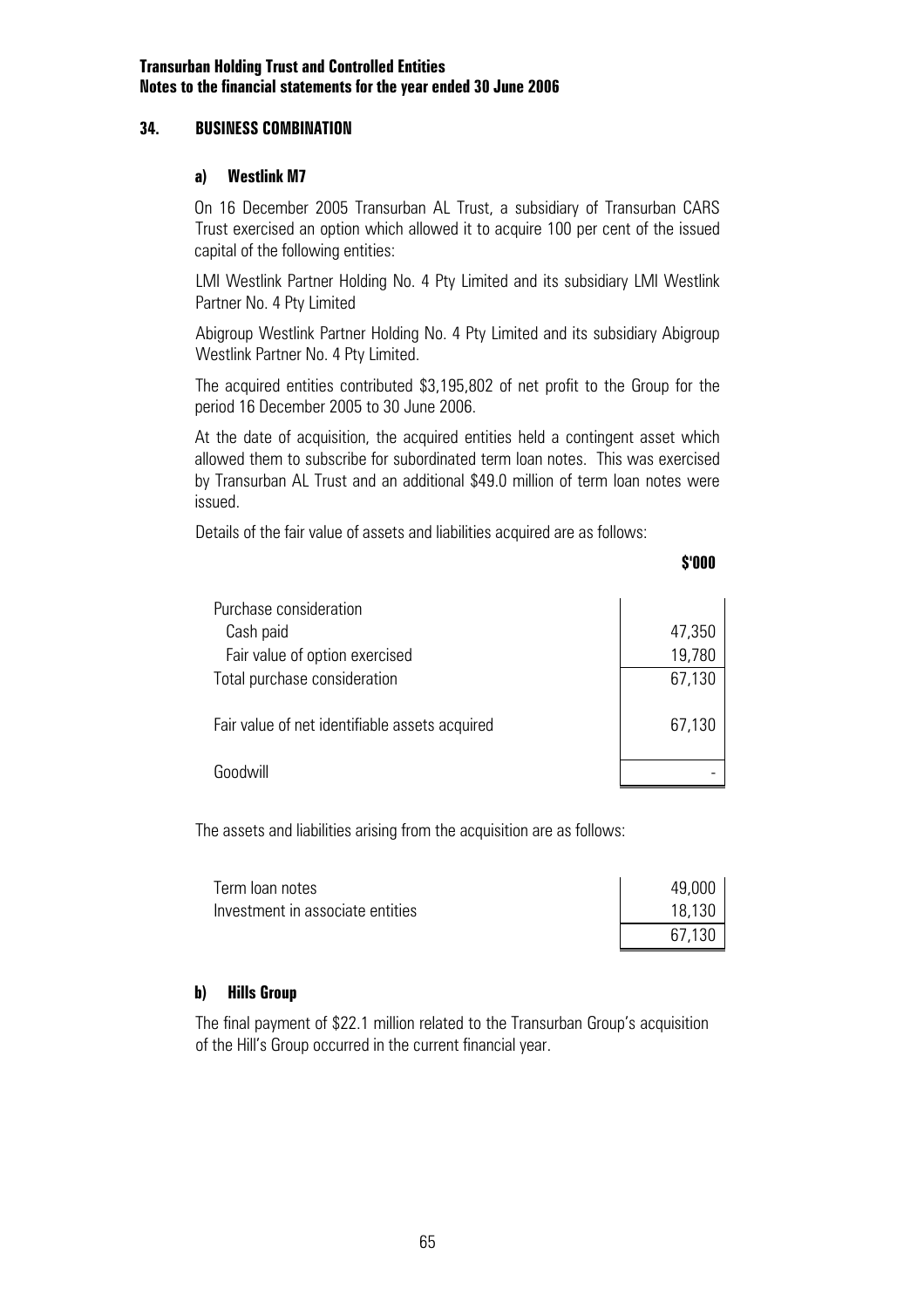## 34. BUSINESS COMBINATION

### a) Westlink M7

On 16 December 2005 Transurban AL Trust, a subsidiary of Transurban CARS Trust exercised an option which allowed it to acquire 100 per cent of the issued capital of the following entities:

LMI Westlink Partner Holding No. 4 Pty Limited and its subsidiary LMI Westlink Partner No. 4 Pty Limited

Abigroup Westlink Partner Holding No. 4 Pty Limited and its subsidiary Abigroup Westlink Partner No. 4 Pty Limited.

The acquired entities contributed $3,195,802 of net profit to the Group for the period 16 December 2005 to 30 June 2006.

At the date of acquisition, the acquired entities held a contingent asset which allowed them to subscribe for subordinated term loan notes. This was exercised by Transurban AL Trust and an additional $49.0 million of term loan notes were issued.

Details of the fair value of assets and liabilities acquired are as follows:

| | $'000 |
|---|---|
| Purchase consideration | |
| Cash paid | 47,350 |
| Fair value of option exercised | 19,780 |
| Total purchase consideration | 67,130 |
| | |
| Fair value of net identifiable assets acquired | 67,130 |
| | |
| Goodwill | - |

The assets and liabilities arising from the acquisition are as follows:

| | |
|---|---|
| Term loan notes | 49,000 |
| Investment in associate entities | 18,130 |
| | 67,130 |

### b) Hills Group

The final payment of $22.1 million related to the Transurban Group's acquisition of the Hill's Group occurred in the current financial year.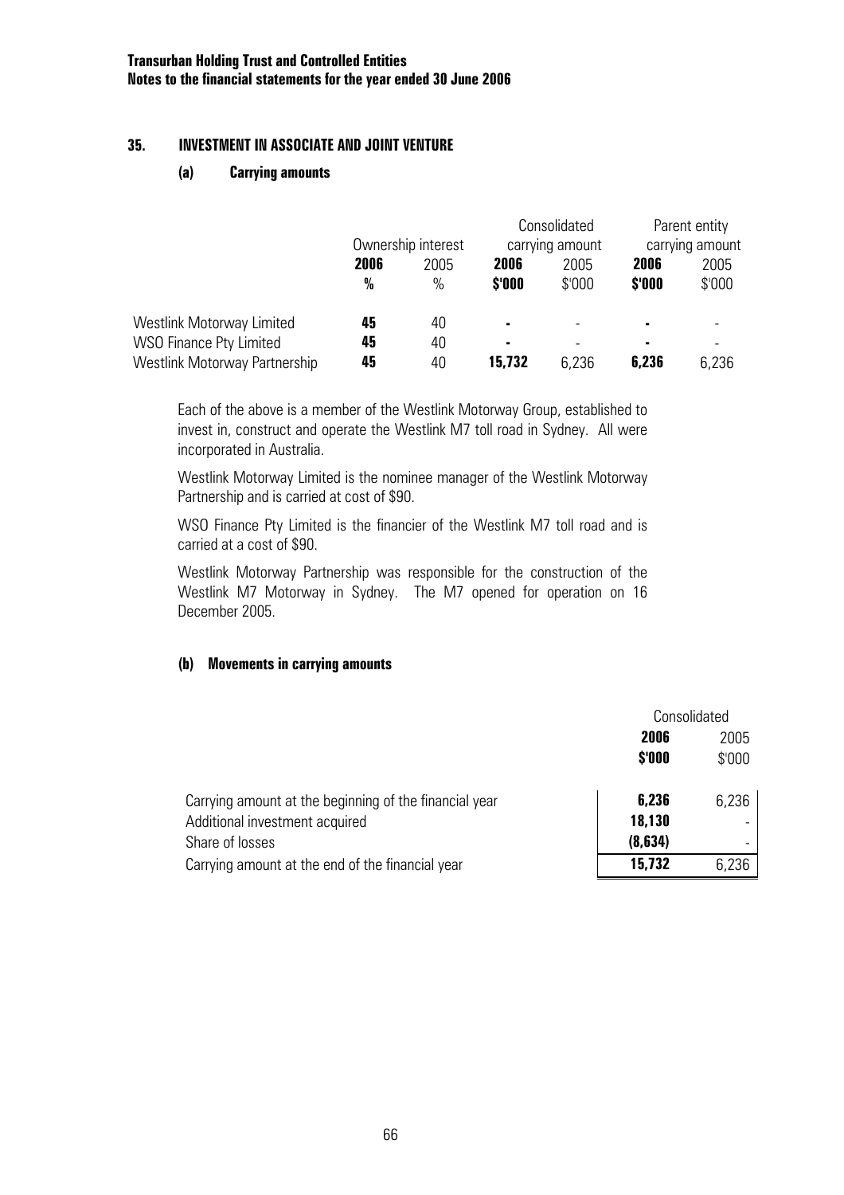## 35. INVESTMENT IN ASSOCIATE AND JOINT VENTURE

### (a) Carrying amounts

| | Ownership interest | | Consolidated carrying amount | | Parent entity carrying amount | |
|---|---|---|---|---|---|---|
| | **2006** | 2005 | **2006** | 2005 | **2006** | 2005 |
| | **%** | % | **$'000** | $'000 | **$'000** | $'000 |
| Westlink Motorway Limited | **45** | 40 | **-** | - | **-** | - |
| WSO Finance Pty Limited | **45** | 40 | **-** | - | **-** | - |
| Westlink Motorway Partnership | **45** | 40 | **15,732** | 6,236 | **6,236** | 6,236 |

Each of the above is a member of the Westlink Motorway Group, established to invest in, construct and operate the Westlink M7 toll road in Sydney. All were incorporated in Australia.

Westlink Motorway Limited is the nominee manager of the Westlink Motorway Partnership and is carried at cost of $90.

WSO Finance Pty Limited is the financier of the Westlink M7 toll road and is carried at a cost of $90.

Westlink Motorway Partnership was responsible for the construction of the Westlink M7 Motorway in Sydney. The M7 opened for operation on 16 December 2005.

### (b) Movements in carrying amounts

| | Consolidated | |
|---|---|---|
| | **2006** | 2005 |
| | **$'000** | $'000 |
| Carrying amount at the beginning of the financial year | **6,236** | 6,236 |
| Additional investment acquired | **18,130** | - |
| Share of losses | **(8,634)** | - |
| Carrying amount at the end of the financial year | **15,732** | 6,236 |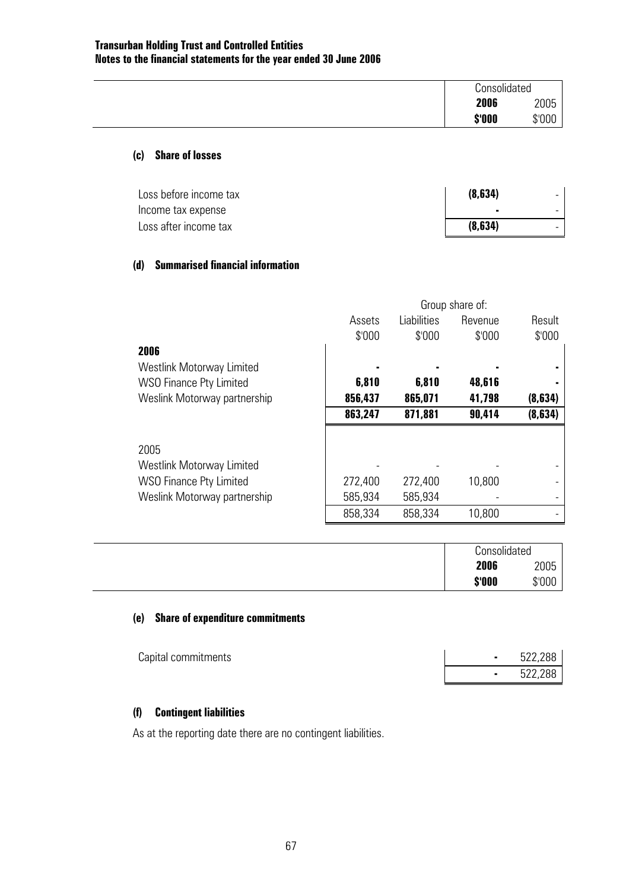**Transurban Holding Trust and Controlled Entities**
**Notes to the financial statements for the year ended 30 June 2006**

| | Consolidated | |
|---|---|---|
| | **2006** | 2005 |
| | **$'000** | $'000 |

#### (c) Share of losses

| | **2006** | 2005 |
|---|---|---|
| Loss before income tax | **(8,634)** | - |
| Income tax expense | **-** | - |
| Loss after income tax | **(8,634)** | - |

#### (d) Summarised financial information

| | Group share of: | | | |
|---|---|---|---|---|
| | Assets | Liabilities | Revenue | Result |
| | $'000 | $'000 | $'000 | $'000 |
| **2006** | | | | |
| Westlink Motorway Limited | **-** | **-** | **-** | **-** |
| WSO Finance Pty Limited | **6,810** | **6,810** | **48,616** | **-** |
| Weslink Motorway partnership | **856,437** | **865,071** | **41,798** | **(8,634)** |
| | **863,247** | **871,881** | **90,414** | **(8,634)** |
| 2005 | | | | |
| Westlink Motorway Limited | - | - | - | - |
| WSO Finance Pty Limited | 272,400 | 272,400 | 10,800 | - |
| Weslink Motorway partnership | 585,934 | 585,934 | - | - |
| | 858,334 | 858,334 | 10,800 | - |

| | Consolidated | |
|---|---|---|
| | **2006** | 2005 |
| | **$'000** | $'000 |

#### (e) Share of expenditure commitments

| | **2006** | 2005 |
|---|---|---|
| Capital commitments | **-** | 522,288 |
| | **-** | 522,288 |

#### (f) Contingent liabilities

As at the reporting date there are no contingent liabilities.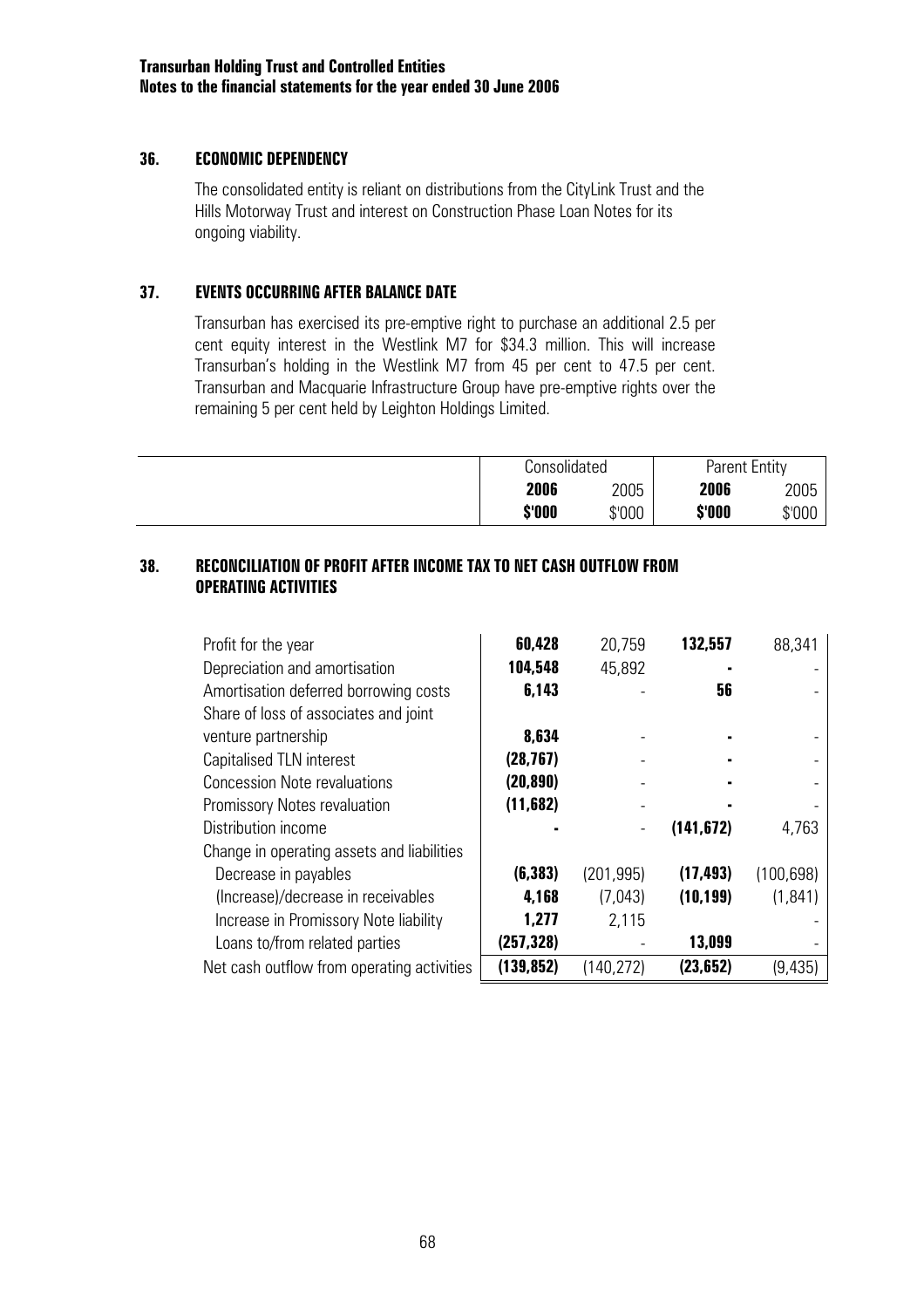## 36. ECONOMIC DEPENDENCY

The consolidated entity is reliant on distributions from the CityLink Trust and the Hills Motorway Trust and interest on Construction Phase Loan Notes for its ongoing viability.

## 37. EVENTS OCCURRING AFTER BALANCE DATE

Transurban has exercised its pre-emptive right to purchase an additional 2.5 per cent equity interest in the Westlink M7 for $34.3 million. This will increase Transurban's holding in the Westlink M7 from 45 per cent to 47.5 per cent. Transurban and Macquarie Infrastructure Group have pre-emptive rights over the remaining 5 per cent held by Leighton Holdings Limited.

## 38. RECONCILIATION OF PROFIT AFTER INCOME TAX TO NET CASH OUTFLOW FROM OPERATING ACTIVITIES

| | Consolidated | | Parent Entity | |
|---|---|---|---|---|
| | **2006** | 2005 | **2006** | 2005 |
| | **$'000** | $'000 | **$'000** | $'000 |
| Profit for the year | **60,428** | 20,759 | **132,557** | 88,341 |
| Depreciation and amortisation | **104,548** | 45,892 | **-** | - |
| Amortisation deferred borrowing costs | **6,143** | - | **56** | - |
| Share of loss of associates and joint venture partnership | **8,634** | - | **-** | - |
| Capitalised TLN interest | **(28,767)** | - | **-** | - |
| Concession Note revaluations | **(20,890)** | - | **-** | - |
| Promissory Notes revaluation | **(11,682)** | - | **-** | - |
| Distribution income | **-** | - | **(141,672)** | 4,763 |
| Change in operating assets and liabilities | | | | |
| Decrease in payables | **(6,383)** | (201,995) | **(17,493)** | (100,698) |
| (Increase)/decrease in receivables | **4,168** | (7,043) | **(10,199)** | (1,841) |
| Increase in Promissory Note liability | **1,277** | 2,115 | | - |
| Loans to/from related parties | **(257,328)** | - | **13,099** | - |
| Net cash outflow from operating activities | **(139,852)** | (140,272) | **(23,652)** | (9,435) |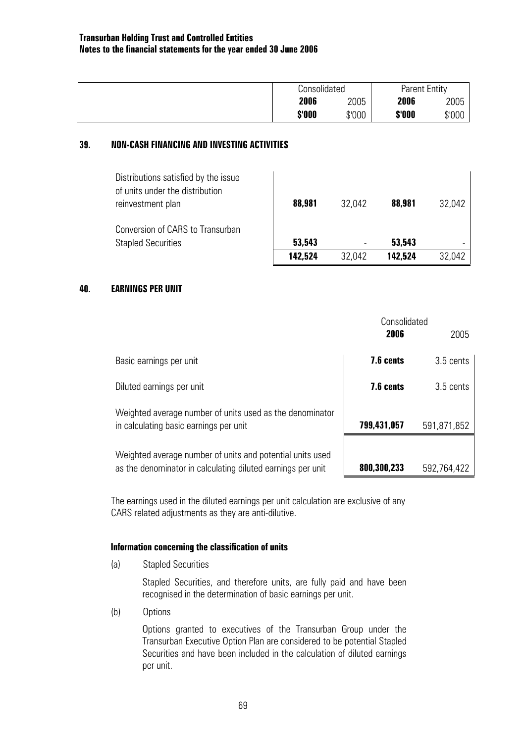| | Consolidated | | Parent Entity | |
|---|---|---|---|---|
| | **2006** | 2005 | **2006** | 2005 |
| | **$'000** | $'000 | **$'000** | $'000 |

## 39. NON-CASH FINANCING AND INVESTING ACTIVITIES

| | | | | |
|---|---|---|---|---|
| Distributions satisfied by the issue of units under the distribution reinvestment plan | **88,981** | 32,042 | **88,981** | 32,042 |
| Conversion of CARS to Transurban Stapled Securities | **53,543** | - | **53,543** | - |
| | **142,524** | 32,042 | **142,524** | 32,042 |

## 40. EARNINGS PER UNIT

| | Consolidated | |
|---|---|---|
| | **2006** | 2005 |
| Basic earnings per unit | **7.6 cents** | 3.5 cents |
| Diluted earnings per unit | **7.6 cents** | 3.5 cents |
| Weighted average number of units used as the denominator in calculating basic earnings per unit | **799,431,057** | 591,871,852 |
| Weighted average number of units and potential units used as the denominator in calculating diluted earnings per unit | **800,300,233** | 592,764,422 |

The earnings used in the diluted earnings per unit calculation are exclusive of any CARS related adjustments as they are anti-dilutive.

### Information concerning the classification of units

(a) Stapled Securities

Stapled Securities, and therefore units, are fully paid and have been recognised in the determination of basic earnings per unit.

(b) Options

Options granted to executives of the Transurban Group under the Transurban Executive Option Plan are considered to be potential Stapled Securities and have been included in the calculation of diluted earnings per unit.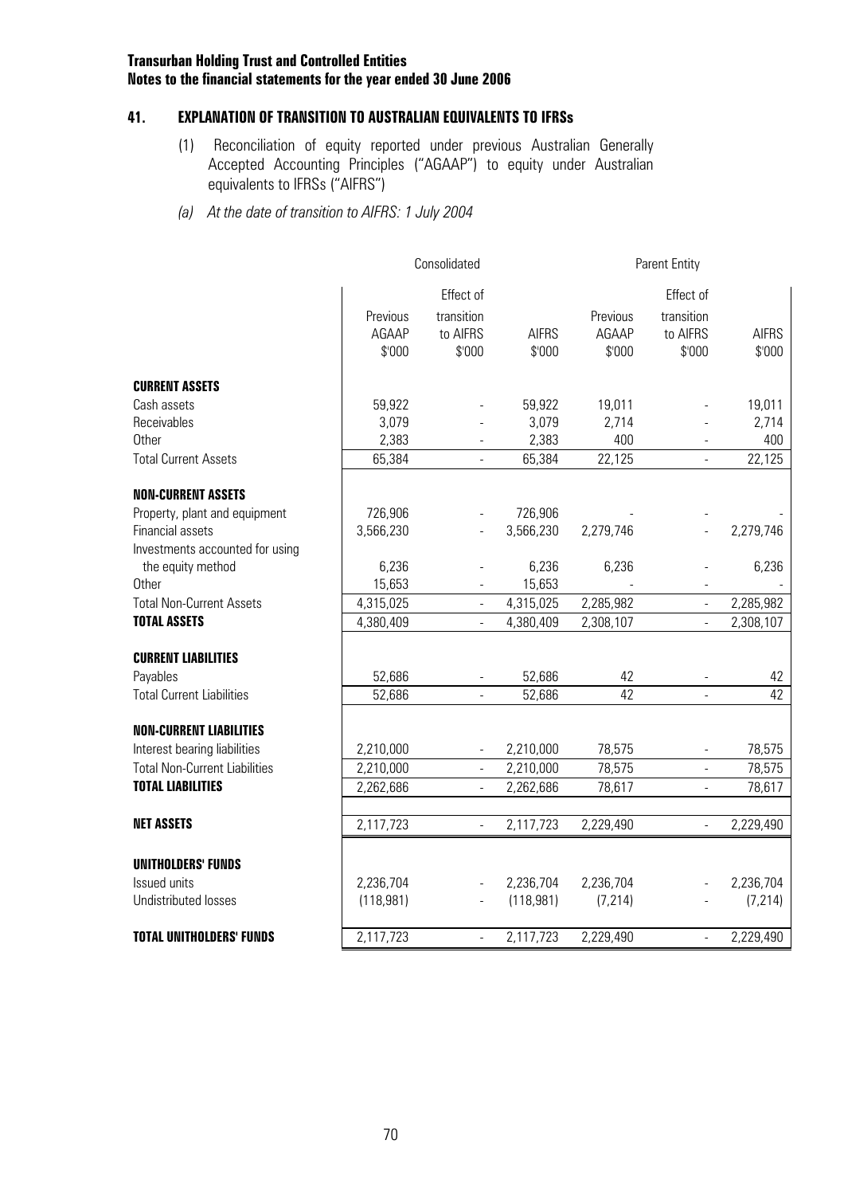**Transurban Holding Trust and Controlled Entities**
**Notes to the financial statements for the year ended 30 June 2006**

## 41. EXPLANATION OF TRANSITION TO AUSTRALIAN EQUIVALENTS TO IFRSs

(1) Reconciliation of equity reported under previous Australian Generally Accepted Accounting Principles ("AGAAP") to equity under Australian equivalents to IFRSs ("AIFRS")

*(a) At the date of transition to AIFRS: 1 July 2004*

| | Consolidated | | | Parent Entity | | |
|---|---|---|---|---|---|---|
| | Previous AGAAP $'000 | Effect of transition to AIFRS $'000 | AIFRS $'000 | Previous AGAAP $'000 | Effect of transition to AIFRS $'000 | AIFRS $'000 |
| **CURRENT ASSETS** | | | | | | |
| Cash assets | 59,922 | - | 59,922 | 19,011 | - | 19,011 |
| Receivables | 3,079 | - | 3,079 | 2,714 | - | 2,714 |
| Other | 2,383 | - | 2,383 | 400 | - | 400 |
| Total Current Assets | 65,384 | - | 65,384 | 22,125 | - | 22,125 |
| **NON-CURRENT ASSETS** | | | | | | |
| Property, plant and equipment | 726,906 | - | 726,906 | - | - | - |
| Financial assets | 3,566,230 | - | 3,566,230 | 2,279,746 | - | 2,279,746 |
| Investments accounted for using the equity method | 6,236 | - | 6,236 | 6,236 | - | 6,236 |
| Other | 15,653 | - | 15,653 | - | - | - |
| Total Non-Current Assets | 4,315,025 | - | 4,315,025 | 2,285,982 | - | 2,285,982 |
| **TOTAL ASSETS** | 4,380,409 | - | 4,380,409 | 2,308,107 | - | 2,308,107 |
| **CURRENT LIABILITIES** | | | | | | |
| Payables | 52,686 | - | 52,686 | 42 | - | 42 |
| Total Current Liabilities | 52,686 | - | 52,686 | 42 | - | 42 |
| **NON-CURRENT LIABILITIES** | | | | | | |
| Interest bearing liabilities | 2,210,000 | - | 2,210,000 | 78,575 | - | 78,575 |
| Total Non-Current Liabilities | 2,210,000 | - | 2,210,000 | 78,575 | - | 78,575 |
| **TOTAL LIABILITIES** | 2,262,686 | - | 2,262,686 | 78,617 | - | 78,617 |
| **NET ASSETS** | 2,117,723 | - | 2,117,723 | 2,229,490 | - | 2,229,490 |
| **UNITHOLDERS' FUNDS** | | | | | | |
| Issued units | 2,236,704 | - | 2,236,704 | 2,236,704 | - | 2,236,704 |
| Undistributed losses | (118,981) | - | (118,981) | (7,214) | - | (7,214) |
| **TOTAL UNITHOLDERS' FUNDS** | 2,117,723 | - | 2,117,723 | 2,229,490 | - | 2,229,490 |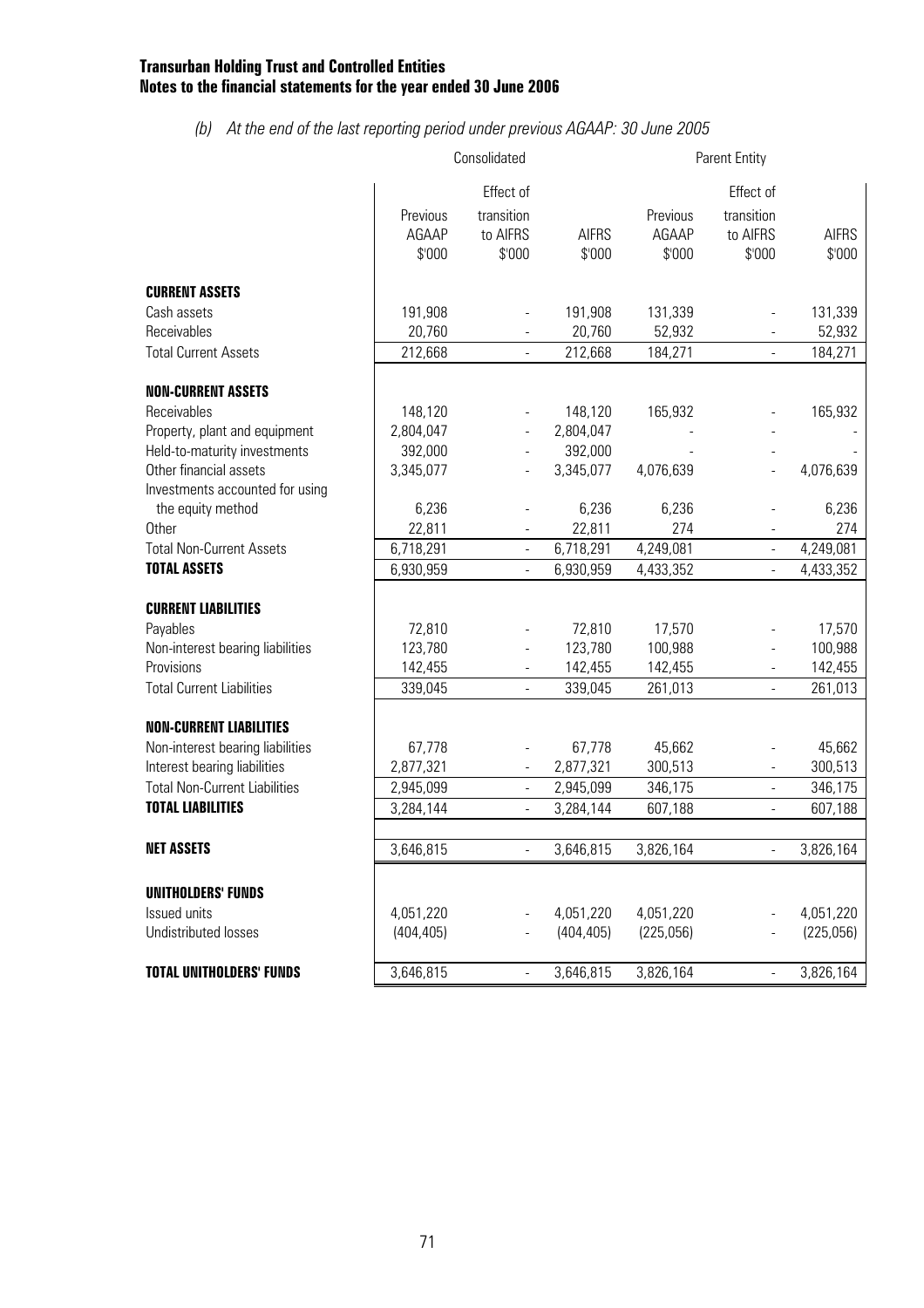**Transurban Holding Trust and Controlled Entities**
**Notes to the financial statements for the year ended 30 June 2006**

*(b) At the end of the last reporting period under previous AGAAP: 30 June 2005*

| | Consolidated | | | Parent Entity | | |
|---|---|---|---|---|---|---|
| | Previous AGAAP $'000 | Effect of transition to AIFRS $'000 | AIFRS $'000 | Previous AGAAP $'000 | Effect of transition to AIFRS $'000 | AIFRS $'000 |
| **CURRENT ASSETS** | | | | | | |
| Cash assets | 191,908 | - | 191,908 | 131,339 | - | 131,339 |
| Receivables | 20,760 | - | 20,760 | 52,932 | - | 52,932 |
| Total Current Assets | 212,668 | - | 212,668 | 184,271 | - | 184,271 |
| **NON-CURRENT ASSETS** | | | | | | |
| Receivables | 148,120 | - | 148,120 | 165,932 | - | 165,932 |
| Property, plant and equipment | 2,804,047 | - | 2,804,047 | - | - | - |
| Held-to-maturity investments | 392,000 | - | 392,000 | - | - | - |
| Other financial assets | 3,345,077 | - | 3,345,077 | 4,076,639 | - | 4,076,639 |
| Investments accounted for using the equity method | 6,236 | - | 6,236 | 6,236 | - | 6,236 |
| Other | 22,811 | - | 22,811 | 274 | - | 274 |
| Total Non-Current Assets | 6,718,291 | - | 6,718,291 | 4,249,081 | - | 4,249,081 |
| **TOTAL ASSETS** | 6,930,959 | - | 6,930,959 | 4,433,352 | - | 4,433,352 |
| **CURRENT LIABILITIES** | | | | | | |
| Payables | 72,810 | - | 72,810 | 17,570 | - | 17,570 |
| Non-interest bearing liabilities | 123,780 | - | 123,780 | 100,988 | - | 100,988 |
| Provisions | 142,455 | - | 142,455 | 142,455 | - | 142,455 |
| Total Current Liabilities | 339,045 | - | 339,045 | 261,013 | - | 261,013 |
| **NON-CURRENT LIABILITIES** | | | | | | |
| Non-interest bearing liabilities | 67,778 | - | 67,778 | 45,662 | - | 45,662 |
| Interest bearing liabilities | 2,877,321 | - | 2,877,321 | 300,513 | - | 300,513 |
| Total Non-Current Liabilities | 2,945,099 | - | 2,945,099 | 346,175 | - | 346,175 |
| **TOTAL LIABILITIES** | 3,284,144 | - | 3,284,144 | 607,188 | - | 607,188 |
| **NET ASSETS** | 3,646,815 | - | 3,646,815 | 3,826,164 | - | 3,826,164 |
| **UNITHOLDERS' FUNDS** | | | | | | |
| Issued units | 4,051,220 | - | 4,051,220 | 4,051,220 | - | 4,051,220 |
| Undistributed losses | (404,405) | - | (404,405) | (225,056) | - | (225,056) |
| **TOTAL UNITHOLDERS' FUNDS** | 3,646,815 | - | 3,646,815 | 3,826,164 | - | 3,826,164 |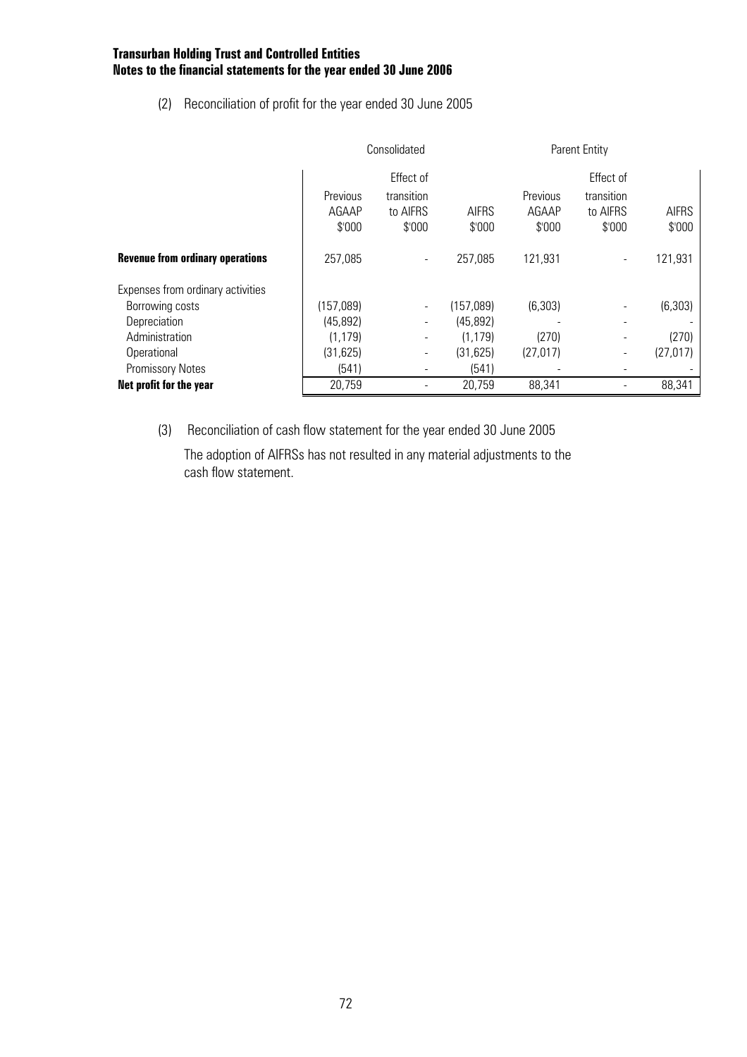(2) Reconciliation of profit for the year ended 30 June 2005

| | Consolidated | | | Parent Entity | | |
|---|---|---|---|---|---|---|
| | Previous AGAAP $'000 | Effect of transition to AIFRS $'000 | AIFRS $'000 | Previous AGAAP $'000 | Effect of transition to AIFRS $'000 | AIFRS $'000 |
| **Revenue from ordinary operations** | 257,085 | - | 257,085 | 121,931 | - | 121,931 |
| Expenses from ordinary activities | | | | | | |
| Borrowing costs | (157,089) | - | (157,089) | (6,303) | - | (6,303) |
| Depreciation | (45,892) | - | (45,892) | - | - | - |
| Administration | (1,179) | - | (1,179) | (270) | - | (270) |
| Operational | (31,625) | - | (31,625) | (27,017) | - | (27,017) |
| Promissory Notes | (541) | - | (541) | - | - | - |
| **Net profit for the year** | 20,759 | - | 20,759 | 88,341 | - | 88,341 |

(3) Reconciliation of cash flow statement for the year ended 30 June 2005

The adoption of AIFRSs has not resulted in any material adjustments to the cash flow statement.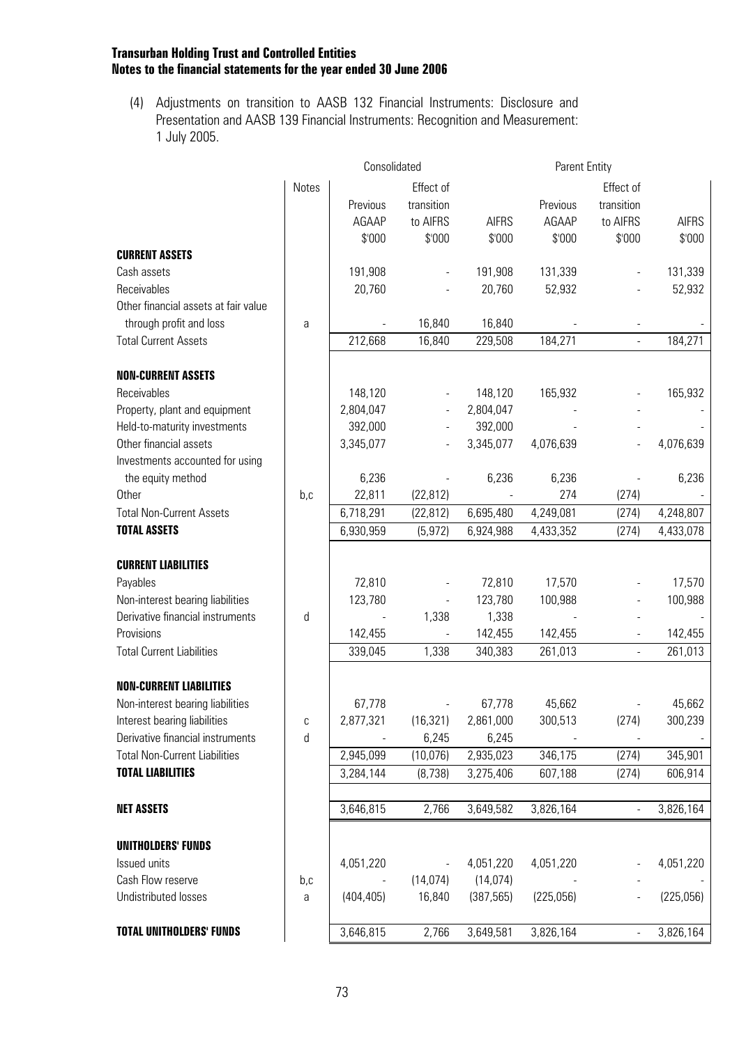**Transurban Holding Trust and Controlled Entities**
**Notes to the financial statements for the year ended 30 June 2006**

(4) Adjustments on transition to AASB 132 Financial Instruments: Disclosure and Presentation and AASB 139 Financial Instruments: Recognition and Measurement: 1 July 2005.

| | Notes | Consolidated | | | Parent Entity | | |
|---|---|---|---|---|---|---|---|
| | | Previous AGAAP $'000 | Effect of transition to AIFRS $'000 | AIFRS $'000 | Previous AGAAP $'000 | Effect of transition to AIFRS $'000 | AIFRS $'000 |
| **CURRENT ASSETS** | | | | | | | |
| Cash assets | | 191,908 | - | 191,908 | 131,339 | - | 131,339 |
| Receivables | | 20,760 | - | 20,760 | 52,932 | - | 52,932 |
| Other financial assets at fair value through profit and loss | a | - | 16,840 | 16,840 | - | - | - |
| Total Current Assets | | 212,668 | 16,840 | 229,508 | 184,271 | - | 184,271 |
| **NON-CURRENT ASSETS** | | | | | | | |
| Receivables | | 148,120 | - | 148,120 | 165,932 | - | 165,932 |
| Property, plant and equipment | | 2,804,047 | - | 2,804,047 | - | - | - |
| Held-to-maturity investments | | 392,000 | - | 392,000 | - | - | - |
| Other financial assets | | 3,345,077 | - | 3,345,077 | 4,076,639 | - | 4,076,639 |
| Investments accounted for using the equity method | | 6,236 | - | 6,236 | 6,236 | - | 6,236 |
| Other | b,c | 22,811 | (22,812) | - | 274 | (274) | - |
| Total Non-Current Assets | | 6,718,291 | (22,812) | 6,695,480 | 4,249,081 | (274) | 4,248,807 |
| **TOTAL ASSETS** | | 6,930,959 | (5,972) | 6,924,988 | 4,433,352 | (274) | 4,433,078 |
| **CURRENT LIABILITIES** | | | | | | | |
| Payables | | 72,810 | - | 72,810 | 17,570 | - | 17,570 |
| Non-interest bearing liabilities | | 123,780 | - | 123,780 | 100,988 | - | 100,988 |
| Derivative financial instruments | d | - | 1,338 | 1,338 | - | - | - |
| Provisions | | 142,455 | - | 142,455 | 142,455 | - | 142,455 |
| Total Current Liabilities | | 339,045 | 1,338 | 340,383 | 261,013 | - | 261,013 |
| **NON-CURRENT LIABILITIES** | | | | | | | |
| Non-interest bearing liabilities | | 67,778 | - | 67,778 | 45,662 | - | 45,662 |
| Interest bearing liabilities | c | 2,877,321 | (16,321) | 2,861,000 | 300,513 | (274) | 300,239 |
| Derivative financial instruments | d | - | 6,245 | 6,245 | - | - | - |
| Total Non-Current Liabilities | | 2,945,099 | (10,076) | 2,935,023 | 346,175 | (274) | 345,901 |
| **TOTAL LIABILITIES** | | 3,284,144 | (8,738) | 3,275,406 | 607,188 | (274) | 606,914 |
| **NET ASSETS** | | 3,646,815 | 2,766 | 3,649,582 | 3,826,164 | - | 3,826,164 |
| **UNITHOLDERS' FUNDS** | | | | | | | |
| Issued units | | 4,051,220 | - | 4,051,220 | 4,051,220 | - | 4,051,220 |
| Cash Flow reserve | b,c | - | (14,074) | (14,074) | - | - | - |
| Undistributed losses | a | (404,405) | 16,840 | (387,565) | (225,056) | - | (225,056) |
| **TOTAL UNITHOLDERS' FUNDS** | | 3,646,815 | 2,766 | 3,649,581 | 3,826,164 | - | 3,826,164 |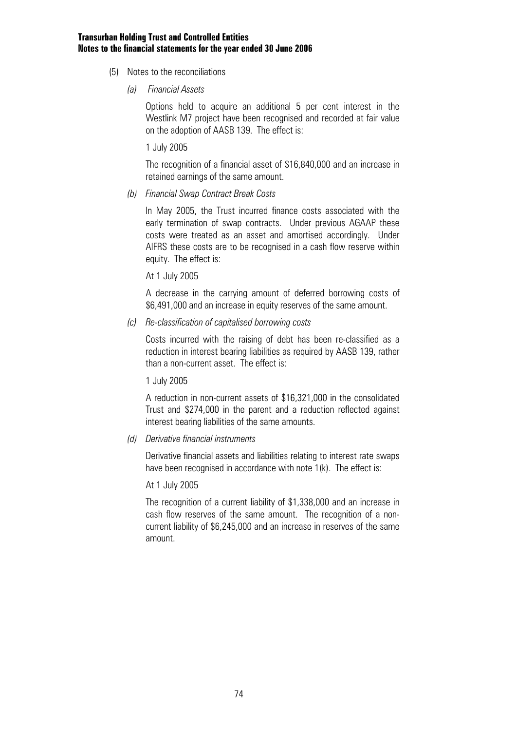(5) Notes to the reconciliations

*(a) Financial Assets*

Options held to acquire an additional 5 per cent interest in the Westlink M7 project have been recognised and recorded at fair value on the adoption of AASB 139. The effect is:

1 July 2005

The recognition of a financial asset of $16,840,000 and an increase in retained earnings of the same amount.

*(b) Financial Swap Contract Break Costs*

In May 2005, the Trust incurred finance costs associated with the early termination of swap contracts. Under previous AGAAP these costs were treated as an asset and amortised accordingly. Under AIFRS these costs are to be recognised in a cash flow reserve within equity. The effect is:

At 1 July 2005

A decrease in the carrying amount of deferred borrowing costs of $6,491,000 and an increase in equity reserves of the same amount.

*(c) Re-classification of capitalised borrowing costs*

Costs incurred with the raising of debt has been re-classified as a reduction in interest bearing liabilities as required by AASB 139, rather than a non-current asset. The effect is:

1 July 2005

A reduction in non-current assets of $16,321,000 in the consolidated Trust and $274,000 in the parent and a reduction reflected against interest bearing liabilities of the same amounts.

*(d) Derivative financial instruments*

Derivative financial assets and liabilities relating to interest rate swaps have been recognised in accordance with note 1(k). The effect is:

At 1 July 2005

The recognition of a current liability of $1,338,000 and an increase in cash flow reserves of the same amount. The recognition of a non-current liability of $6,245,000 and an increase in reserves of the same amount.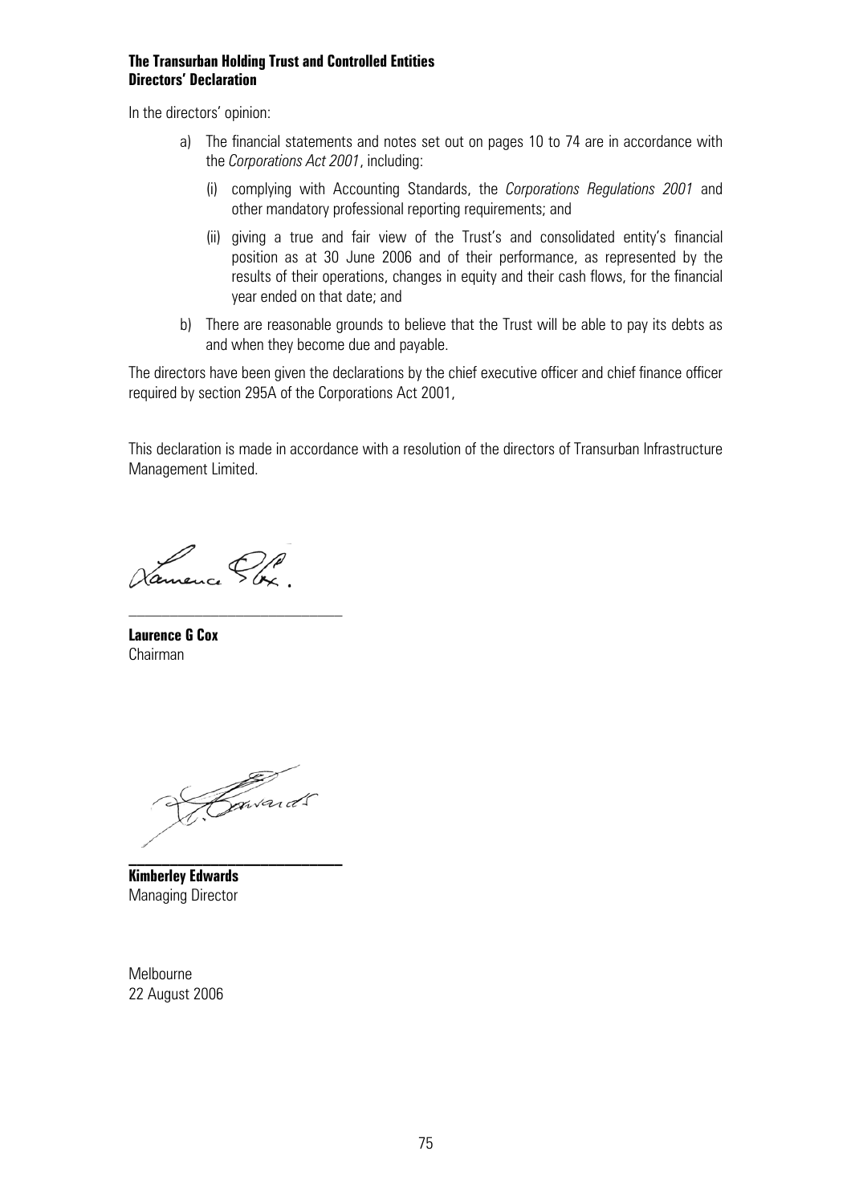**The Transurban Holding Trust and Controlled Entities**
**Directors' Declaration**

In the directors' opinion:

a) The financial statements and notes set out on pages 10 to 74 are in accordance with the *Corporations Act 2001*, including:

   (i) complying with Accounting Standards, the *Corporations Regulations 2001* and other mandatory professional reporting requirements; and

   (ii) giving a true and fair view of the Trust's and consolidated entity's financial position as at 30 June 2006 and of their performance, as represented by the results of their operations, changes in equity and their cash flows, for the financial year ended on that date; and

b) There are reasonable grounds to believe that the Trust will be able to pay its debts as and when they become due and payable.

The directors have been given the declarations by the chief executive officer and chief finance officer required by section 295A of the Corporations Act 2001,

This declaration is made in accordance with a resolution of the directors of Transurban Infrastructure Management Limited.

**Laurence G Cox**
Chairman

**Kimberley Edwards**
Managing Director

Melbourne
22 August 2006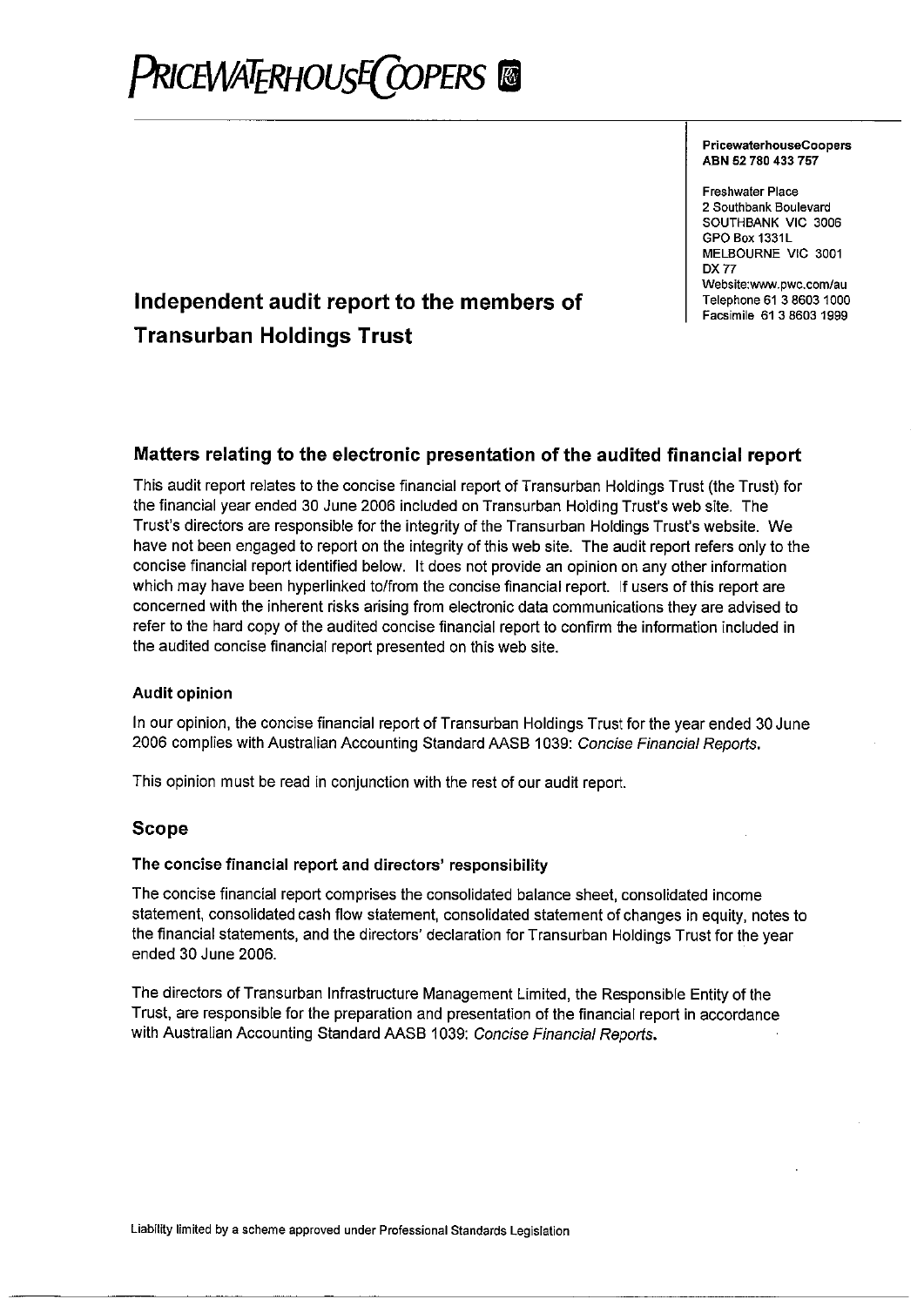# PRICEWATERHOUSECOOPERS

**PricewaterhouseCoopers**
**ABN 52 780 433 757**

Freshwater Place
2 Southbank Boulevard
SOUTHBANK VIC 3006
GPO Box 1331L
MELBOURNE VIC 3001
DX 77
Website:www.pwc.com/au
Telephone 61 3 8603 1000
Facsimile 61 3 8603 1999

# Independent audit report to the members of Transurban Holdings Trust

## Matters relating to the electronic presentation of the audited financial report

This audit report relates to the concise financial report of Transurban Holdings Trust (the Trust) for the financial year ended 30 June 2006 included on Transurban Holding Trust's web site. The Trust's directors are responsible for the integrity of the Transurban Holdings Trust's website. We have not been engaged to report on the integrity of this web site. The audit report refers only to the concise financial report identified below. It does not provide an opinion on any other information which may have been hyperlinked to/from the concise financial report. If users of this report are concerned with the inherent risks arising from electronic data communications they are advised to refer to the hard copy of the audited concise financial report to confirm the information included in the audited concise financial report presented on this web site.

### Audit opinion

In our opinion, the concise financial report of Transurban Holdings Trust for the year ended 30 June 2006 complies with Australian Accounting Standard AASB 1039: *Concise Financial Reports*.

This opinion must be read in conjunction with the rest of our audit report.

## Scope

### The concise financial report and directors' responsibility

The concise financial report comprises the consolidated balance sheet, consolidated income statement, consolidated cash flow statement, consolidated statement of changes in equity, notes to the financial statements, and the directors' declaration for Transurban Holdings Trust for the year ended 30 June 2006.

The directors of Transurban Infrastructure Management Limited, the Responsible Entity of the Trust, are responsible for the preparation and presentation of the financial report in accordance with Australian Accounting Standard AASB 1039: *Concise Financial Reports*.

Liability limited by a scheme approved under Professional Standards Legislation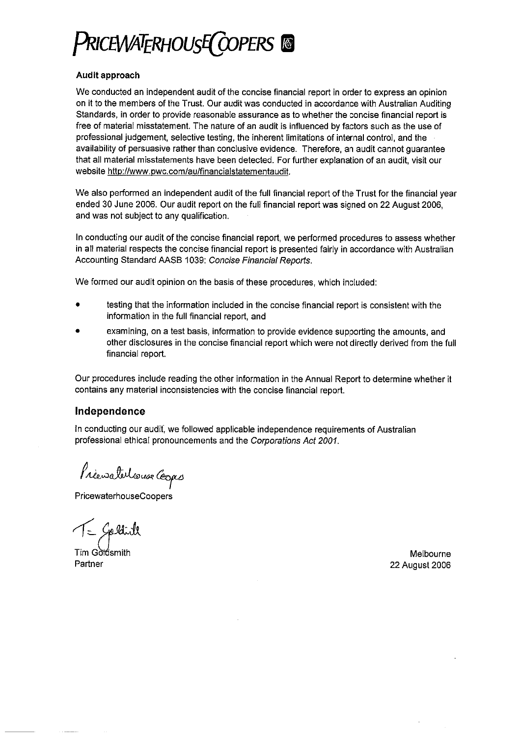**PRICEWATERHOUSECOOPERS**

**Audit approach**

We conducted an independent audit of the concise financial report in order to express an opinion on it to the members of the Trust. Our audit was conducted in accordance with Australian Auditing Standards, in order to provide reasonable assurance as to whether the concise financial report is free of material misstatement. The nature of an audit is influenced by factors such as the use of professional judgement, selective testing, the inherent limitations of internal control, and the availability of persuasive rather than conclusive evidence. Therefore, an audit cannot guarantee that all material misstatements have been detected. For further explanation of an audit, visit our website http://www.pwc.com/au/financialstatementaudit.

We also performed an independent audit of the full financial report of the Trust for the financial year ended 30 June 2006. Our audit report on the full financial report was signed on 22 August 2006, and was not subject to any qualification.

In conducting our audit of the concise financial report, we performed procedures to assess whether in all material respects the concise financial report is presented fairly in accordance with Australian Accounting Standard AASB 1039: *Concise Financial Reports*.

We formed our audit opinion on the basis of these procedures, which included:

- testing that the information included in the concise financial report is consistent with the information in the full financial report, and
- examining, on a test basis, information to provide evidence supporting the amounts, and other disclosures in the concise financial report which were not directly derived from the full financial report.

Our procedures include reading the other information in the Annual Report to determine whether it contains any material inconsistencies with the concise financial report.

## Independence

In conducting our audit, we followed applicable independence requirements of Australian professional ethical pronouncements and the *Corporations Act 2001*.

PricewaterhouseCoopers

Tim Goldsmith
Partner

Melbourne
22 August 2006